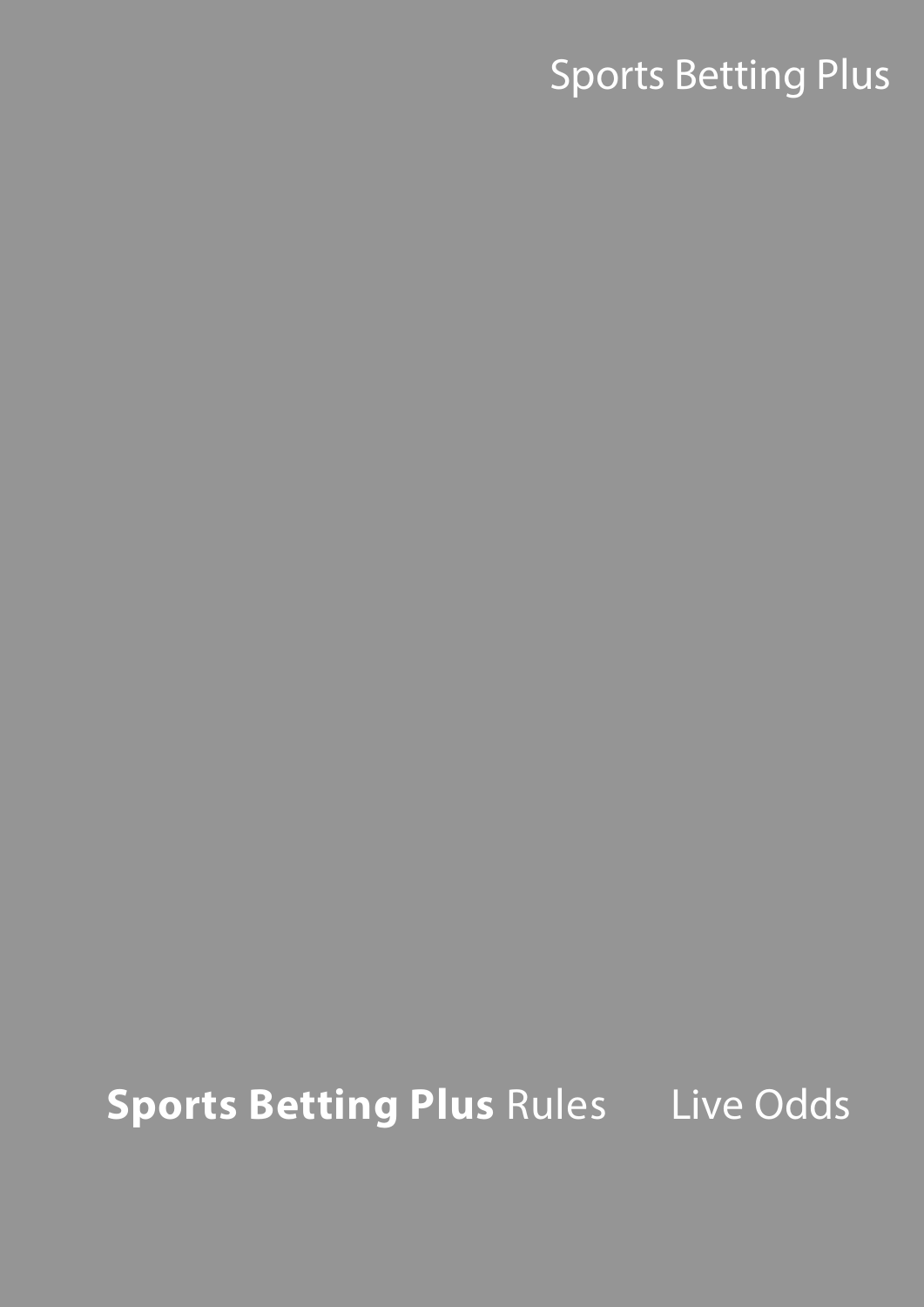Sports Betting Plus

**Sports Betting Plus** Rules    Live Odds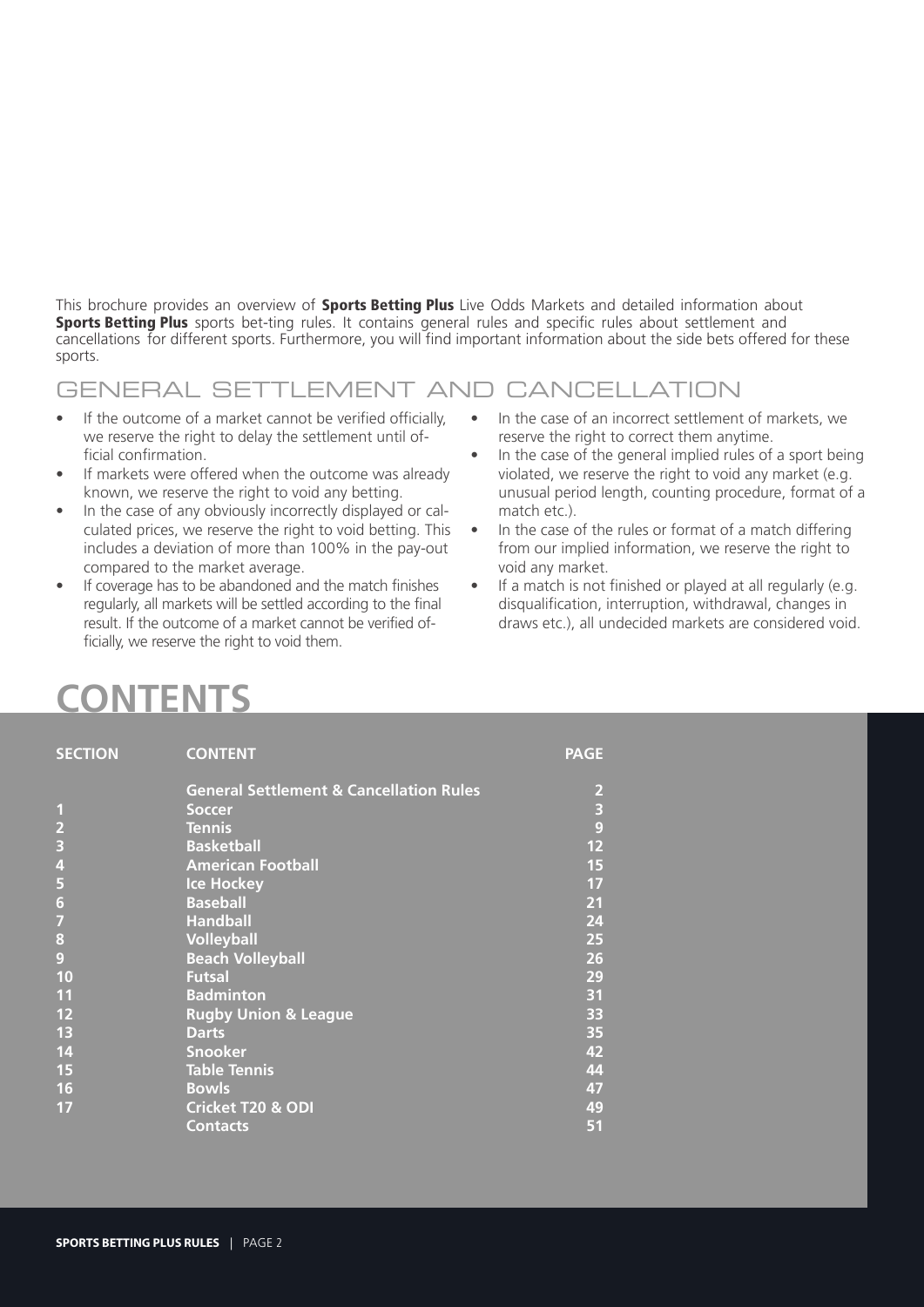This brochure provides an overview of **Sports Betting Plus** Live Odds Markets and detailed information about **Sports Betting Plus** sports bet-ting rules. It contains general rules and specific rules about settlement and cancellations for different sports. Furthermore, you will find important information about the side bets offered for these sports.

## GENERAL SETTLEMENT AND CANCELLATION

- If the outcome of a market cannot be verified officially, we reserve the right to delay the settlement until official confirmation.
- If markets were offered when the outcome was already known, we reserve the right to void any betting.
- In the case of any obviously incorrectly displayed or calculated prices, we reserve the right to void betting. This includes a deviation of more than 100% in the pay-out compared to the market average.
- If coverage has to be abandoned and the match finishes regularly, all markets will be settled according to the final result. If the outcome of a market cannot be verified officially, we reserve the right to void them.
- In the case of an incorrect settlement of markets, we reserve the right to correct them anytime.
- In the case of the general implied rules of a sport being violated, we reserve the right to void any market (e.g. unusual period length, counting procedure, format of a match etc.).
- In the case of the rules or format of a match differing from our implied information, we reserve the right to void any market.
- If a match is not finished or played at all regularly (e.g. disqualification, interruption, withdrawal, changes in draws etc.), all undecided markets are considered void.

# CONTENTS

| SECTION | CONTENT | PAGE |
|---|---|---|
| | **General Settlement & Cancellation Rules** | 2 |
| 1 | **Soccer** | 3 |
| 2 | **Tennis** | 9 |
| 3 | **Basketball** | 12 |
| 4 | **American Football** | 15 |
| 5 | **Ice Hockey** | 17 |
| 6 | **Baseball** | 21 |
| 7 | **Handball** | 24 |
| 8 | **Volleyball** | 25 |
| 9 | **Beach Volleyball** | 26 |
| 10 | **Futsal** | 29 |
| 11 | **Badminton** | 31 |
| 12 | **Rugby Union & League** | 33 |
| 13 | **Darts** | 35 |
| 14 | **Snooker** | 42 |
| 15 | **Table Tennis** | 44 |
| 16 | **Bowls** | 47 |
| 17 | **Cricket T20 & ODI** | 49 |
| | **Contacts** | 51 |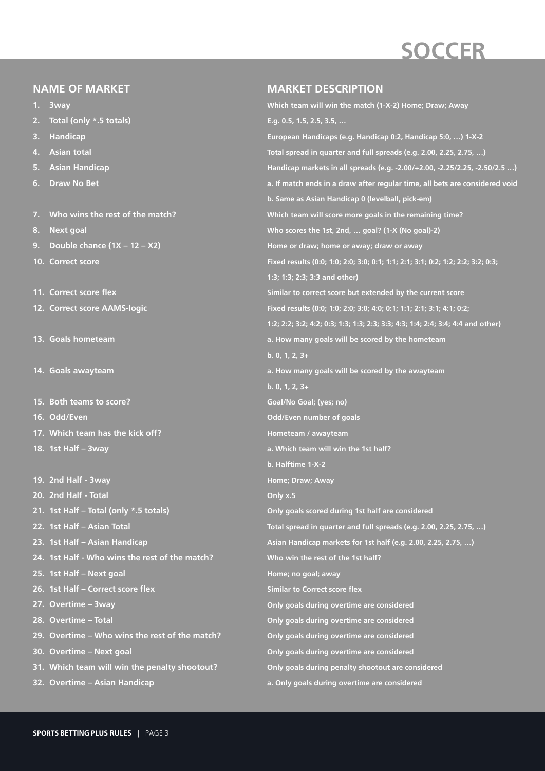# SOCCER

| NAME OF MARKET | MARKET DESCRIPTION |
|---|---|
| 1. 3way | Which team will win the match (1-X-2) Home; Draw; Away |
| 2. Total (only *.5 totals) | E.g. 0.5, 1.5, 2.5, 3.5, … |
| 3. Handicap | European Handicaps (e.g. Handicap 0:2, Handicap 5:0, …) 1-X-2 |
| 4. Asian total | Total spread in quarter and full spreads (e.g. 2.00, 2.25, 2.75, …) |
| 5. Asian Handicap | Handicap markets in all spreads (e.g. -2.00/+2.00, -2.25/2.25, -2.50/2.5 …) |
| 6. Draw No Bet | a. If match ends in a draw after regular time, all bets are considered void<br>b. Same as Asian Handicap 0 (levelball, pick-em) |
| 7. Who wins the rest of the match? | Which team will score more goals in the remaining time? |
| 8. Next goal | Who scores the 1st, 2nd, … goal? (1-X (No goal)-2) |
| 9. Double chance (1X – 12 – X2) | Home or draw; home or away; draw or away |
| 10. Correct score | Fixed results (0:0; 1:0; 2:0; 3:0; 0:1; 1:1; 2:1; 3:1; 0:2; 1:2; 2:2; 3:2; 0:3; 1:3; 1:3; 2:3; 3:3 and other) |
| 11. Correct score flex | Similar to correct score but extended by the current score |
| 12. Correct score AAMS-logic | Fixed results (0:0; 1:0; 2:0; 3:0; 4:0; 0:1; 1:1; 2:1; 3:1; 4:1; 0:2; 1:2; 2:2; 3:2; 4:2; 0:3; 1:3; 1:3; 2:3; 3:3; 4:3; 1:4; 2:4; 3:4; 4:4 and other) |
| 13. Goals hometeam | a. How many goals will be scored by the hometeam<br>b. 0, 1, 2, 3+ |
| 14. Goals awayteam | a. How many goals will be scored by the awayteam<br>b. 0, 1, 2, 3+ |
| 15. Both teams to score? | Goal/No Goal; (yes; no) |
| 16. Odd/Even | Odd/Even number of goals |
| 17. Which team has the kick off? | Hometeam / awayteam |
| 18. 1st Half – 3way | a. Which team will win the 1st half?<br>b. Halftime 1-X-2 |
| 19. 2nd Half - 3way | Home; Draw; Away |
| 20. 2nd Half - Total | Only x.5 |
| 21. 1st Half – Total (only *.5 totals) | Only goals scored during 1st half are considered |
| 22. 1st Half – Asian Total | Total spread in quarter and full spreads (e.g. 2.00, 2.25, 2.75, …) |
| 23. 1st Half – Asian Handicap | Asian Handicap markets for 1st half (e.g. 2.00, 2.25, 2.75, …) |
| 24. 1st Half - Who wins the rest of the match? | Who win the rest of the 1st half? |
| 25. 1st Half – Next goal | Home; no goal; away |
| 26. 1st Half – Correct score flex | Similar to Correct score flex |
| 27. Overtime – 3way | Only goals during overtime are considered |
| 28. Overtime – Total | Only goals during overtime are considered |
| 29. Overtime – Who wins the rest of the match? | Only goals during overtime are considered |
| 30. Overtime – Next goal | Only goals during overtime are considered |
| 31. Which team will win the penalty shootout? | Only goals during penalty shootout are considered |
| 32. Overtime – Asian Handicap | a. Only goals during overtime are considered |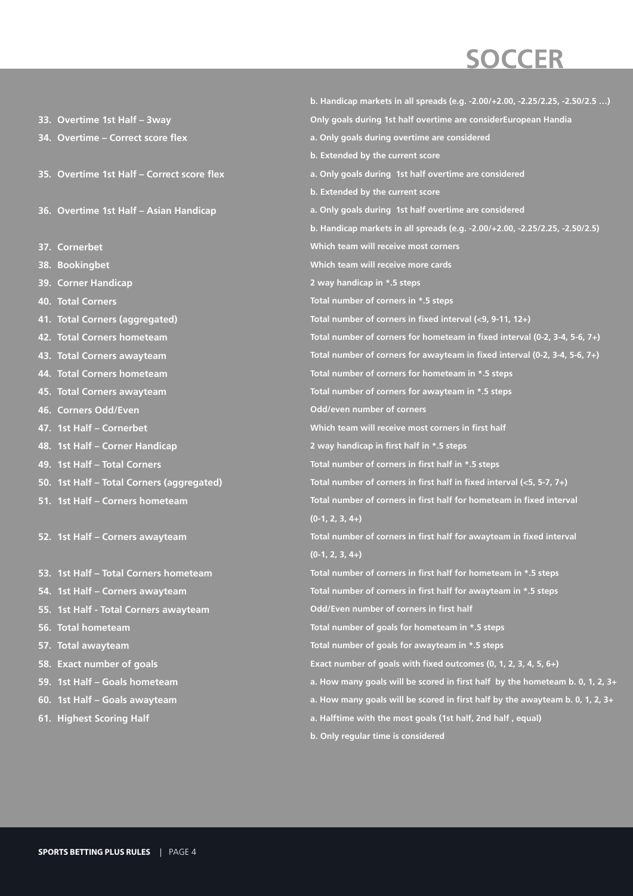# SOCCER

| | |
|---|---|
| | b. Handicap markets in all spreads (e.g. -2.00/+2.00, -2.25/2.25, -2.50/2.5 …) |
| 33. Overtime 1st Half – 3way | Only goals during 1st half overtime are considerEuropean Handia |
| 34. Overtime – Correct score flex | a. Only goals during overtime are considered<br>b. Extended by the current score |
| 35. Overtime 1st Half – Correct score flex | a. Only goals during 1st half overtime are considered<br>b. Extended by the current score |
| 36. Overtime 1st Half – Asian Handicap | a. Only goals during 1st half overtime are considered<br>b. Handicap markets in all spreads (e.g. -2.00/+2.00, -2.25/2.25, -2.50/2.5) |
| 37. Cornerbet | Which team will receive most corners |
| 38. Bookingbet | Which team will receive more cards |
| 39. Corner Handicap | 2 way handicap in *.5 steps |
| 40. Total Corners | Total number of corners in *.5 steps |
| 41. Total Corners (aggregated) | Total number of corners in fixed interval (<9, 9-11, 12+) |
| 42. Total Corners hometeam | Total number of corners for hometeam in fixed interval (0-2, 3-4, 5-6, 7+) |
| 43. Total Corners awayteam | Total number of corners for awayteam in fixed interval (0-2, 3-4, 5-6, 7+) |
| 44. Total Corners hometeam | Total number of corners for hometeam in *.5 steps |
| 45. Total Corners awayteam | Total number of corners for awayteam in *.5 steps |
| 46. Corners Odd/Even | Odd/even number of corners |
| 47. 1st Half – Cornerbet | Which team will receive most corners in first half |
| 48. 1st Half – Corner Handicap | 2 way handicap in first half in *.5 steps |
| 49. 1st Half – Total Corners | Total number of corners in first half in *.5 steps |
| 50. 1st Half – Total Corners (aggregated) | Total number of corners in first half in fixed interval (<5, 5-7, 7+) |
| 51. 1st Half – Corners hometeam | Total number of corners in first half for hometeam in fixed interval (0-1, 2, 3, 4+) |
| 52. 1st Half – Corners awayteam | Total number of corners in first half for awayteam in fixed interval (0-1, 2, 3, 4+) |
| 53. 1st Half – Total Corners hometeam | Total number of corners in first half for hometeam in *.5 steps |
| 54. 1st Half – Corners awayteam | Total number of corners in first half for awayteam in *.5 steps |
| 55. 1st Half - Total Corners awayteam | Odd/Even number of corners in first half |
| 56. Total hometeam | Total number of goals for hometeam in *.5 steps |
| 57. Total awayteam | Total number of goals for awayteam in *.5 steps |
| 58. Exact number of goals | Exact number of goals with fixed outcomes (0, 1, 2, 3, 4, 5, 6+) |
| 59. 1st Half – Goals hometeam | a. How many goals will be scored in first half by the hometeam b. 0, 1, 2, 3+ |
| 60. 1st Half – Goals awayteam | a. How many goals will be scored in first half by the awayteam b. 0, 1, 2, 3+ |
| 61. Highest Scoring Half | a. Halftime with the most goals (1st half, 2nd half , equal)<br>b. Only regular time is considered |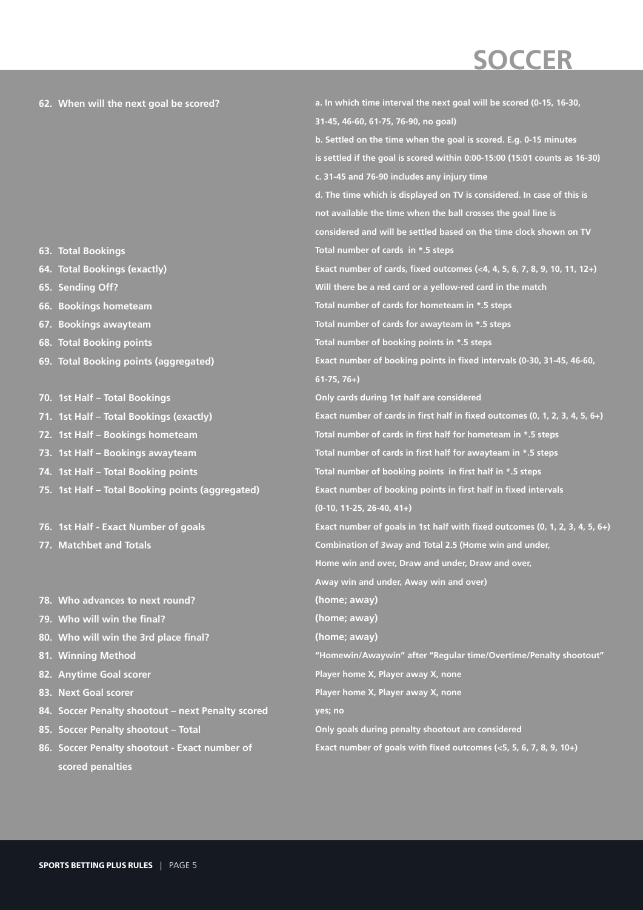# SOCCER

| Market | Description |
|---|---|
| 62. When will the next goal be scored? | a. In which time interval the next goal will be scored (0-15, 16-30, 31-45, 46-60, 61-75, 76-90, no goal)<br>b. Settled on the time when the goal is scored. E.g. 0-15 minutes is settled if the goal is scored within 0:00-15:00 (15:01 counts as 16-30)<br>c. 31-45 and 76-90 includes any injury time<br>d. The time which is displayed on TV is considered. In case of this is not available the time when the ball crosses the goal line is considered and will be settled based on the time clock shown on TV |
| 63. Total Bookings | Total number of cards in *.5 steps |
| 64. Total Bookings (exactly) | Exact number of cards, fixed outcomes (<4, 4, 5, 6, 7, 8, 9, 10, 11, 12+) |
| 65. Sending Off? | Will there be a red card or a yellow-red card in the match |
| 66. Bookings hometeam | Total number of cards for hometeam in *.5 steps |
| 67. Bookings awayteam | Total number of cards for awayteam in *.5 steps |
| 68. Total Booking points | Total number of booking points in *.5 steps |
| 69. Total Booking points (aggregated) | Exact number of booking points in fixed intervals (0-30, 31-45, 46-60, 61-75, 76+) |
| 70. 1st Half – Total Bookings | Only cards during 1st half are considered |
| 71. 1st Half – Total Bookings (exactly) | Exact number of cards in first half in fixed outcomes (0, 1, 2, 3, 4, 5, 6+) |
| 72. 1st Half – Bookings hometeam | Total number of cards in first half for hometeam in *.5 steps |
| 73. 1st Half – Bookings awayteam | Total number of cards in first half for awayteam in *.5 steps |
| 74. 1st Half – Total Booking points | Total number of booking points in first half in *.5 steps |
| 75. 1st Half – Total Booking points (aggregated) | Exact number of booking points in first half in fixed intervals (0-10, 11-25, 26-40, 41+) |
| 76. 1st Half - Exact Number of goals | Exact number of goals in 1st half with fixed outcomes (0, 1, 2, 3, 4, 5, 6+) |
| 77. Matchbet and Totals | Combination of 3way and Total 2.5 (Home win and under, Home win and over, Draw and under, Draw and over, Away win and under, Away win and over) |
| 78. Who advances to next round? | (home; away) |
| 79. Who will win the final? | (home; away) |
| 80. Who will win the 3rd place final? | (home; away) |
| 81. Winning Method | "Homewin/Awaywin" after "Regular time/Overtime/Penalty shootout" |
| 82. Anytime Goal scorer | Player home X, Player away X, none |
| 83. Next Goal scorer | Player home X, Player away X, none |
| 84. Soccer Penalty shootout – next Penalty scored | yes; no |
| 85. Soccer Penalty shootout – Total | Only goals during penalty shootout are considered |
| 86. Soccer Penalty shootout - Exact number of scored penalties | Exact number of goals with fixed outcomes (<5, 5, 6, 7, 8, 9, 10+) |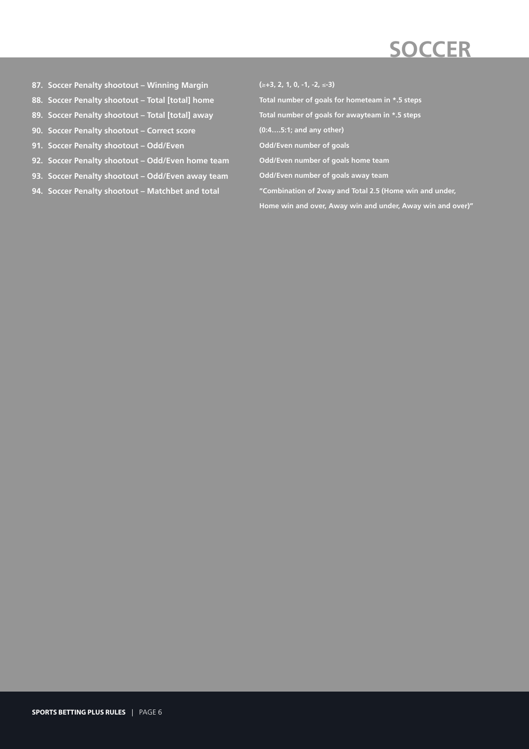# SOCCER

| | |
|---|---|
| **87. Soccer Penalty shootout – Winning Margin** | **(≥+3, 2, 1, 0, -1, -2, ≤-3)** |
| **88. Soccer Penalty shootout – Total [total] home** | **Total number of goals for hometeam in *.5 steps** |
| **89. Soccer Penalty shootout – Total [total] away** | **Total number of goals for awayteam in *.5 steps** |
| **90. Soccer Penalty shootout – Correct score** | **(0:4….5:1; and any other)** |
| **91. Soccer Penalty shootout – Odd/Even** | **Odd/Even number of goals** |
| **92. Soccer Penalty shootout – Odd/Even home team** | **Odd/Even number of goals home team** |
| **93. Soccer Penalty shootout – Odd/Even away team** | **Odd/Even number of goals away team** |
| **94. Soccer Penalty shootout – Matchbet and total** | **"Combination of 2way and Total 2.5 (Home win and under, Home win and over, Away win and under, Away win and over)"** |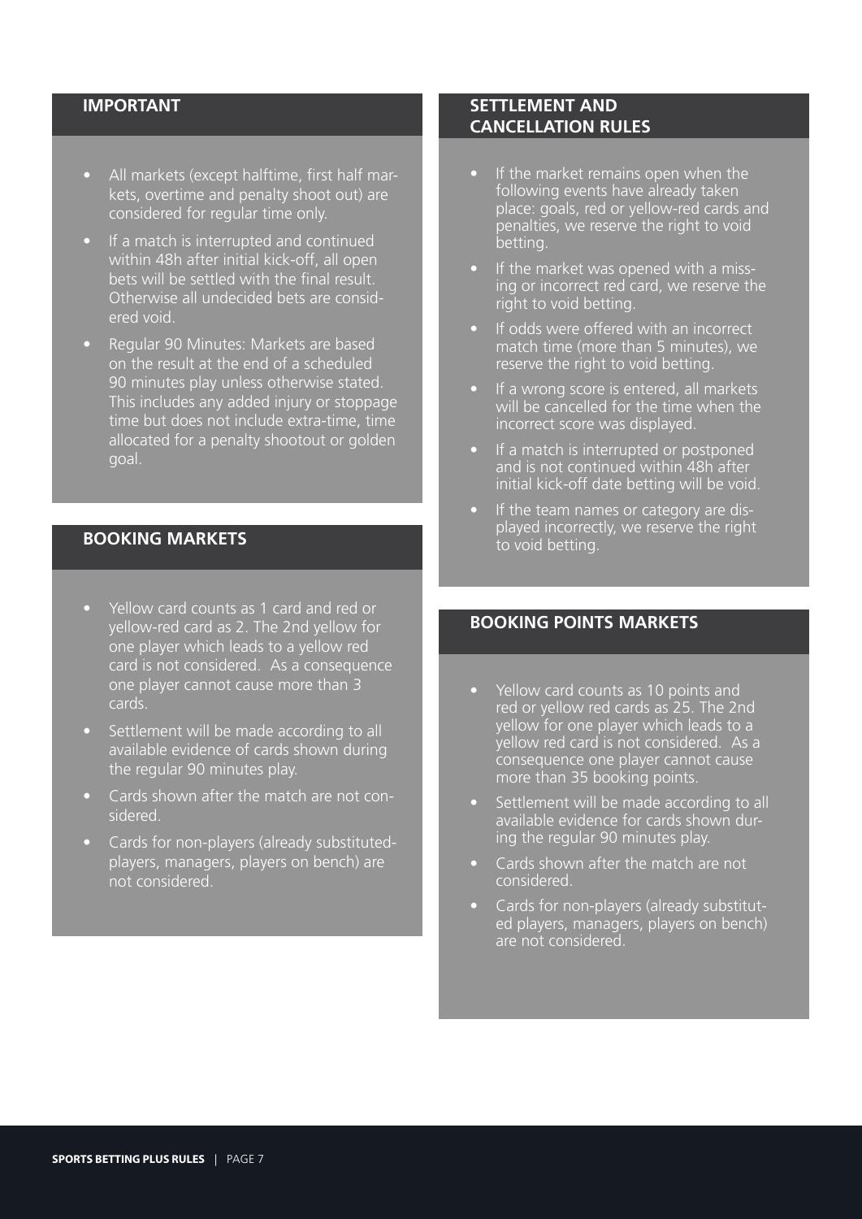## IMPORTANT

- All markets (except halftime, first half markets, overtime and penalty shoot out) are considered for regular time only.
- If a match is interrupted and continued within 48h after initial kick-off, all open bets will be settled with the final result. Otherwise all undecided bets are considered void.
- Regular 90 Minutes: Markets are based on the result at the end of a scheduled 90 minutes play unless otherwise stated. This includes any added injury or stoppage time but does not include extra-time, time allocated for a penalty shootout or golden goal.

## BOOKING MARKETS

- Yellow card counts as 1 card and red or yellow-red card as 2. The 2nd yellow for one player which leads to a yellow red card is not considered. As a consequence one player cannot cause more than 3 cards.
- Settlement will be made according to all available evidence of cards shown during the regular 90 minutes play.
- Cards shown after the match are not considered.
- Cards for non-players (already substituted-players, managers, players on bench) are not considered.

## SETTLEMENT AND CANCELLATION RULES

- If the market remains open when the following events have already taken place: goals, red or yellow-red cards and penalties, we reserve the right to void betting.
- If the market was opened with a missing or incorrect red card, we reserve the right to void betting.
- If odds were offered with an incorrect match time (more than 5 minutes), we reserve the right to void betting.
- If a wrong score is entered, all markets will be cancelled for the time when the incorrect score was displayed.
- If a match is interrupted or postponed and is not continued within 48h after initial kick-off date betting will be void.
- If the team names or category are displayed incorrectly, we reserve the right to void betting.

## BOOKING POINTS MARKETS

- Yellow card counts as 10 points and red or yellow red cards as 25. The 2nd yellow for one player which leads to a yellow red card is not considered. As a consequence one player cannot cause more than 35 booking points.
- Settlement will be made according to all available evidence for cards shown during the regular 90 minutes play.
- Cards shown after the match are not considered.
- Cards for non-players (already substituted players, managers, players on bench) are not considered.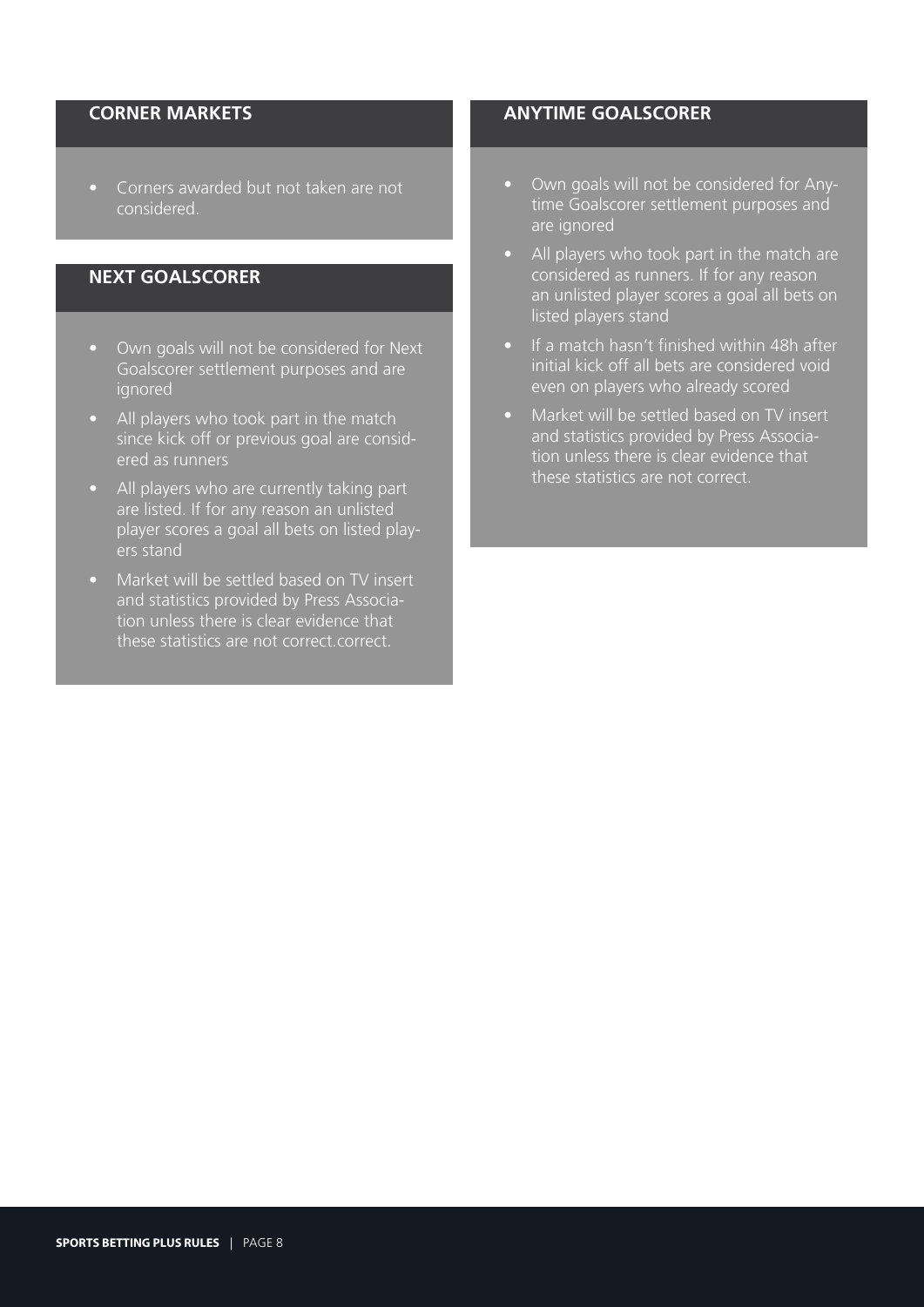## CORNER MARKETS

- Corners awarded but not taken are not considered.

## NEXT GOALSCORER

- Own goals will not be considered for Next Goalscorer settlement purposes and are ignored
- All players who took part in the match since kick off or previous goal are considered as runners
- All players who are currently taking part are listed. If for any reason an unlisted player scores a goal all bets on listed players stand
- Market will be settled based on TV insert and statistics provided by Press Association unless there is clear evidence that these statistics are not correct.correct.

## ANYTIME GOALSCORER

- Own goals will not be considered for Anytime Goalscorer settlement purposes and are ignored
- All players who took part in the match are considered as runners. If for any reason an unlisted player scores a goal all bets on listed players stand
- If a match hasn't finished within 48h after initial kick off all bets are considered void even on players who already scored
- Market will be settled based on TV insert and statistics provided by Press Association unless there is clear evidence that these statistics are not correct.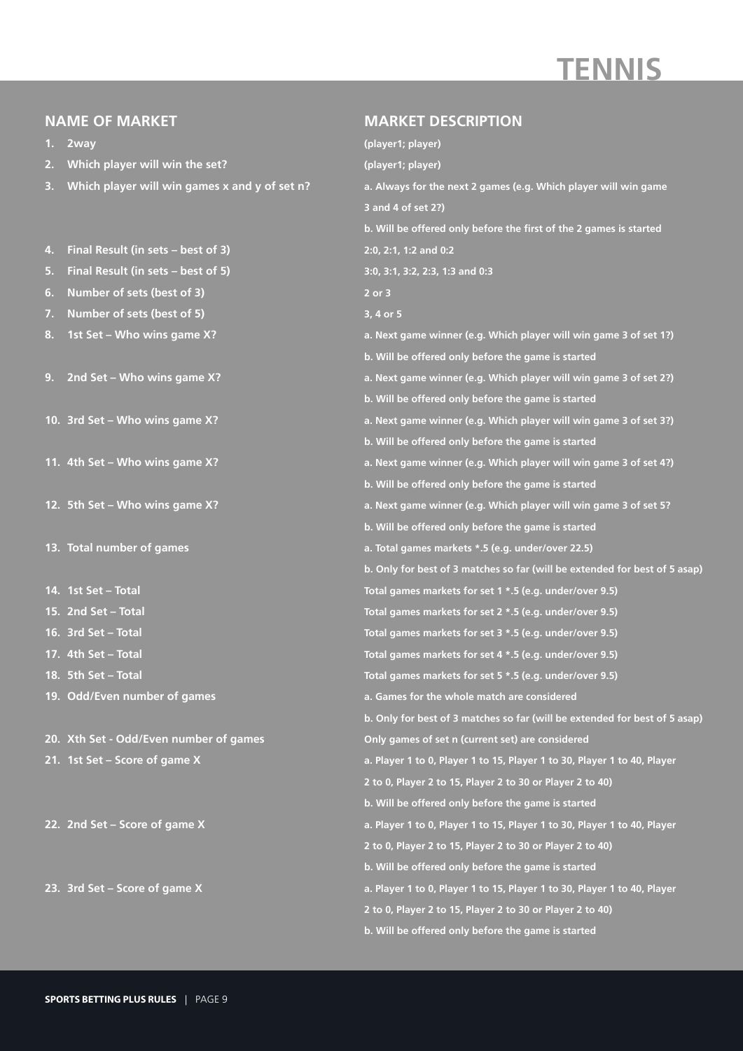# TENNIS

| NAME OF MARKET | MARKET DESCRIPTION |
|---|---|
| 1. 2way | (player1; player) |
| 2. Which player will win the set? | (player1; player) |
| 3. Which player will win games x and y of set n? | a. Always for the next 2 games (e.g. Which player will win game 3 and 4 of set 2?)<br>b. Will be offered only before the first of the 2 games is started |
| 4. Final Result (in sets – best of 3) | 2:0, 2:1, 1:2 and 0:2 |
| 5. Final Result (in sets – best of 5) | 3:0, 3:1, 3:2, 2:3, 1:3 and 0:3 |
| 6. Number of sets (best of 3) | 2 or 3 |
| 7. Number of sets (best of 5) | 3, 4 or 5 |
| 8. 1st Set – Who wins game X? | a. Next game winner (e.g. Which player will win game 3 of set 1?)<br>b. Will be offered only before the game is started |
| 9. 2nd Set – Who wins game X? | a. Next game winner (e.g. Which player will win game 3 of set 2?)<br>b. Will be offered only before the game is started |
| 10. 3rd Set – Who wins game X? | a. Next game winner (e.g. Which player will win game 3 of set 3?)<br>b. Will be offered only before the game is started |
| 11. 4th Set – Who wins game X? | a. Next game winner (e.g. Which player will win game 3 of set 4?)<br>b. Will be offered only before the game is started |
| 12. 5th Set – Who wins game X? | a. Next game winner (e.g. Which player will win game 3 of set 5?<br>b. Will be offered only before the game is started |
| 13. Total number of games | a. Total games markets *.5 (e.g. under/over 22.5)<br>b. Only for best of 3 matches so far (will be extended for best of 5 asap) |
| 14. 1st Set – Total | Total games markets for set 1 *.5 (e.g. under/over 9.5) |
| 15. 2nd Set – Total | Total games markets for set 2 *.5 (e.g. under/over 9.5) |
| 16. 3rd Set – Total | Total games markets for set 3 *.5 (e.g. under/over 9.5) |
| 17. 4th Set – Total | Total games markets for set 4 *.5 (e.g. under/over 9.5) |
| 18. 5th Set – Total | Total games markets for set 5 *.5 (e.g. under/over 9.5) |
| 19. Odd/Even number of games | a. Games for the whole match are considered<br>b. Only for best of 3 matches so far (will be extended for best of 5 asap) |
| 20. Xth Set - Odd/Even number of games | Only games of set n (current set) are considered |
| 21. 1st Set – Score of game X | a. Player 1 to 0, Player 1 to 15, Player 1 to 30, Player 1 to 40, Player 2 to 0, Player 2 to 15, Player 2 to 30 or Player 2 to 40)<br>b. Will be offered only before the game is started |
| 22. 2nd Set – Score of game X | a. Player 1 to 0, Player 1 to 15, Player 1 to 30, Player 1 to 40, Player 2 to 0, Player 2 to 15, Player 2 to 30 or Player 2 to 40)<br>b. Will be offered only before the game is started |
| 23. 3rd Set – Score of game X | a. Player 1 to 0, Player 1 to 15, Player 1 to 30, Player 1 to 40, Player 2 to 0, Player 2 to 15, Player 2 to 30 or Player 2 to 40)<br>b. Will be offered only before the game is started |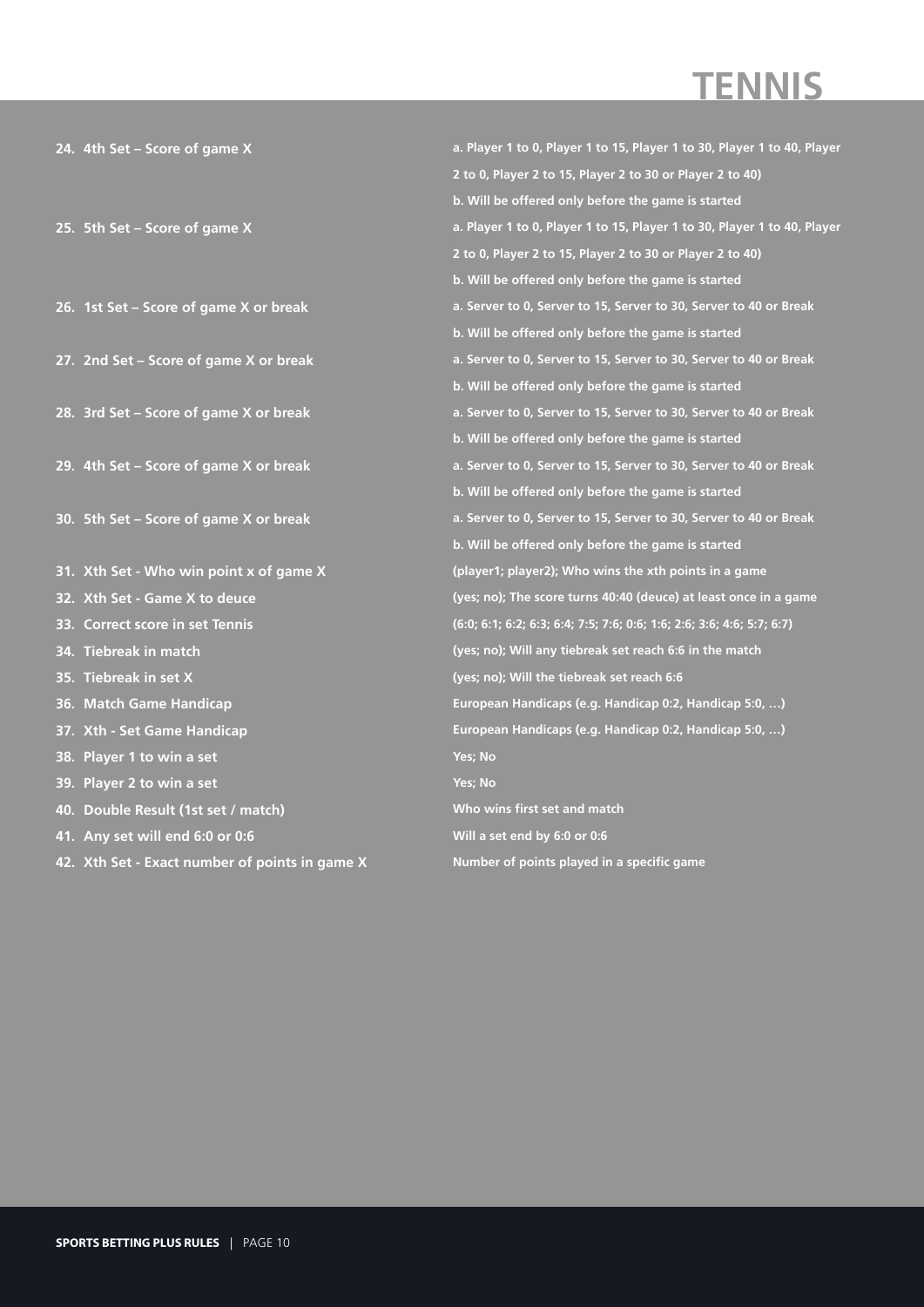# TENNIS

| | |
|---|---|
| 24. 4th Set – Score of game X | a. Player 1 to 0, Player 1 to 15, Player 1 to 30, Player 1 to 40, Player 2 to 0, Player 2 to 15, Player 2 to 30 or Player 2 to 40)<br>b. Will be offered only before the game is started |
| 25. 5th Set – Score of game X | a. Player 1 to 0, Player 1 to 15, Player 1 to 30, Player 1 to 40, Player 2 to 0, Player 2 to 15, Player 2 to 30 or Player 2 to 40)<br>b. Will be offered only before the game is started |
| 26. 1st Set – Score of game X or break | a. Server to 0, Server to 15, Server to 30, Server to 40 or Break<br>b. Will be offered only before the game is started |
| 27. 2nd Set – Score of game X or break | a. Server to 0, Server to 15, Server to 30, Server to 40 or Break<br>b. Will be offered only before the game is started |
| 28. 3rd Set – Score of game X or break | a. Server to 0, Server to 15, Server to 30, Server to 40 or Break<br>b. Will be offered only before the game is started |
| 29. 4th Set – Score of game X or break | a. Server to 0, Server to 15, Server to 30, Server to 40 or Break<br>b. Will be offered only before the game is started |
| 30. 5th Set – Score of game X or break | a. Server to 0, Server to 15, Server to 30, Server to 40 or Break<br>b. Will be offered only before the game is started |
| 31. Xth Set - Who win point x of game X | (player1; player2); Who wins the xth points in a game |
| 32. Xth Set - Game X to deuce | (yes; no); The score turns 40:40 (deuce) at least once in a game |
| 33. Correct score in set Tennis | (6:0; 6:1; 6:2; 6:3; 6:4; 7:5; 7:6; 0:6; 1:6; 2:6; 3:6; 4:6; 5:7; 6:7) |
| 34. Tiebreak in match | (yes; no); Will any tiebreak set reach 6:6 in the match |
| 35. Tiebreak in set X | (yes; no); Will the tiebreak set reach 6:6 |
| 36. Match Game Handicap | European Handicaps (e.g. Handicap 0:2, Handicap 5:0, …) |
| 37. Xth - Set Game Handicap | European Handicaps (e.g. Handicap 0:2, Handicap 5:0, …) |
| 38. Player 1 to win a set | Yes; No |
| 39. Player 2 to win a set | Yes; No |
| 40. Double Result (1st set / match) | Who wins first set and match |
| 41. Any set will end 6:0 or 0:6 | Will a set end by 6:0 or 0:6 |
| 42. Xth Set - Exact number of points in game X | Number of points played in a specific game |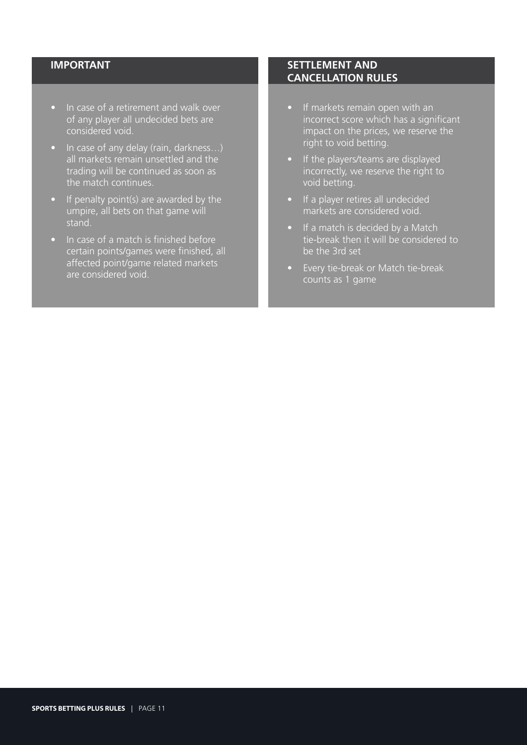## IMPORTANT

- In case of a retirement and walk over of any player all undecided bets are considered void.
- In case of any delay (rain, darkness…) all markets remain unsettled and the trading will be continued as soon as the match continues.
- If penalty point(s) are awarded by the umpire, all bets on that game will stand.
- In case of a match is finished before certain points/games were finished, all affected point/game related markets are considered void.

## SETTLEMENT AND CANCELLATION RULES

- If markets remain open with an incorrect score which has a significant impact on the prices, we reserve the right to void betting.
- If the players/teams are displayed incorrectly, we reserve the right to void betting.
- If a player retires all undecided markets are considered void.
- If a match is decided by a Match tie-break then it will be considered to be the 3rd set
- Every tie-break or Match tie-break counts as 1 game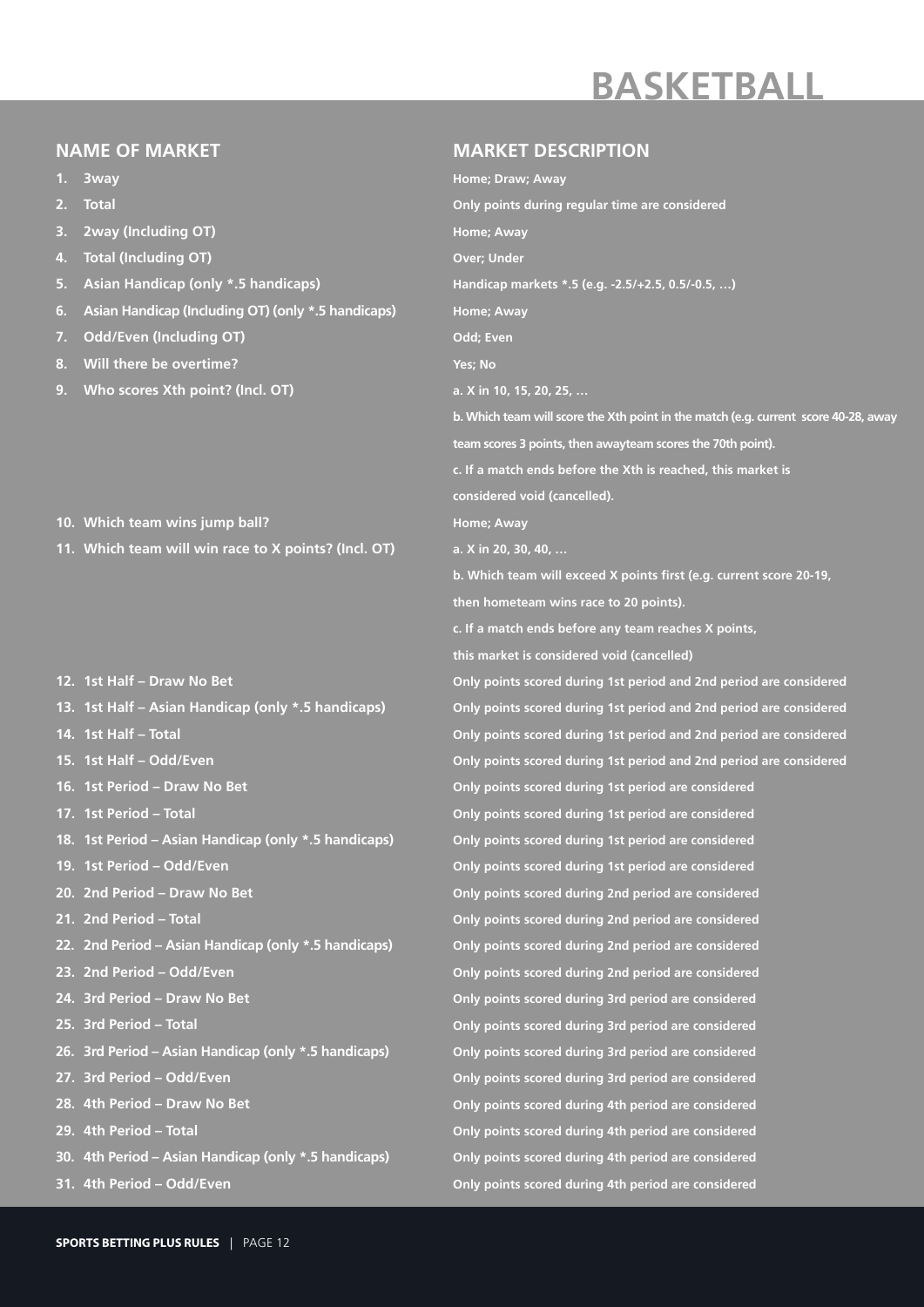# BASKETBALL

| NAME OF MARKET | MARKET DESCRIPTION |
| --- | --- |
| 1. 3way | Home; Draw; Away |
| 2. Total | Only points during regular time are considered |
| 3. 2way (Including OT) | Home; Away |
| 4. Total (Including OT) | Over; Under |
| 5. Asian Handicap (only *.5 handicaps) | Handicap markets *.5 (e.g. -2.5/+2.5, 0.5/-0.5, …) |
| 6. Asian Handicap (Including OT) (only *.5 handicaps) | Home; Away |
| 7. Odd/Even (Including OT) | Odd; Even |
| 8. Will there be overtime? | Yes; No |
| 9. Who scores Xth point? (Incl. OT) | a. X in 10, 15, 20, 25, … <br> b. Which team will score the Xth point in the match (e.g. current score 40-28, away team scores 3 points, then awayteam scores the 70th point). <br> c. If a match ends before the Xth is reached, this market is considered void (cancelled). |
| 10. Which team wins jump ball? | Home; Away |
| 11. Which team will win race to X points? (Incl. OT) | a. X in 20, 30, 40, … <br> b. Which team will exceed X points first (e.g. current score 20-19, then hometeam wins race to 20 points). <br> c. If a match ends before any team reaches X points, this market is considered void (cancelled) |
| 12. 1st Half – Draw No Bet | Only points scored during 1st period and 2nd period are considered |
| 13. 1st Half – Asian Handicap (only *.5 handicaps) | Only points scored during 1st period and 2nd period are considered |
| 14. 1st Half – Total | Only points scored during 1st period and 2nd period are considered |
| 15. 1st Half – Odd/Even | Only points scored during 1st period and 2nd period are considered |
| 16. 1st Period – Draw No Bet | Only points scored during 1st period are considered |
| 17. 1st Period – Total | Only points scored during 1st period are considered |
| 18. 1st Period – Asian Handicap (only *.5 handicaps) | Only points scored during 1st period are considered |
| 19. 1st Period – Odd/Even | Only points scored during 1st period are considered |
| 20. 2nd Period – Draw No Bet | Only points scored during 2nd period are considered |
| 21. 2nd Period – Total | Only points scored during 2nd period are considered |
| 22. 2nd Period – Asian Handicap (only *.5 handicaps) | Only points scored during 2nd period are considered |
| 23. 2nd Period – Odd/Even | Only points scored during 2nd period are considered |
| 24. 3rd Period – Draw No Bet | Only points scored during 3rd period are considered |
| 25. 3rd Period – Total | Only points scored during 3rd period are considered |
| 26. 3rd Period – Asian Handicap (only *.5 handicaps) | Only points scored during 3rd period are considered |
| 27. 3rd Period – Odd/Even | Only points scored during 3rd period are considered |
| 28. 4th Period – Draw No Bet | Only points scored during 4th period are considered |
| 29. 4th Period – Total | Only points scored during 4th period are considered |
| 30. 4th Period – Asian Handicap (only *.5 handicaps) | Only points scored during 4th period are considered |
| 31. 4th Period – Odd/Even | Only points scored during 4th period are considered |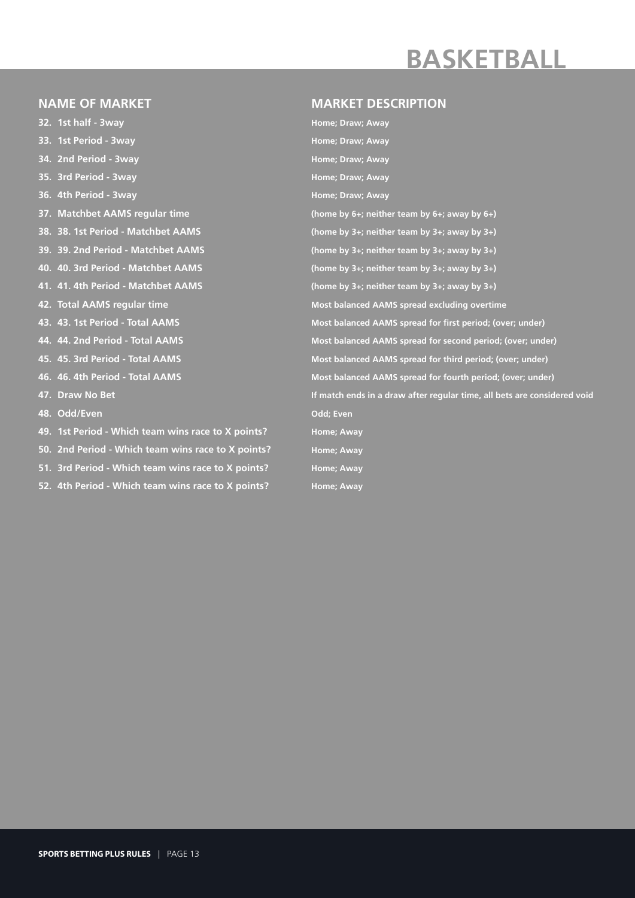# BASKETBALL

| NAME OF MARKET | MARKET DESCRIPTION |
| --- | --- |
| 32. 1st half - 3way | Home; Draw; Away |
| 33. 1st Period - 3way | Home; Draw; Away |
| 34. 2nd Period - 3way | Home; Draw; Away |
| 35. 3rd Period - 3way | Home; Draw; Away |
| 36. 4th Period - 3way | Home; Draw; Away |
| 37. Matchbet AAMS regular time | (home by 6+; neither team by 6+; away by 6+) |
| 38. 38. 1st Period - Matchbet AAMS | (home by 3+; neither team by 3+; away by 3+) |
| 39. 39. 2nd Period - Matchbet AAMS | (home by 3+; neither team by 3+; away by 3+) |
| 40. 40. 3rd Period - Matchbet AAMS | (home by 3+; neither team by 3+; away by 3+) |
| 41. 41. 4th Period - Matchbet AAMS | (home by 3+; neither team by 3+; away by 3+) |
| 42. Total AAMS regular time | Most balanced AAMS spread excluding overtime |
| 43. 43. 1st Period - Total AAMS | Most balanced AAMS spread for first period; (over; under) |
| 44. 44. 2nd Period - Total AAMS | Most balanced AAMS spread for second period; (over; under) |
| 45. 45. 3rd Period - Total AAMS | Most balanced AAMS spread for third period; (over; under) |
| 46. 46. 4th Period - Total AAMS | Most balanced AAMS spread for fourth period; (over; under) |
| 47. Draw No Bet | If match ends in a draw after regular time, all bets are considered void |
| 48. Odd/Even | Odd; Even |
| 49. 1st Period - Which team wins race to X points? | Home; Away |
| 50. 2nd Period - Which team wins race to X points? | Home; Away |
| 51. 3rd Period - Which team wins race to X points? | Home; Away |
| 52. 4th Period - Which team wins race to X points? | Home; Away |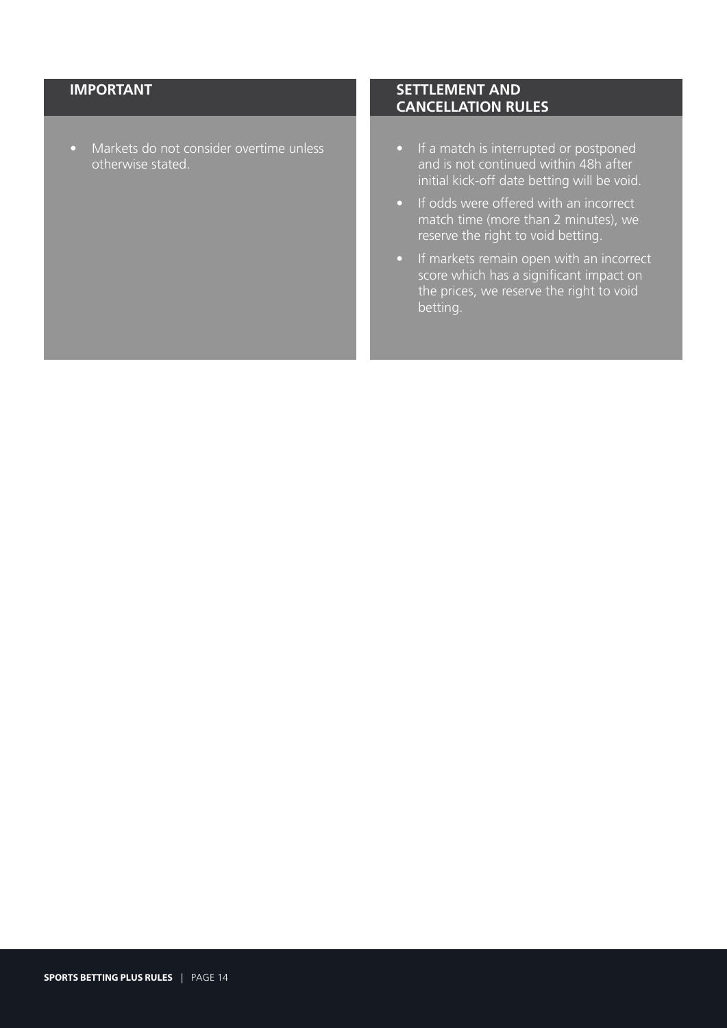## IMPORTANT

- Markets do not consider overtime unless otherwise stated.

## SETTLEMENT AND CANCELLATION RULES

- If a match is interrupted or postponed and is not continued within 48h after initial kick-off date betting will be void.
- If odds were offered with an incorrect match time (more than 2 minutes), we reserve the right to void betting.
- If markets remain open with an incorrect score which has a significant impact on the prices, we reserve the right to void betting.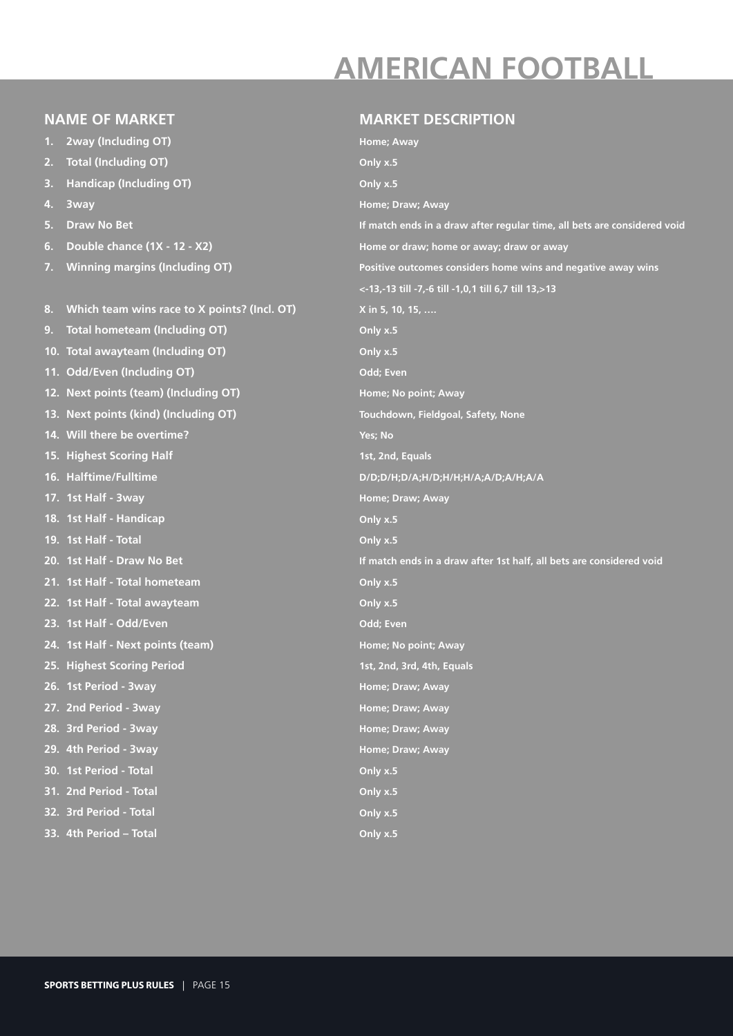# AMERICAN FOOTBALL

| NAME OF MARKET | MARKET DESCRIPTION |
| --- | --- |
| 1. 2way (Including OT) | Home; Away |
| 2. Total (Including OT) | Only x.5 |
| 3. Handicap (Including OT) | Only x.5 |
| 4. 3way | Home; Draw; Away |
| 5. Draw No Bet | If match ends in a draw after regular time, all bets are considered void |
| 6. Double chance (1X - 12 - X2) | Home or draw; home or away; draw or away |
| 7. Winning margins (Including OT) | Positive outcomes considers home wins and negative away wins <-13,-13 till -7,-6 till -1,0,1 till 6,7 till 13,>13 |
| 8. Which team wins race to X points? (Incl. OT) | X in 5, 10, 15, …. |
| 9. Total hometeam (Including OT) | Only x.5 |
| 10. Total awayteam (Including OT) | Only x.5 |
| 11. Odd/Even (Including OT) | Odd; Even |
| 12. Next points (team) (Including OT) | Home; No point; Away |
| 13. Next points (kind) (Including OT) | Touchdown, Fieldgoal, Safety, None |
| 14. Will there be overtime? | Yes; No |
| 15. Highest Scoring Half | 1st, 2nd, Equals |
| 16. Halftime/Fulltime | D/D;D/H;D/A;H/D;H/H;H/A;A/D;A/H;A/A |
| 17. 1st Half - 3way | Home; Draw; Away |
| 18. 1st Half - Handicap | Only x.5 |
| 19. 1st Half - Total | Only x.5 |
| 20. 1st Half - Draw No Bet | If match ends in a draw after 1st half, all bets are considered void |
| 21. 1st Half - Total hometeam | Only x.5 |
| 22. 1st Half - Total awayteam | Only x.5 |
| 23. 1st Half - Odd/Even | Odd; Even |
| 24. 1st Half - Next points (team) | Home; No point; Away |
| 25. Highest Scoring Period | 1st, 2nd, 3rd, 4th, Equals |
| 26. 1st Period - 3way | Home; Draw; Away |
| 27. 2nd Period - 3way | Home; Draw; Away |
| 28. 3rd Period - 3way | Home; Draw; Away |
| 29. 4th Period - 3way | Home; Draw; Away |
| 30. 1st Period - Total | Only x.5 |
| 31. 2nd Period - Total | Only x.5 |
| 32. 3rd Period - Total | Only x.5 |
| 33. 4th Period – Total | Only x.5 |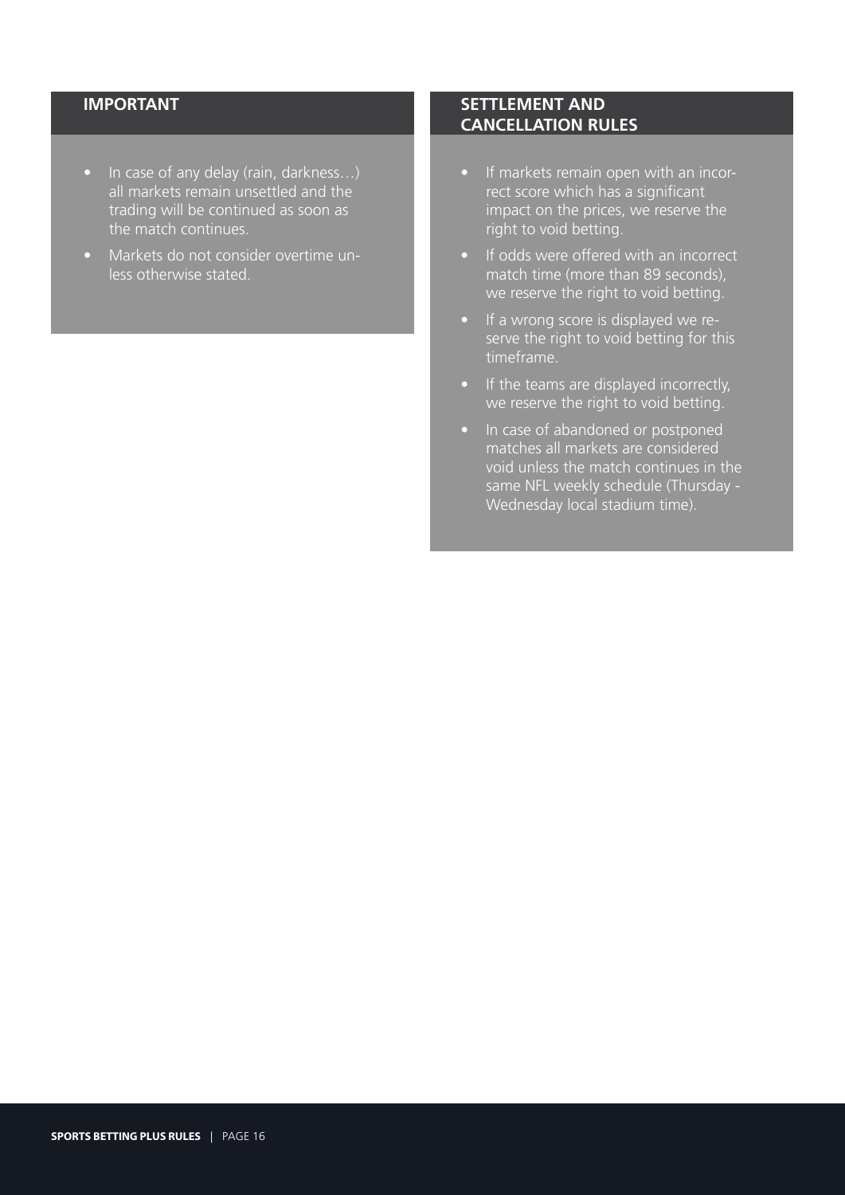## IMPORTANT

- In case of any delay (rain, darkness…) all markets remain unsettled and the trading will be continued as soon as the match continues.
- Markets do not consider overtime unless otherwise stated.

## SETTLEMENT AND CANCELLATION RULES

- If markets remain open with an incorrect score which has a significant impact on the prices, we reserve the right to void betting.
- If odds were offered with an incorrect match time (more than 89 seconds), we reserve the right to void betting.
- If a wrong score is displayed we reserve the right to void betting for this timeframe.
- If the teams are displayed incorrectly, we reserve the right to void betting.
- In case of abandoned or postponed matches all markets are considered void unless the match continues in the same NFL weekly schedule (Thursday - Wednesday local stadium time).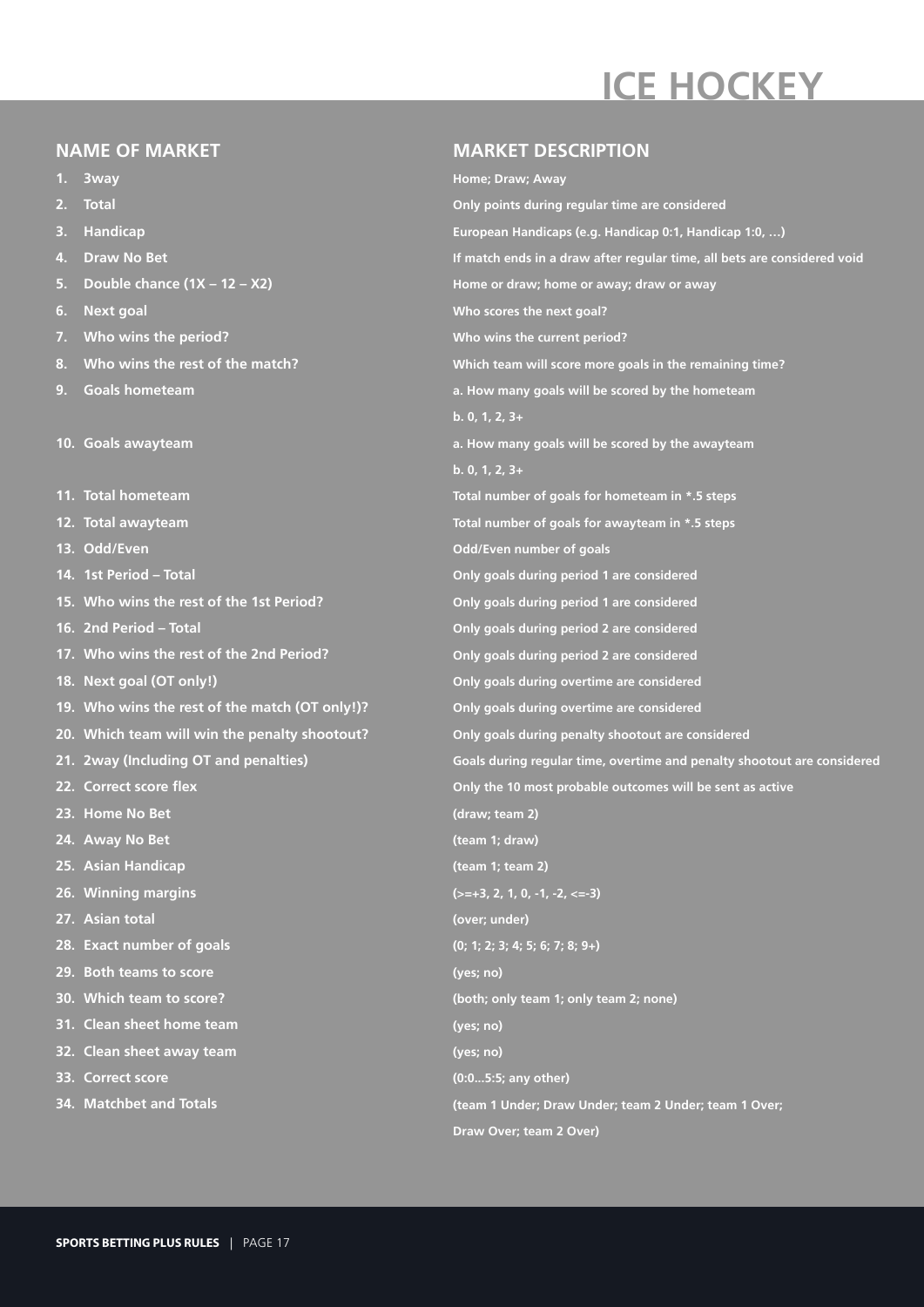# ICE HOCKEY

| NAME OF MARKET | MARKET DESCRIPTION |
|---|---|
| 1. 3way | Home; Draw; Away |
| 2. Total | Only points during regular time are considered |
| 3. Handicap | European Handicaps (e.g. Handicap 0:1, Handicap 1:0, …) |
| 4. Draw No Bet | If match ends in a draw after regular time, all bets are considered void |
| 5. Double chance (1X – 12 – X2) | Home or draw; home or away; draw or away |
| 6. Next goal | Who scores the next goal? |
| 7. Who wins the period? | Who wins the current period? |
| 8. Who wins the rest of the match? | Which team will score more goals in the remaining time? |
| 9. Goals hometeam | a. How many goals will be scored by the hometeam<br>b. 0, 1, 2, 3+ |
| 10. Goals awayteam | a. How many goals will be scored by the awayteam<br>b. 0, 1, 2, 3+ |
| 11. Total hometeam | Total number of goals for hometeam in *.5 steps |
| 12. Total awayteam | Total number of goals for awayteam in *.5 steps |
| 13. Odd/Even | Odd/Even number of goals |
| 14. 1st Period – Total | Only goals during period 1 are considered |
| 15. Who wins the rest of the 1st Period? | Only goals during period 1 are considered |
| 16. 2nd Period – Total | Only goals during period 2 are considered |
| 17. Who wins the rest of the 2nd Period? | Only goals during period 2 are considered |
| 18. Next goal (OT only!) | Only goals during overtime are considered |
| 19. Who wins the rest of the match (OT only!)? | Only goals during overtime are considered |
| 20. Which team will win the penalty shootout? | Only goals during penalty shootout are considered |
| 21. 2way (Including OT and penalties) | Goals during regular time, overtime and penalty shootout are considered |
| 22. Correct score flex | Only the 10 most probable outcomes will be sent as active |
| 23. Home No Bet | (draw; team 2) |
| 24. Away No Bet | (team 1; draw) |
| 25. Asian Handicap | (team 1; team 2) |
| 26. Winning margins | (>=+3, 2, 1, 0, -1, -2, <=-3) |
| 27. Asian total | (over; under) |
| 28. Exact number of goals | (0; 1; 2; 3; 4; 5; 6; 7; 8; 9+) |
| 29. Both teams to score | (yes; no) |
| 30. Which team to score? | (both; only team 1; only team 2; none) |
| 31. Clean sheet home team | (yes; no) |
| 32. Clean sheet away team | (yes; no) |
| 33. Correct score | (0:0...5:5; any other) |
| 34. Matchbet and Totals | (team 1 Under; Draw Under; team 2 Under; team 1 Over; Draw Over; team 2 Over) |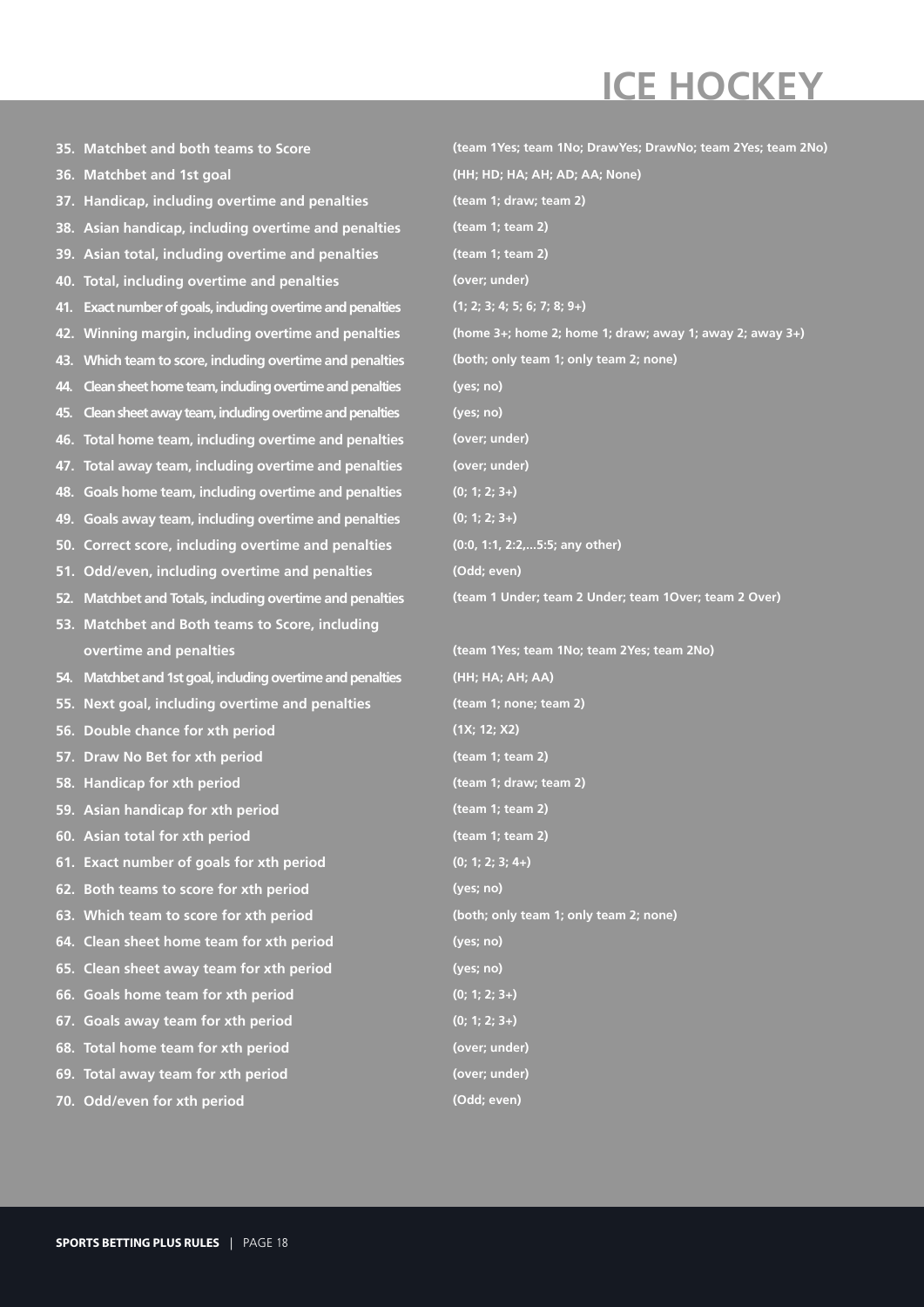# ICE HOCKEY

35. **Matchbet and both teams to Score** **(team 1Yes; team 1No; DrawYes; DrawNo; team 2Yes; team 2No)**
36. **Matchbet and 1st goal** **(HH; HD; HA; AH; AD; AA; None)**
37. **Handicap, including overtime and penalties** **(team 1; draw; team 2)**
38. **Asian handicap, including overtime and penalties** **(team 1; team 2)**
39. **Asian total, including overtime and penalties** **(team 1; team 2)**
40. **Total, including overtime and penalties** **(over; under)**
41. **Exact number of goals, including overtime and penalties** **(1; 2; 3; 4; 5; 6; 7; 8; 9+)**
42. **Winning margin, including overtime and penalties** **(home 3+; home 2; home 1; draw; away 1; away 2; away 3+)**
43. **Which team to score, including overtime and penalties** **(both; only team 1; only team 2; none)**
44. **Clean sheet home team, including overtime and penalties** **(yes; no)**
45. **Clean sheet away team, including overtime and penalties** **(yes; no)**
46. **Total home team, including overtime and penalties** **(over; under)**
47. **Total away team, including overtime and penalties** **(over; under)**
48. **Goals home team, including overtime and penalties** **(0; 1; 2; 3+)**
49. **Goals away team, including overtime and penalties** **(0; 1; 2; 3+)**
50. **Correct score, including overtime and penalties** **(0:0, 1:1, 2:2,...5:5; any other)**
51. **Odd/even, including overtime and penalties** **(Odd; even)**
52. **Matchbet and Totals, including overtime and penalties** **(team 1 Under; team 2 Under; team 1Over; team 2 Over)**
53. **Matchbet and Both teams to Score, including overtime and penalties** **(team 1Yes; team 1No; team 2Yes; team 2No)**
54. **Matchbet and 1st goal, including overtime and penalties** **(HH; HA; AH; AA)**
55. **Next goal, including overtime and penalties** **(team 1; none; team 2)**
56. **Double chance for xth period** **(1X; 12; X2)**
57. **Draw No Bet for xth period** **(team 1; team 2)**
58. **Handicap for xth period** **(team 1; draw; team 2)**
59. **Asian handicap for xth period** **(team 1; team 2)**
60. **Asian total for xth period** **(team 1; team 2)**
61. **Exact number of goals for xth period** **(0; 1; 2; 3; 4+)**
62. **Both teams to score for xth period** **(yes; no)**
63. **Which team to score for xth period** **(both; only team 1; only team 2; none)**
64. **Clean sheet home team for xth period** **(yes; no)**
65. **Clean sheet away team for xth period** **(yes; no)**
66. **Goals home team for xth period** **(0; 1; 2; 3+)**
67. **Goals away team for xth period** **(0; 1; 2; 3+)**
68. **Total home team for xth period** **(over; under)**
69. **Total away team for xth period** **(over; under)**
70. **Odd/even for xth period** **(Odd; even)**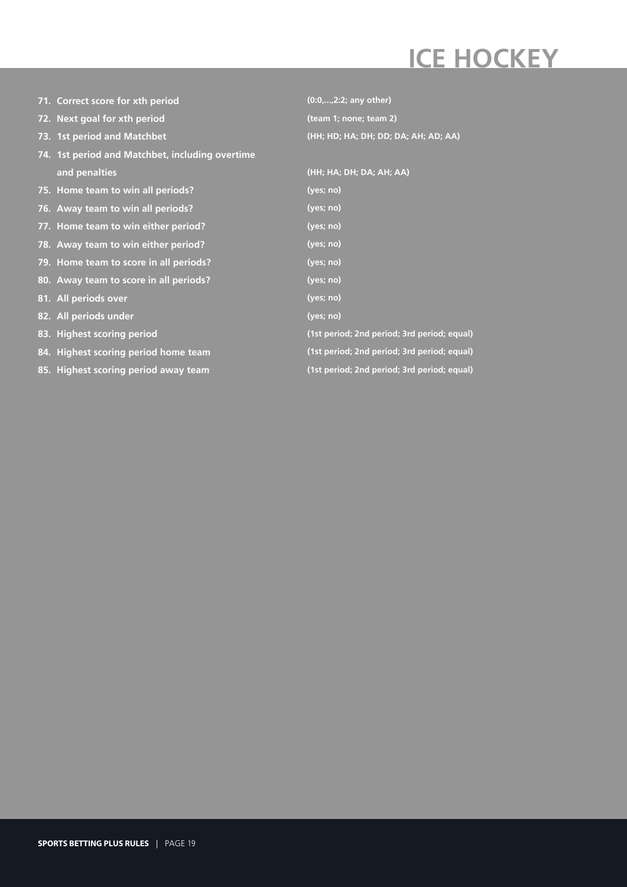# ICE HOCKEY

| | |
|---|---|
| **71. Correct score for xth period** | **(0:0,...,2:2; any other)** |
| **72. Next goal for xth period** | **(team 1; none; team 2)** |
| **73. 1st period and Matchbet** | **(HH; HD; HA; DH; DD; DA; AH; AD; AA)** |
| **74. 1st period and Matchbet, including overtime and penalties** | **(HH; HA; DH; DA; AH; AA)** |
| **75. Home team to win all periods?** | **(yes; no)** |
| **76. Away team to win all periods?** | **(yes; no)** |
| **77. Home team to win either period?** | **(yes; no)** |
| **78. Away team to win either period?** | **(yes; no)** |
| **79. Home team to score in all periods?** | **(yes; no)** |
| **80. Away team to score in all periods?** | **(yes; no)** |
| **81. All periods over** | **(yes; no)** |
| **82. All periods under** | **(yes; no)** |
| **83. Highest scoring period** | **(1st period; 2nd period; 3rd period; equal)** |
| **84. Highest scoring period home team** | **(1st period; 2nd period; 3rd period; equal)** |
| **85. Highest scoring period away team** | **(1st period; 2nd period; 3rd period; equal)** |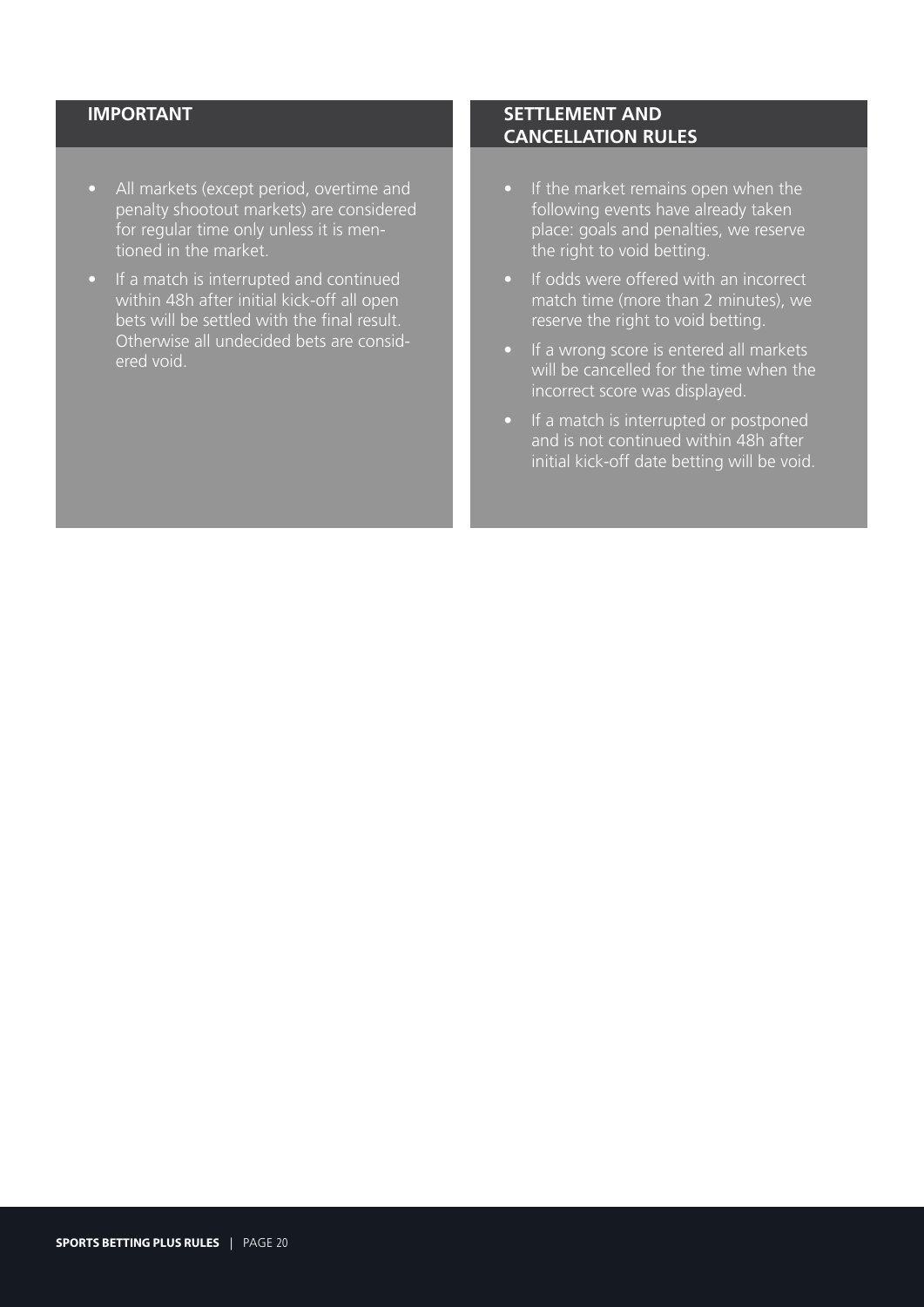## IMPORTANT

- All markets (except period, overtime and penalty shootout markets) are considered for regular time only unless it is mentioned in the market.
- If a match is interrupted and continued within 48h after initial kick-off all open bets will be settled with the final result. Otherwise all undecided bets are considered void.

## SETTLEMENT AND CANCELLATION RULES

- If the market remains open when the following events have already taken place: goals and penalties, we reserve the right to void betting.
- If odds were offered with an incorrect match time (more than 2 minutes), we reserve the right to void betting.
- If a wrong score is entered all markets will be cancelled for the time when the incorrect score was displayed.
- If a match is interrupted or postponed and is not continued within 48h after initial kick-off date betting will be void.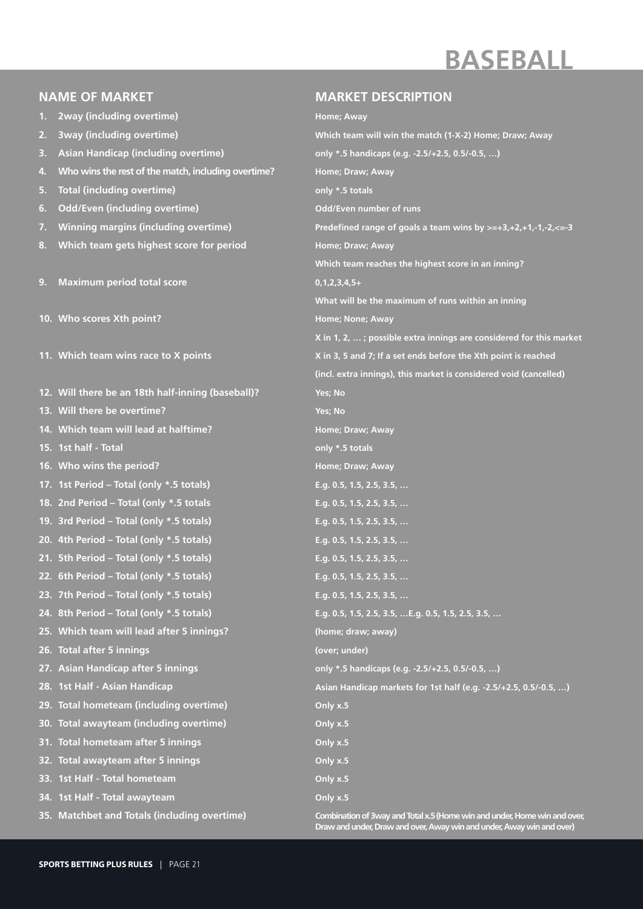# BASEBALL

| NAME OF MARKET | MARKET DESCRIPTION |
| --- | --- |
| 1. 2way (including overtime) | Home; Away |
| 2. 3way (including overtime) | Which team will win the match (1-X-2) Home; Draw; Away |
| 3. Asian Handicap (including overtime) | only *.5 handicaps (e.g. -2.5/+2.5, 0.5/-0.5, …) |
| 4. Who wins the rest of the match, including overtime? | Home; Draw; Away |
| 5. Total (including overtime) | only *.5 totals |
| 6. Odd/Even (including overtime) | Odd/Even number of runs |
| 7. Winning margins (including overtime) | Predefined range of goals a team wins by >=+3,+2,+1,-1,-2,<=-3 |
| 8. Which team gets highest score for period | Home; Draw; Away<br>Which team reaches the highest score in an inning? |
| 9. Maximum period total score | 0,1,2,3,4,5+<br>What will be the maximum of runs within an inning |
| 10. Who scores Xth point? | Home; None; Away<br>X in 1, 2, … ; possible extra innings are considered for this market |
| 11. Which team wins race to X points | X in 3, 5 and 7; If a set ends before the Xth point is reached (incl. extra innings), this market is considered void (cancelled) |
| 12. Will there be an 18th half-inning (baseball)? | Yes; No |
| 13. Will there be overtime? | Yes; No |
| 14. Which team will lead at halftime? | Home; Draw; Away |
| 15. 1st half - Total | only *.5 totals |
| 16. Who wins the period? | Home; Draw; Away |
| 17. 1st Period – Total (only *.5 totals) | E.g. 0.5, 1.5, 2.5, 3.5, … |
| 18. 2nd Period – Total (only *.5 totals | E.g. 0.5, 1.5, 2.5, 3.5, … |
| 19. 3rd Period – Total (only *.5 totals) | E.g. 0.5, 1.5, 2.5, 3.5, … |
| 20. 4th Period – Total (only *.5 totals) | E.g. 0.5, 1.5, 2.5, 3.5, … |
| 21. 5th Period – Total (only *.5 totals) | E.g. 0.5, 1.5, 2.5, 3.5, … |
| 22. 6th Period – Total (only *.5 totals) | E.g. 0.5, 1.5, 2.5, 3.5, … |
| 23. 7th Period – Total (only *.5 totals) | E.g. 0.5, 1.5, 2.5, 3.5, … |
| 24. 8th Period – Total (only *.5 totals) | E.g. 0.5, 1.5, 2.5, 3.5, …E.g. 0.5, 1.5, 2.5, 3.5, … |
| 25. Which team will lead after 5 innings? | (home; draw; away) |
| 26. Total after 5 innings | (over; under) |
| 27. Asian Handicap after 5 innings | only *.5 handicaps (e.g. -2.5/+2.5, 0.5/-0.5, …) |
| 28. 1st Half - Asian Handicap | Asian Handicap markets for 1st half (e.g. -2.5/+2.5, 0.5/-0.5, …) |
| 29. Total hometeam (including overtime) | Only x.5 |
| 30. Total awayteam (including overtime) | Only x.5 |
| 31. Total hometeam after 5 innings | Only x.5 |
| 32. Total awayteam after 5 innings | Only x.5 |
| 33. 1st Half - Total hometeam | Only x.5 |
| 34. 1st Half - Total awayteam | Only x.5 |
| 35. Matchbet and Totals (including overtime) | Combination of 3way and Total x.5 (Home win and under, Home win and over, Draw and under, Draw and over, Away win and under, Away win and over) |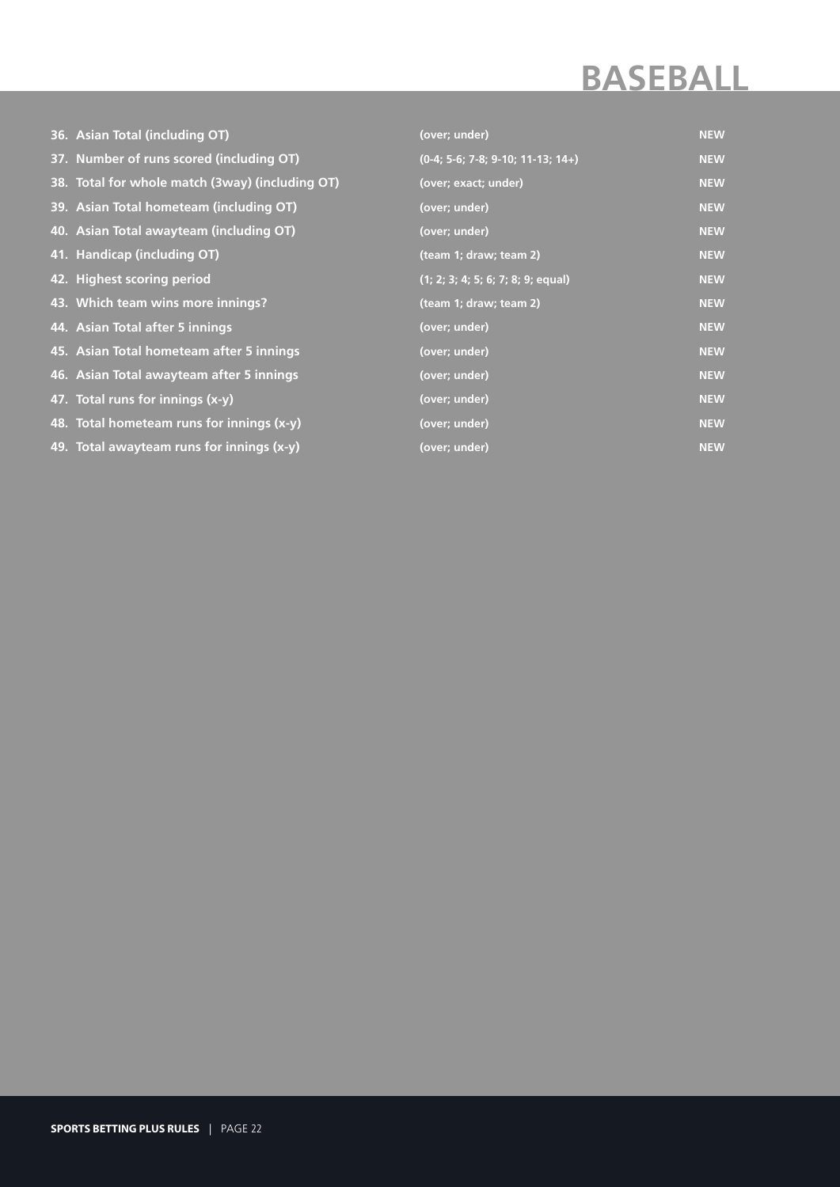# BASEBALL

| | | |
|---|---|---|
| 36. Asian Total (including OT) | (over; under) | NEW |
| 37. Number of runs scored (including OT) | (0-4; 5-6; 7-8; 9-10; 11-13; 14+) | NEW |
| 38. Total for whole match (3way) (including OT) | (over; exact; under) | NEW |
| 39. Asian Total hometeam (including OT) | (over; under) | NEW |
| 40. Asian Total awayteam (including OT) | (over; under) | NEW |
| 41. Handicap (including OT) | (team 1; draw; team 2) | NEW |
| 42. Highest scoring period | (1; 2; 3; 4; 5; 6; 7; 8; 9; equal) | NEW |
| 43. Which team wins more innings? | (team 1; draw; team 2) | NEW |
| 44. Asian Total after 5 innings | (over; under) | NEW |
| 45. Asian Total hometeam after 5 innings | (over; under) | NEW |
| 46. Asian Total awayteam after 5 innings | (over; under) | NEW |
| 47. Total runs for innings (x-y) | (over; under) | NEW |
| 48. Total hometeam runs for innings (x-y) | (over; under) | NEW |
| 49. Total awayteam runs for innings (x-y) | (over; under) | NEW |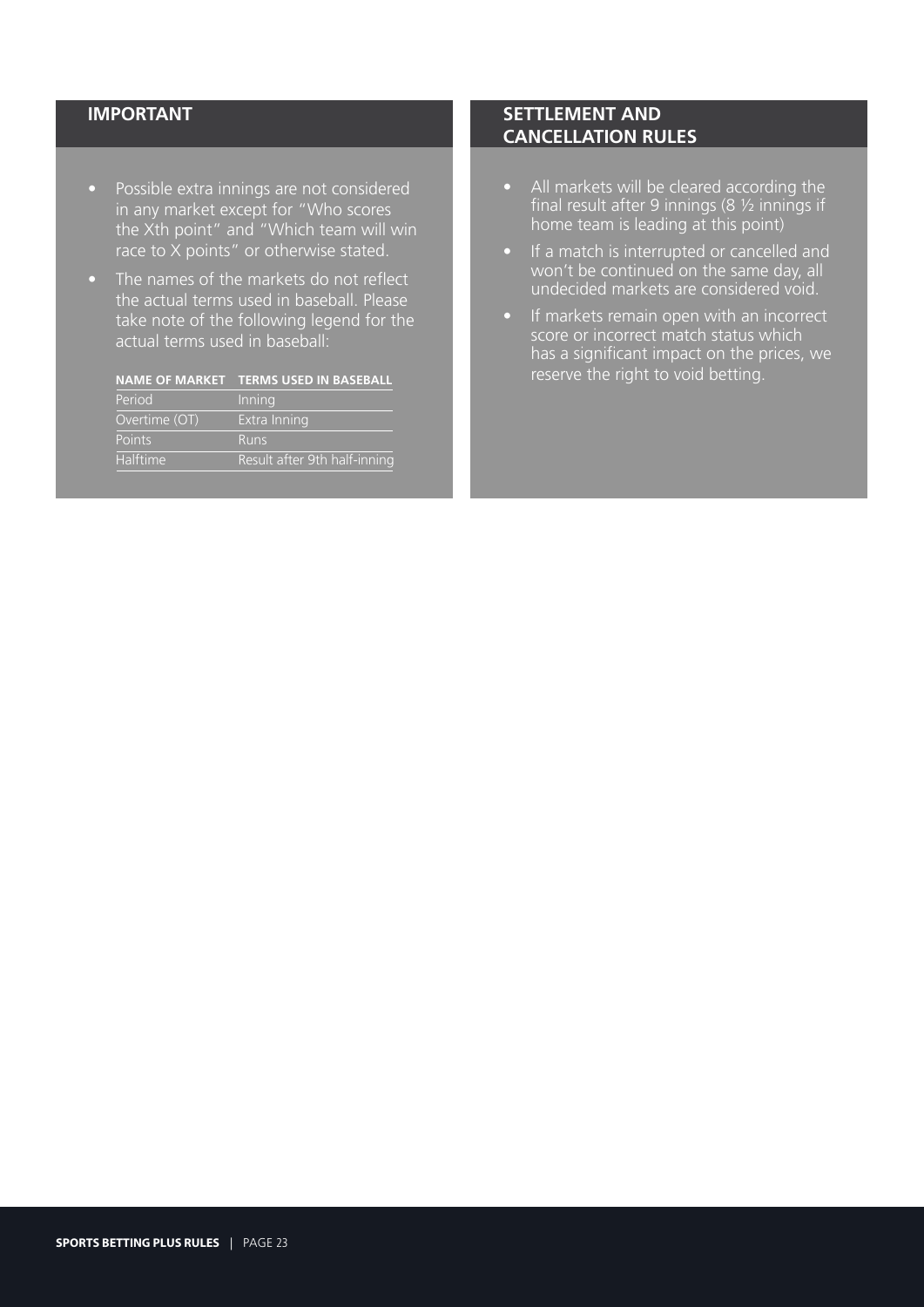## IMPORTANT

- Possible extra innings are not considered in any market except for "Who scores the Xth point" and "Which team will win race to X points" or otherwise stated.
- The names of the markets do not reflect the actual terms used in baseball. Please take note of the following legend for the actual terms used in baseball:

| NAME OF MARKET | TERMS USED IN BASEBALL |
|---|---|
| Period | Inning |
| Overtime (OT) | Extra Inning |
| Points | Runs |
| Halftime | Result after 9th half-inning |

## SETTLEMENT AND CANCELLATION RULES

- All markets will be cleared according the final result after 9 innings (8 ½ innings if home team is leading at this point)
- If a match is interrupted or cancelled and won't be continued on the same day, all undecided markets are considered void.
- If markets remain open with an incorrect score or incorrect match status which has a significant impact on the prices, we reserve the right to void betting.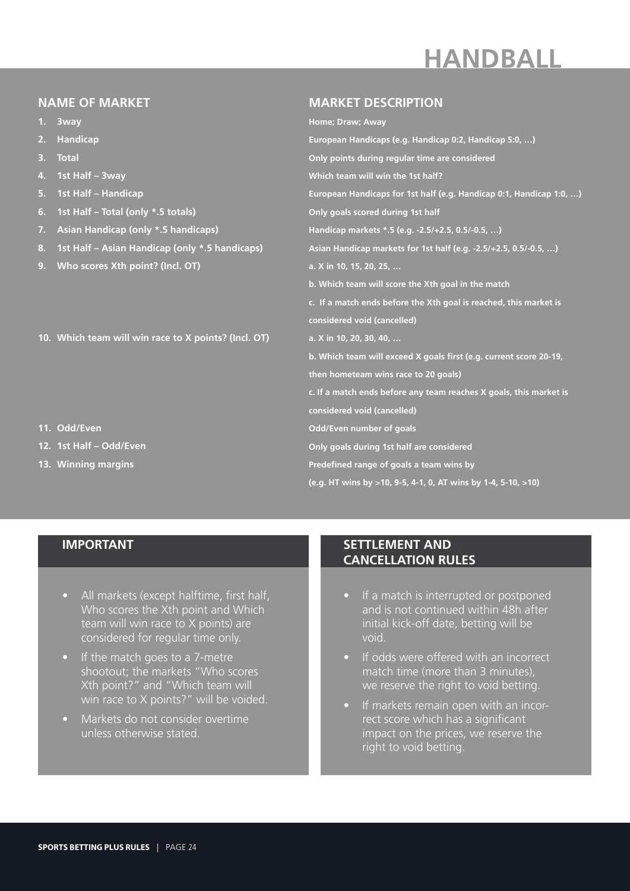# HANDBALL

| NAME OF MARKET | MARKET DESCRIPTION |
| --- | --- |
| 1. 3way | Home; Draw; Away |
| 2. Handicap | European Handicaps (e.g. Handicap 0:2, Handicap 5:0, …) |
| 3. Total | Only points during regular time are considered |
| 4. 1st Half – 3way | Which team will win the 1st half? |
| 5. 1st Half – Handicap | European Handicaps for 1st half (e.g. Handicap 0:1, Handicap 1:0, …) |
| 6. 1st Half – Total (only *.5 totals) | Only goals scored during 1st half |
| 7. Asian Handicap (only *.5 handicaps) | Handicap markets *.5 (e.g. -2.5/+2.5, 0.5/-0.5, …) |
| 8. 1st Half – Asian Handicap (only *.5 handicaps) | Asian Handicap markets for 1st half (e.g. -2.5/+2.5, 0.5/-0.5, …) |
| 9. Who scores Xth point? (Incl. OT) | a. X in 10, 15, 20, 25, … <br> b. Which team will score the Xth goal in the match <br> c. If a match ends before the Xth goal is reached, this market is considered void (cancelled) |
| 10. Which team will win race to X points? (Incl. OT) | a. X in 10, 20, 30, 40, … <br> b. Which team will exceed X goals first (e.g. current score 20-19, then hometeam wins race to 20 goals) <br> c. If a match ends before any team reaches X goals, this market is considered void (cancelled) |
| 11. Odd/Even | Odd/Even number of goals |
| 12. 1st Half – Odd/Even | Only goals during 1st half are considered |
| 13. Winning margins | Predefined range of goals a team wins by (e.g. HT wins by >10, 9-5, 4-1, 0, AT wins by 1-4, 5-10, >10) |

## IMPORTANT

- All markets (except halftime, first half, Who scores the Xth point and Which team will win race to X points) are considered for regular time only.
- If the match goes to a 7-metre shootout; the markets "Who scores Xth point?" and "Which team will win race to X points?" will be voided.
- Markets do not consider overtime unless otherwise stated.

## SETTLEMENT AND CANCELLATION RULES

- If a match is interrupted or postponed and is not continued within 48h after initial kick-off date, betting will be void.
- If odds were offered with an incorrect match time (more than 3 minutes), we reserve the right to void betting.
- If markets remain open with an incorrect score which has a significant impact on the prices, we reserve the right to void betting.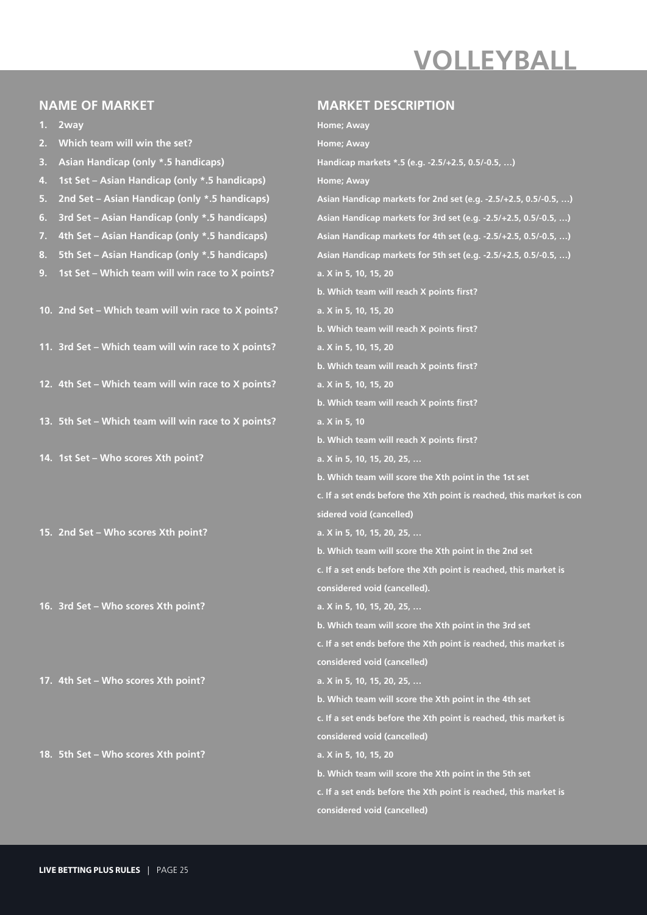# VOLLEYBALL

| NAME OF MARKET | MARKET DESCRIPTION |
|---|---|
| 1. 2way | Home; Away |
| 2. Which team will win the set? | Home; Away |
| 3. Asian Handicap (only *.5 handicaps) | Handicap markets *.5 (e.g. -2.5/+2.5, 0.5/-0.5, …) |
| 4. 1st Set – Asian Handicap (only *.5 handicaps) | Home; Away |
| 5. 2nd Set – Asian Handicap (only *.5 handicaps) | Asian Handicap markets for 2nd set (e.g. -2.5/+2.5, 0.5/-0.5, …) |
| 6. 3rd Set – Asian Handicap (only *.5 handicaps) | Asian Handicap markets for 3rd set (e.g. -2.5/+2.5, 0.5/-0.5, …) |
| 7. 4th Set – Asian Handicap (only *.5 handicaps) | Asian Handicap markets for 4th set (e.g. -2.5/+2.5, 0.5/-0.5, …) |
| 8. 5th Set – Asian Handicap (only *.5 handicaps) | Asian Handicap markets for 5th set (e.g. -2.5/+2.5, 0.5/-0.5, …) |
| 9. 1st Set – Which team will win race to X points? | a. X in 5, 10, 15, 20<br>b. Which team will reach X points first? |
| 10. 2nd Set – Which team will win race to X points? | a. X in 5, 10, 15, 20<br>b. Which team will reach X points first? |
| 11. 3rd Set – Which team will win race to X points? | a. X in 5, 10, 15, 20<br>b. Which team will reach X points first? |
| 12. 4th Set – Which team will win race to X points? | a. X in 5, 10, 15, 20<br>b. Which team will reach X points first? |
| 13. 5th Set – Which team will win race to X points? | a. X in 5, 10<br>b. Which team will reach X points first? |
| 14. 1st Set – Who scores Xth point? | a. X in 5, 10, 15, 20, 25, …<br>b. Which team will score the Xth point in the 1st set<br>c. If a set ends before the Xth point is reached, this market is considered void (cancelled) |
| 15. 2nd Set – Who scores Xth point? | a. X in 5, 10, 15, 20, 25, …<br>b. Which team will score the Xth point in the 2nd set<br>c. If a set ends before the Xth point is reached, this market is considered void (cancelled). |
| 16. 3rd Set – Who scores Xth point? | a. X in 5, 10, 15, 20, 25, …<br>b. Which team will score the Xth point in the 3rd set<br>c. If a set ends before the Xth point is reached, this market is considered void (cancelled) |
| 17. 4th Set – Who scores Xth point? | a. X in 5, 10, 15, 20, 25, …<br>b. Which team will score the Xth point in the 4th set<br>c. If a set ends before the Xth point is reached, this market is considered void (cancelled) |
| 18. 5th Set – Who scores Xth point? | a. X in 5, 10, 15, 20<br>b. Which team will score the Xth point in the 5th set<br>c. If a set ends before the Xth point is reached, this market is considered void (cancelled) |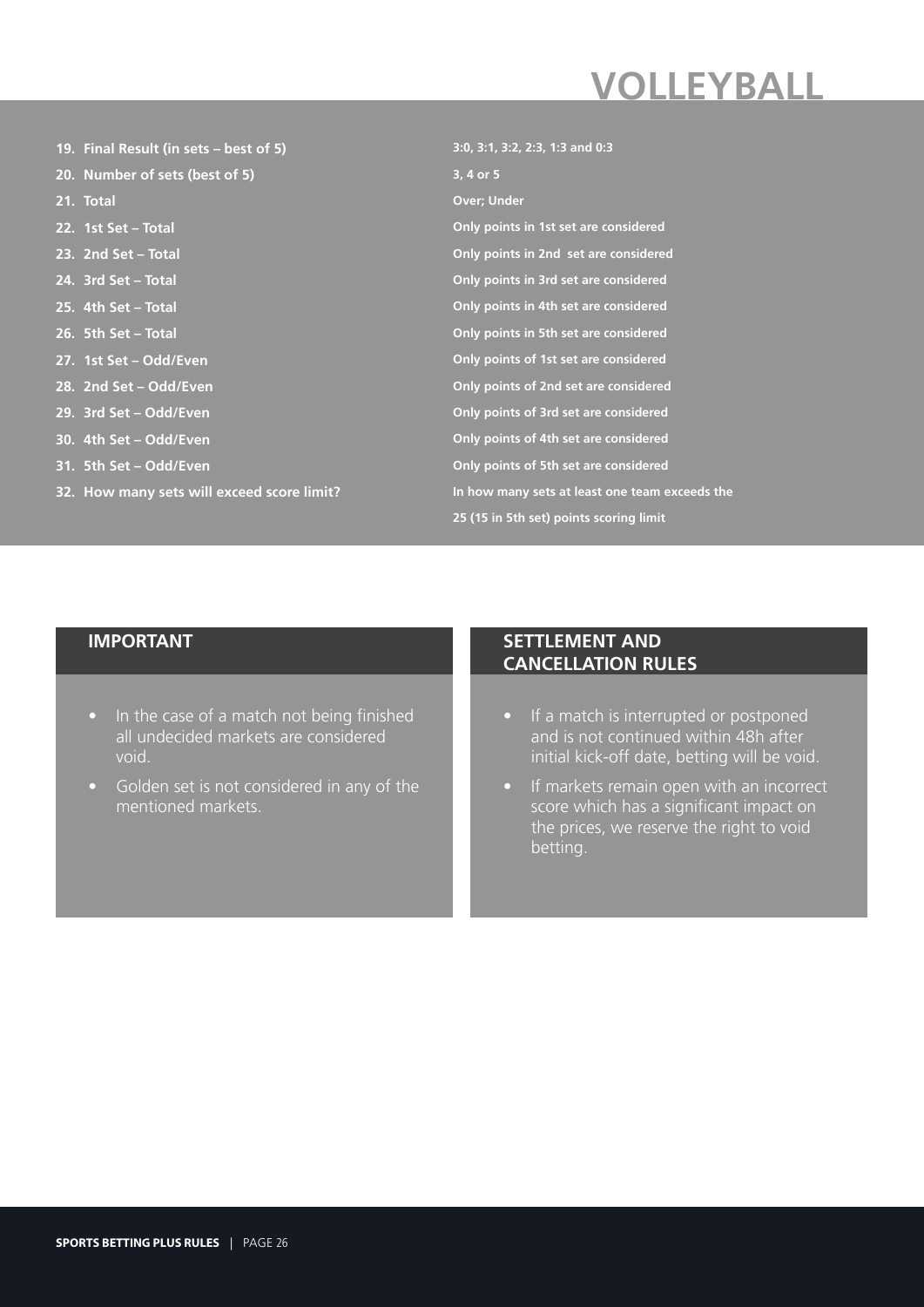# VOLLEYBALL

| Market | Description |
|---|---|
| 19. Final Result (in sets – best of 5) | 3:0, 3:1, 3:2, 2:3, 1:3 and 0:3 |
| 20. Number of sets (best of 5) | 3, 4 or 5 |
| 21. Total | Over; Under |
| 22. 1st Set – Total | Only points in 1st set are considered |
| 23. 2nd Set – Total | Only points in 2nd set are considered |
| 24. 3rd Set – Total | Only points in 3rd set are considered |
| 25. 4th Set – Total | Only points in 4th set are considered |
| 26. 5th Set – Total | Only points in 5th set are considered |
| 27. 1st Set – Odd/Even | Only points of 1st set are considered |
| 28. 2nd Set – Odd/Even | Only points of 2nd set are considered |
| 29. 3rd Set – Odd/Even | Only points of 3rd set are considered |
| 30. 4th Set – Odd/Even | Only points of 4th set are considered |
| 31. 5th Set – Odd/Even | Only points of 5th set are considered |
| 32. How many sets will exceed score limit? | In how many sets at least one team exceeds the 25 (15 in 5th set) points scoring limit |

## IMPORTANT

- In the case of a match not being finished all undecided markets are considered void.
- Golden set is not considered in any of the mentioned markets.

## SETTLEMENT AND CANCELLATION RULES

- If a match is interrupted or postponed and is not continued within 48h after initial kick-off date, betting will be void.
- If markets remain open with an incorrect score which has a significant impact on the prices, we reserve the right to void betting.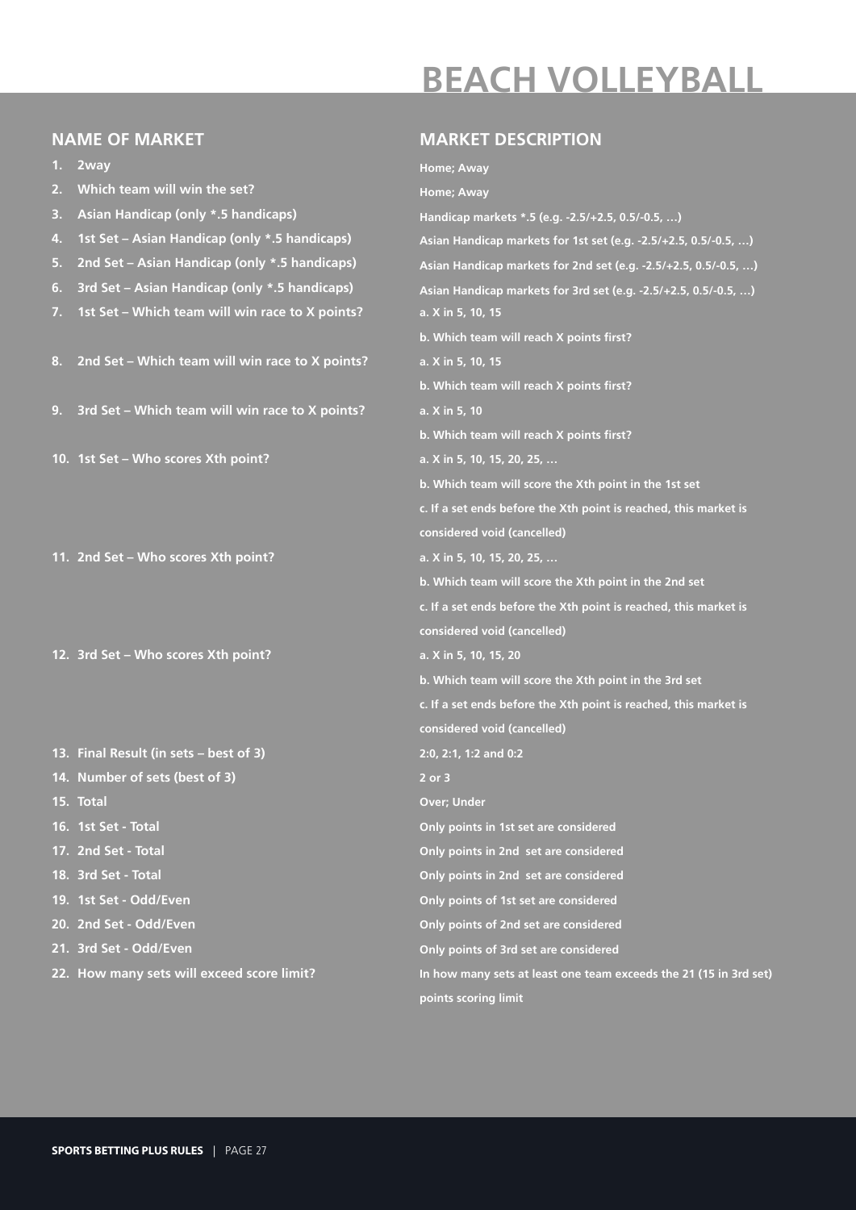# BEACH VOLLEYBALL

| NAME OF MARKET | MARKET DESCRIPTION |
| --- | --- |
| 1. 2way | Home; Away |
| 2. Which team will win the set? | Home; Away |
| 3. Asian Handicap (only *.5 handicaps) | Handicap markets *.5 (e.g. -2.5/+2.5, 0.5/-0.5, …) |
| 4. 1st Set – Asian Handicap (only *.5 handicaps) | Asian Handicap markets for 1st set (e.g. -2.5/+2.5, 0.5/-0.5, …) |
| 5. 2nd Set – Asian Handicap (only *.5 handicaps) | Asian Handicap markets for 2nd set (e.g. -2.5/+2.5, 0.5/-0.5, …) |
| 6. 3rd Set – Asian Handicap (only *.5 handicaps) | Asian Handicap markets for 3rd set (e.g. -2.5/+2.5, 0.5/-0.5, …) |
| 7. 1st Set – Which team will win race to X points? | a. X in 5, 10, 15<br>b. Which team will reach X points first? |
| 8. 2nd Set – Which team will win race to X points? | a. X in 5, 10, 15<br>b. Which team will reach X points first? |
| 9. 3rd Set – Which team will win race to X points? | a. X in 5, 10<br>b. Which team will reach X points first? |
| 10. 1st Set – Who scores Xth point? | a. X in 5, 10, 15, 20, 25, …<br>b. Which team will score the Xth point in the 1st set<br>c. If a set ends before the Xth point is reached, this market is considered void (cancelled) |
| 11. 2nd Set – Who scores Xth point? | a. X in 5, 10, 15, 20, 25, …<br>b. Which team will score the Xth point in the 2nd set<br>c. If a set ends before the Xth point is reached, this market is considered void (cancelled) |
| 12. 3rd Set – Who scores Xth point? | a. X in 5, 10, 15, 20<br>b. Which team will score the Xth point in the 3rd set<br>c. If a set ends before the Xth point is reached, this market is considered void (cancelled) |
| 13. Final Result (in sets – best of 3) | 2:0, 2:1, 1:2 and 0:2 |
| 14. Number of sets (best of 3) | 2 or 3 |
| 15. Total | Over; Under |
| 16. 1st Set - Total | Only points in 1st set are considered |
| 17. 2nd Set - Total | Only points in 2nd set are considered |
| 18. 3rd Set - Total | Only points in 2nd set are considered |
| 19. 1st Set - Odd/Even | Only points of 1st set are considered |
| 20. 2nd Set - Odd/Even | Only points of 2nd set are considered |
| 21. 3rd Set - Odd/Even | Only points of 3rd set are considered |
| 22. How many sets will exceed score limit? | In how many sets at least one team exceeds the 21 (15 in 3rd set) points scoring limit |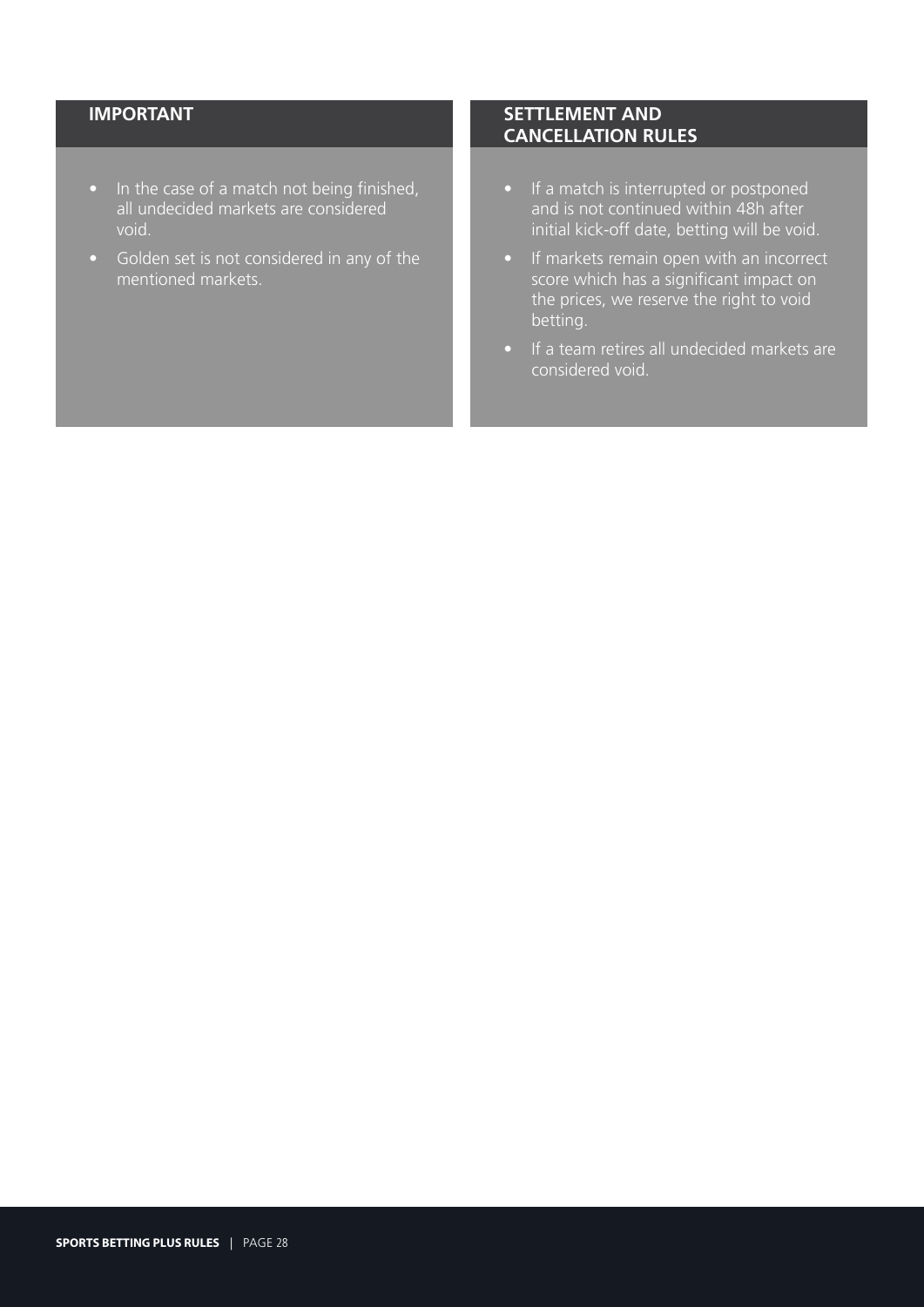## IMPORTANT

- In the case of a match not being finished, all undecided markets are considered void.
- Golden set is not considered in any of the mentioned markets.

## SETTLEMENT AND CANCELLATION RULES

- If a match is interrupted or postponed and is not continued within 48h after initial kick-off date, betting will be void.
- If markets remain open with an incorrect score which has a significant impact on the prices, we reserve the right to void betting.
- If a team retires all undecided markets are considered void.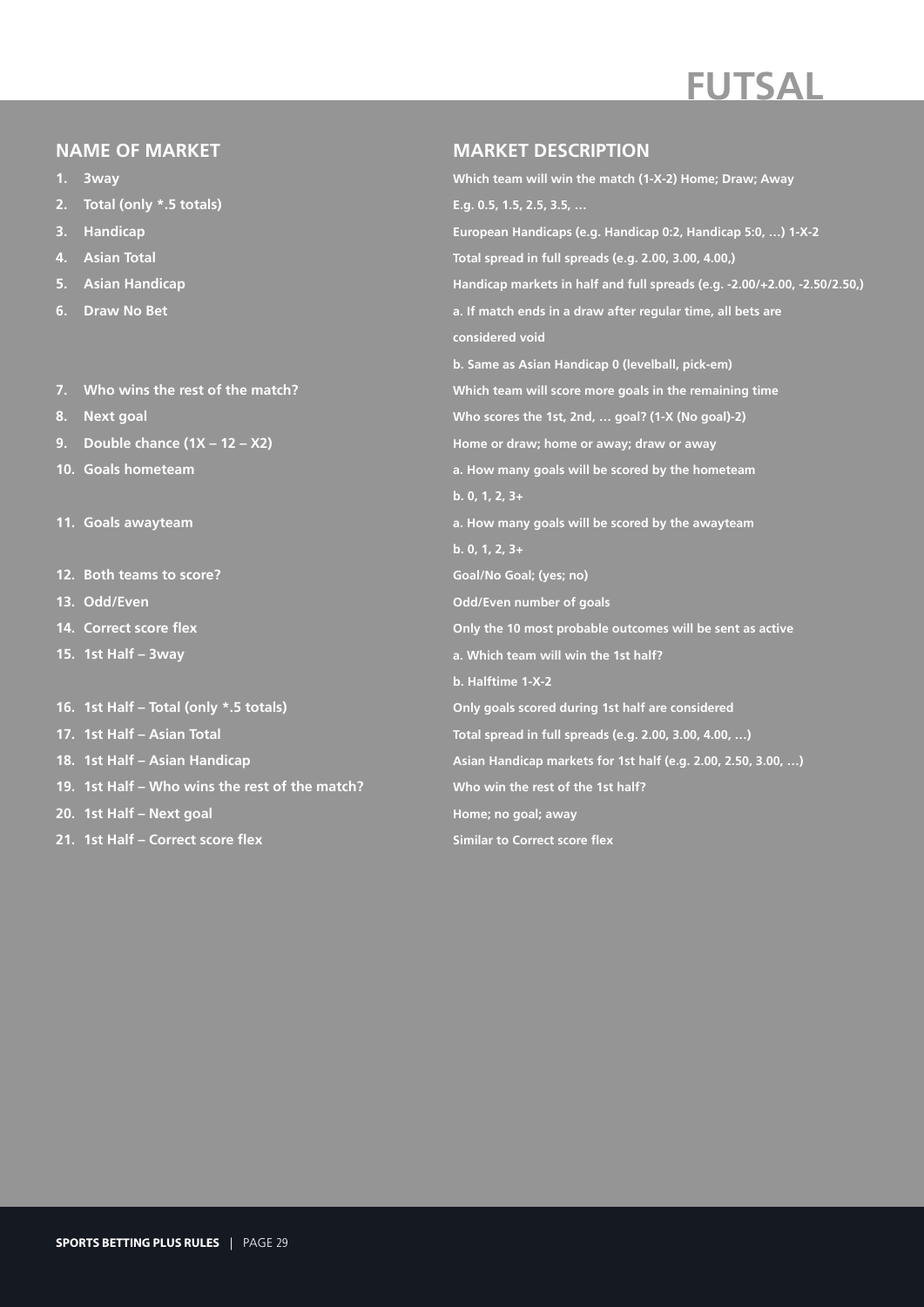# FUTSAL

| NAME OF MARKET | MARKET DESCRIPTION |
|---|---|
| 1. 3way | Which team will win the match (1-X-2) Home; Draw; Away |
| 2. Total (only *.5 totals) | E.g. 0.5, 1.5, 2.5, 3.5, … |
| 3. Handicap | European Handicaps (e.g. Handicap 0:2, Handicap 5:0, …) 1-X-2 |
| 4. Asian Total | Total spread in full spreads (e.g. 2.00, 3.00, 4.00,) |
| 5. Asian Handicap | Handicap markets in half and full spreads (e.g. -2.00/+2.00, -2.50/2.50,) |
| 6. Draw No Bet | a. If match ends in a draw after regular time, all bets are considered void<br>b. Same as Asian Handicap 0 (levelball, pick-em) |
| 7. Who wins the rest of the match? | Which team will score more goals in the remaining time |
| 8. Next goal | Who scores the 1st, 2nd, … goal? (1-X (No goal)-2) |
| 9. Double chance (1X – 12 – X2) | Home or draw; home or away; draw or away |
| 10. Goals hometeam | a. How many goals will be scored by the hometeam<br>b. 0, 1, 2, 3+ |
| 11. Goals awayteam | a. How many goals will be scored by the awayteam<br>b. 0, 1, 2, 3+ |
| 12. Both teams to score? | Goal/No Goal; (yes; no) |
| 13. Odd/Even | Odd/Even number of goals |
| 14. Correct score flex | Only the 10 most probable outcomes will be sent as active |
| 15. 1st Half – 3way | a. Which team will win the 1st half?<br>b. Halftime 1-X-2 |
| 16. 1st Half – Total (only *.5 totals) | Only goals scored during 1st half are considered |
| 17. 1st Half – Asian Total | Total spread in full spreads (e.g. 2.00, 3.00, 4.00, …) |
| 18. 1st Half – Asian Handicap | Asian Handicap markets for 1st half (e.g. 2.00, 2.50, 3.00, …) |
| 19. 1st Half – Who wins the rest of the match? | Who win the rest of the 1st half? |
| 20. 1st Half – Next goal | Home; no goal; away |
| 21. 1st Half – Correct score flex | Similar to Correct score flex |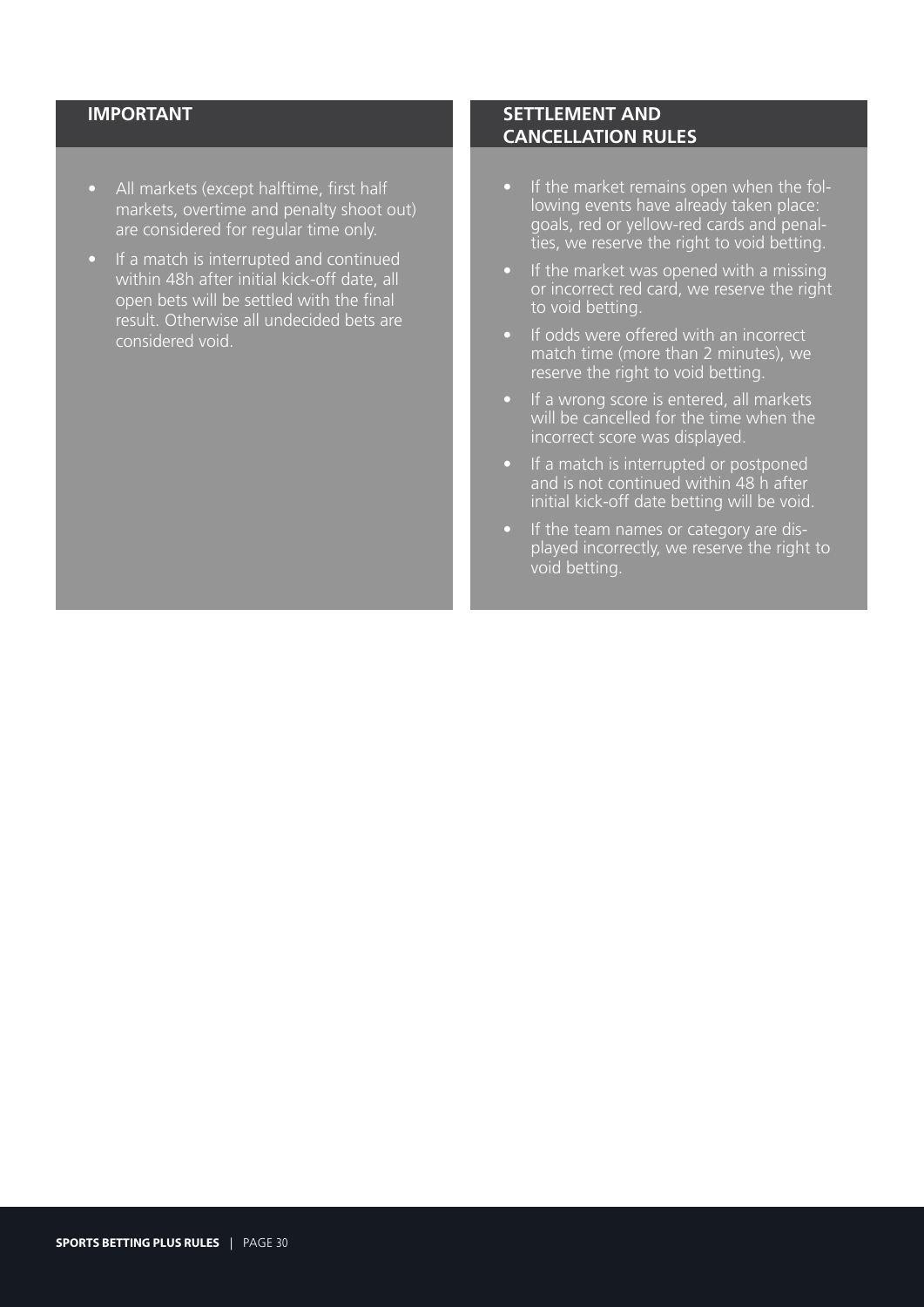## IMPORTANT

- All markets (except halftime, first half markets, overtime and penalty shoot out) are considered for regular time only.
- If a match is interrupted and continued within 48h after initial kick-off date, all open bets will be settled with the final result. Otherwise all undecided bets are considered void.

## SETTLEMENT AND CANCELLATION RULES

- If the market remains open when the following events have already taken place: goals, red or yellow-red cards and penalties, we reserve the right to void betting.
- If the market was opened with a missing or incorrect red card, we reserve the right to void betting.
- If odds were offered with an incorrect match time (more than 2 minutes), we reserve the right to void betting.
- If a wrong score is entered, all markets will be cancelled for the time when the incorrect score was displayed.
- If a match is interrupted or postponed and is not continued within 48 h after initial kick-off date betting will be void.
- If the team names or category are displayed incorrectly, we reserve the right to void betting.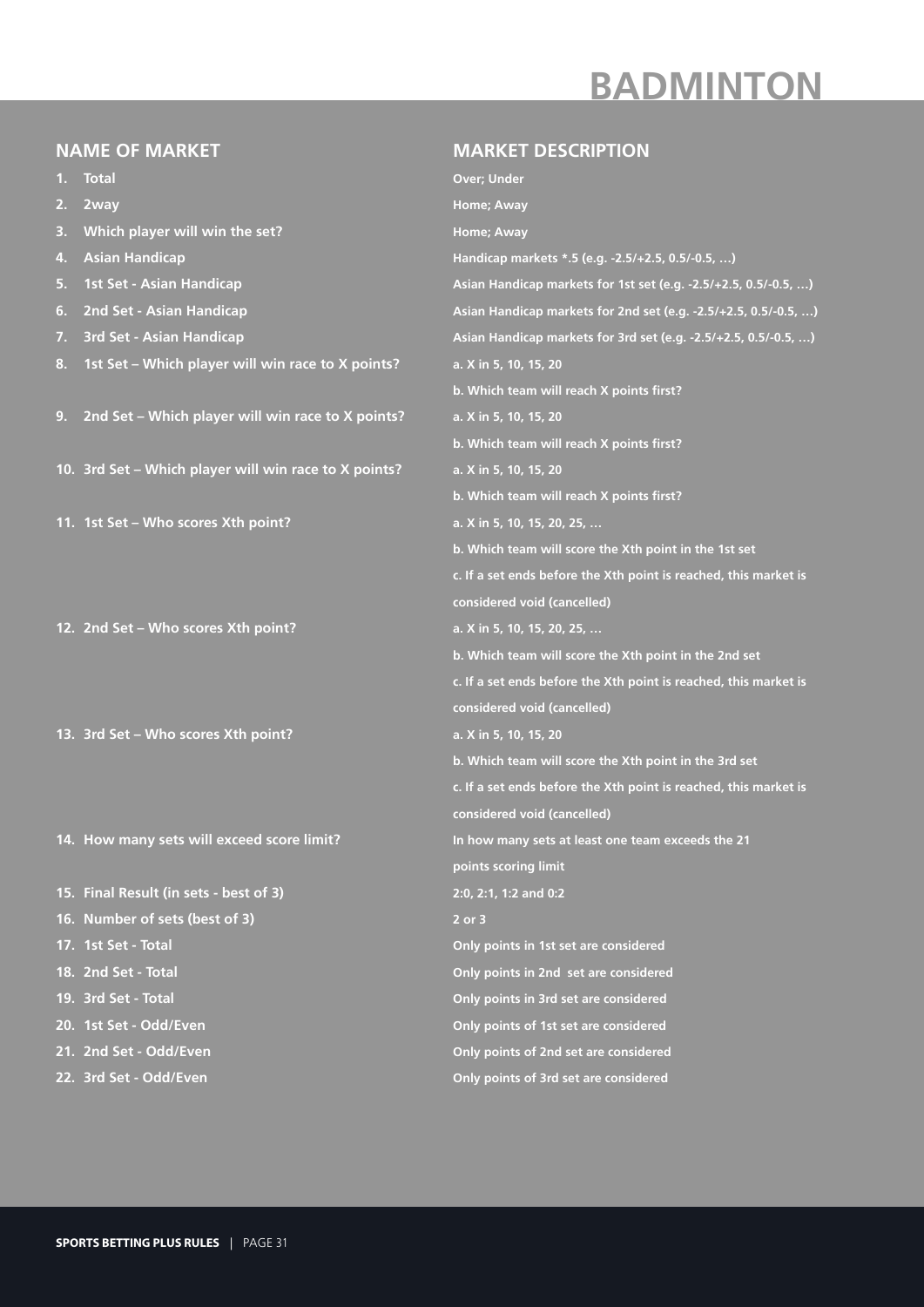# BADMINTON

| NAME OF MARKET | MARKET DESCRIPTION |
|---|---|
| 1. Total | Over; Under |
| 2. 2way | Home; Away |
| 3. Which player will win the set? | Home; Away |
| 4. Asian Handicap | Handicap markets *.5 (e.g. -2.5/+2.5, 0.5/-0.5, …) |
| 5. 1st Set - Asian Handicap | Asian Handicap markets for 1st set (e.g. -2.5/+2.5, 0.5/-0.5, …) |
| 6. 2nd Set - Asian Handicap | Asian Handicap markets for 2nd set (e.g. -2.5/+2.5, 0.5/-0.5, …) |
| 7. 3rd Set - Asian Handicap | Asian Handicap markets for 3rd set (e.g. -2.5/+2.5, 0.5/-0.5, …) |
| 8. 1st Set – Which player will win race to X points? | a. X in 5, 10, 15, 20<br>b. Which team will reach X points first? |
| 9. 2nd Set – Which player will win race to X points? | a. X in 5, 10, 15, 20<br>b. Which team will reach X points first? |
| 10. 3rd Set – Which player will win race to X points? | a. X in 5, 10, 15, 20<br>b. Which team will reach X points first? |
| 11. 1st Set – Who scores Xth point? | a. X in 5, 10, 15, 20, 25, …<br>b. Which team will score the Xth point in the 1st set<br>c. If a set ends before the Xth point is reached, this market is considered void (cancelled) |
| 12. 2nd Set – Who scores Xth point? | a. X in 5, 10, 15, 20, 25, …<br>b. Which team will score the Xth point in the 2nd set<br>c. If a set ends before the Xth point is reached, this market is considered void (cancelled) |
| 13. 3rd Set – Who scores Xth point? | a. X in 5, 10, 15, 20<br>b. Which team will score the Xth point in the 3rd set<br>c. If a set ends before the Xth point is reached, this market is considered void (cancelled) |
| 14. How many sets will exceed score limit? | In how many sets at least one team exceeds the 21 points scoring limit |
| 15. Final Result (in sets - best of 3) | 2:0, 2:1, 1:2 and 0:2 |
| 16. Number of sets (best of 3) | 2 or 3 |
| 17. 1st Set - Total | Only points in 1st set are considered |
| 18. 2nd Set - Total | Only points in 2nd set are considered |
| 19. 3rd Set - Total | Only points in 3rd set are considered |
| 20. 1st Set - Odd/Even | Only points of 1st set are considered |
| 21. 2nd Set - Odd/Even | Only points of 2nd set are considered |
| 22. 3rd Set - Odd/Even | Only points of 3rd set are considered |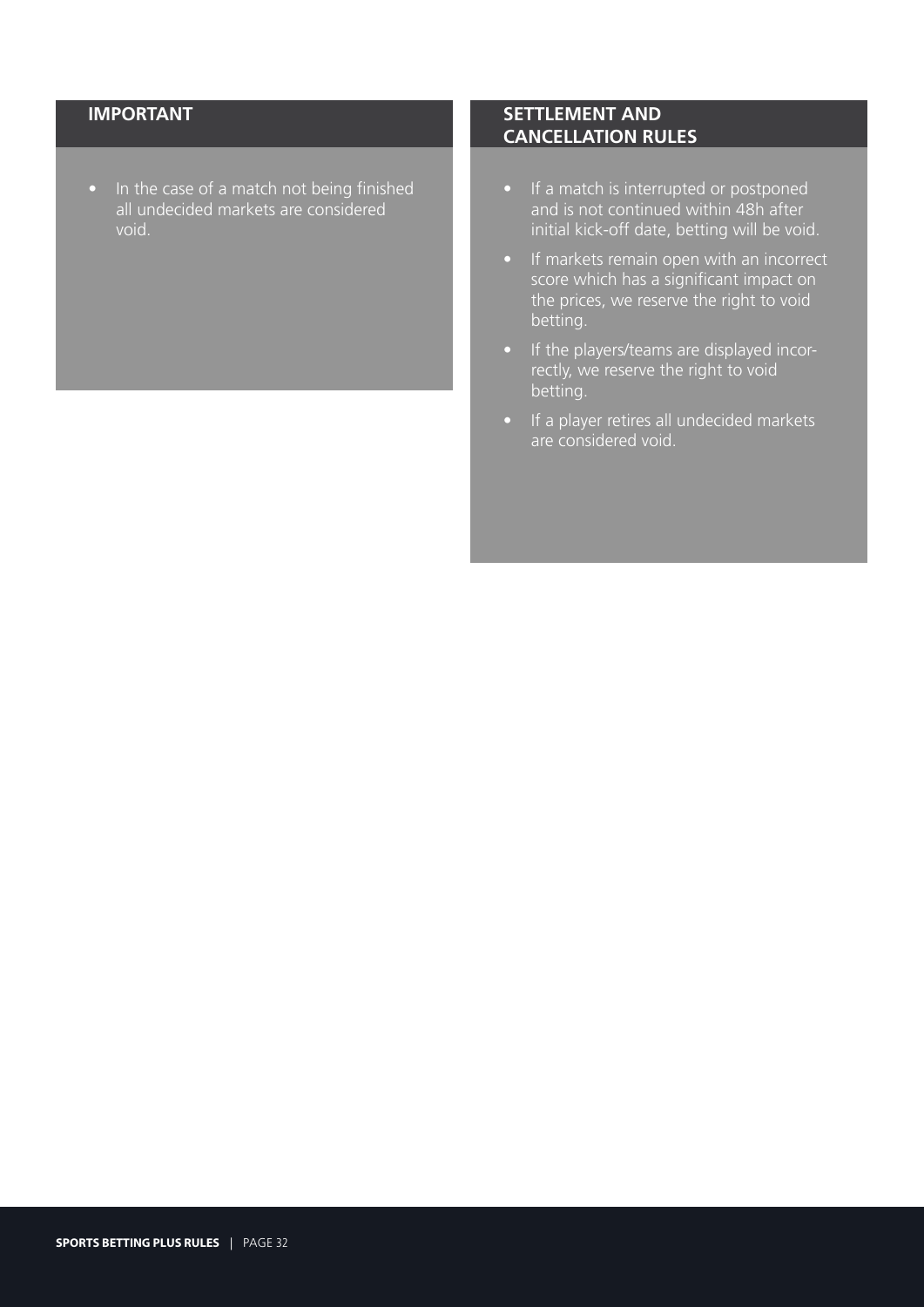## IMPORTANT

- In the case of a match not being finished all undecided markets are considered void.

## SETTLEMENT AND CANCELLATION RULES

- If a match is interrupted or postponed and is not continued within 48h after initial kick-off date, betting will be void.
- If markets remain open with an incorrect score which has a significant impact on the prices, we reserve the right to void betting.
- If the players/teams are displayed incorrectly, we reserve the right to void betting.
- If a player retires all undecided markets are considered void.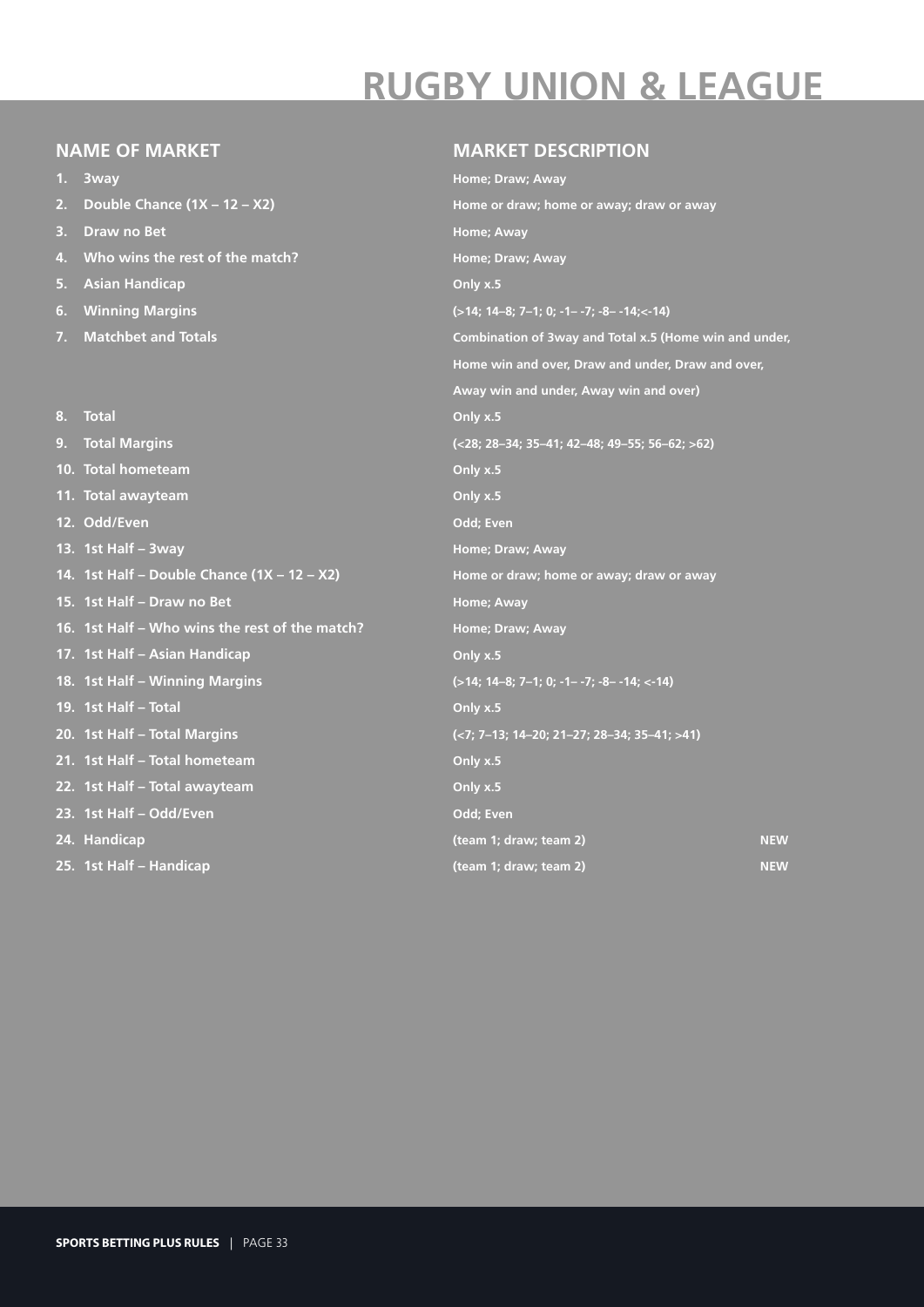# RUGBY UNION & LEAGUE

| NAME OF MARKET | MARKET DESCRIPTION | |
|---|---|---|
| 1. 3way | Home; Draw; Away | |
| 2. Double Chance (1X – 12 – X2) | Home or draw; home or away; draw or away | |
| 3. Draw no Bet | Home; Away | |
| 4. Who wins the rest of the match? | Home; Draw; Away | |
| 5. Asian Handicap | Only x.5 | |
| 6. Winning Margins | (>14; 14–8; 7–1; 0; -1– -7; -8– -14;<-14) | |
| 7. Matchbet and Totals | Combination of 3way and Total x.5 (Home win and under, Home win and over, Draw and under, Draw and over, Away win and under, Away win and over) | |
| 8. Total | Only x.5 | |
| 9. Total Margins | (<28; 28–34; 35–41; 42–48; 49–55; 56–62; >62) | |
| 10. Total hometeam | Only x.5 | |
| 11. Total awayteam | Only x.5 | |
| 12. Odd/Even | Odd; Even | |
| 13. 1st Half – 3way | Home; Draw; Away | |
| 14. 1st Half – Double Chance (1X – 12 – X2) | Home or draw; home or away; draw or away | |
| 15. 1st Half – Draw no Bet | Home; Away | |
| 16. 1st Half – Who wins the rest of the match? | Home; Draw; Away | |
| 17. 1st Half – Asian Handicap | Only x.5 | |
| 18. 1st Half – Winning Margins | (>14; 14–8; 7–1; 0; -1– -7; -8– -14; <-14) | |
| 19. 1st Half – Total | Only x.5 | |
| 20. 1st Half – Total Margins | (<7; 7–13; 14–20; 21–27; 28–34; 35–41; >41) | |
| 21. 1st Half – Total hometeam | Only x.5 | |
| 22. 1st Half – Total awayteam | Only x.5 | |
| 23. 1st Half – Odd/Even | Odd; Even | |
| 24. Handicap | (team 1; draw; team 2) | NEW |
| 25. 1st Half – Handicap | (team 1; draw; team 2) | NEW |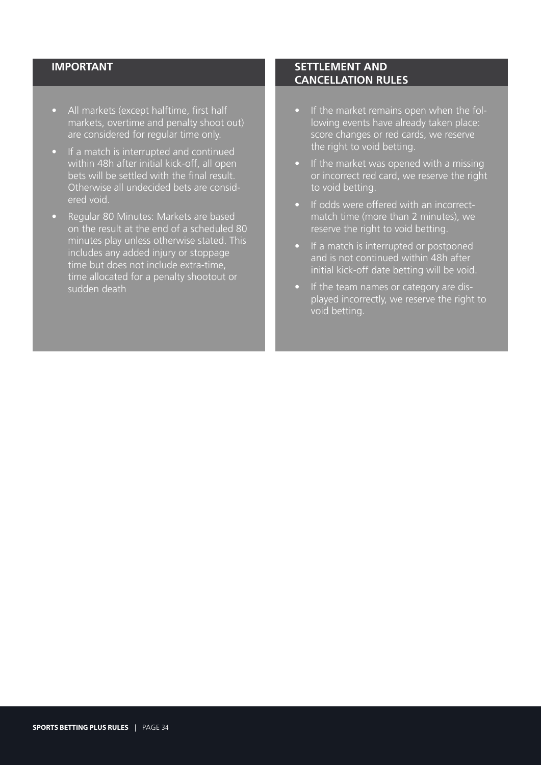## IMPORTANT

- All markets (except halftime, first half markets, overtime and penalty shoot out) are considered for regular time only.
- If a match is interrupted and continued within 48h after initial kick-off, all open bets will be settled with the final result. Otherwise all undecided bets are considered void.
- Regular 80 Minutes: Markets are based on the result at the end of a scheduled 80 minutes play unless otherwise stated. This includes any added injury or stoppage time but does not include extra-time, time allocated for a penalty shootout or sudden death

## SETTLEMENT AND CANCELLATION RULES

- If the market remains open when the following events have already taken place: score changes or red cards, we reserve the right to void betting.
- If the market was opened with a missing or incorrect red card, we reserve the right to void betting.
- If odds were offered with an incorrect-match time (more than 2 minutes), we reserve the right to void betting.
- If a match is interrupted or postponed and is not continued within 48h after initial kick-off date betting will be void.
- If the team names or category are displayed incorrectly, we reserve the right to void betting.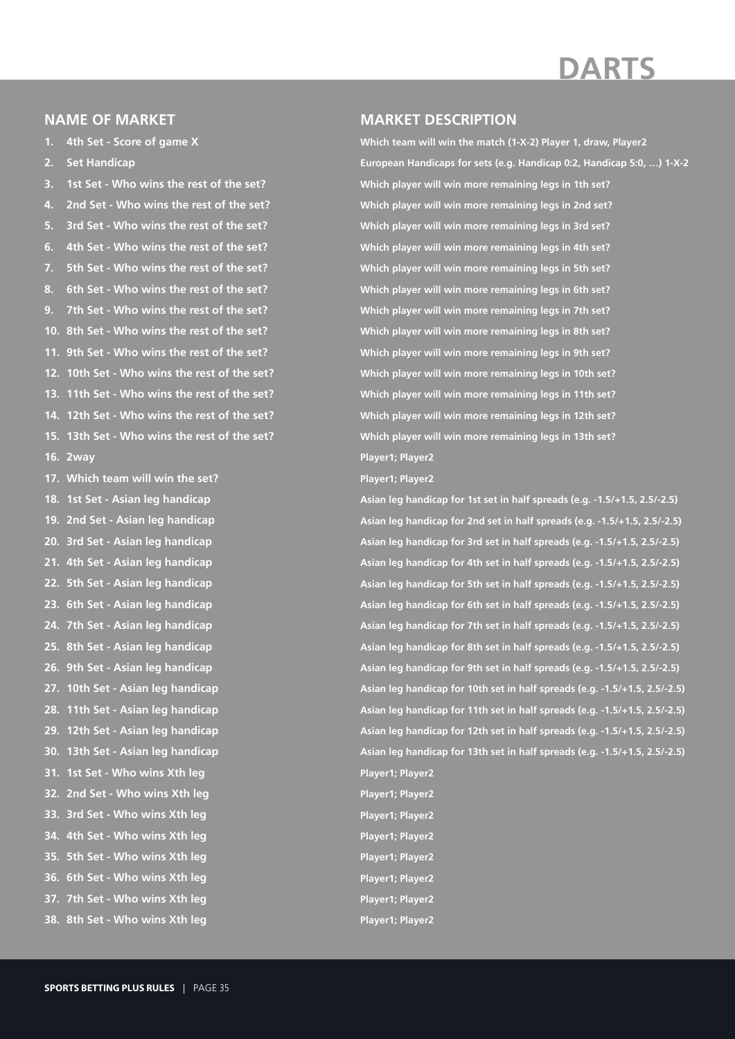# DARTS

| NAME OF MARKET | MARKET DESCRIPTION |
| --- | --- |
| 1. 4th Set - Score of game X | Which team will win the match (1-X-2) Player 1, draw, Player2 |
| 2. Set Handicap | European Handicaps for sets (e.g. Handicap 0:2, Handicap 5:0, …) 1-X-2 |
| 3. 1st Set - Who wins the rest of the set? | Which player will win more remaining legs in 1th set? |
| 4. 2nd Set - Who wins the rest of the set? | Which player will win more remaining legs in 2nd set? |
| 5. 3rd Set - Who wins the rest of the set? | Which player will win more remaining legs in 3rd set? |
| 6. 4th Set - Who wins the rest of the set? | Which player will win more remaining legs in 4th set? |
| 7. 5th Set - Who wins the rest of the set? | Which player will win more remaining legs in 5th set? |
| 8. 6th Set - Who wins the rest of the set? | Which player will win more remaining legs in 6th set? |
| 9. 7th Set - Who wins the rest of the set? | Which player will win more remaining legs in 7th set? |
| 10. 8th Set - Who wins the rest of the set? | Which player will win more remaining legs in 8th set? |
| 11. 9th Set - Who wins the rest of the set? | Which player will win more remaining legs in 9th set? |
| 12. 10th Set - Who wins the rest of the set? | Which player will win more remaining legs in 10th set? |
| 13. 11th Set - Who wins the rest of the set? | Which player will win more remaining legs in 11th set? |
| 14. 12th Set - Who wins the rest of the set? | Which player will win more remaining legs in 12th set? |
| 15. 13th Set - Who wins the rest of the set? | Which player will win more remaining legs in 13th set? |
| 16. 2way | Player1; Player2 |
| 17. Which team will win the set? | Player1; Player2 |
| 18. 1st Set - Asian leg handicap | Asian leg handicap for 1st set in half spreads (e.g. -1.5/+1.5, 2.5/-2.5) |
| 19. 2nd Set - Asian leg handicap | Asian leg handicap for 2nd set in half spreads (e.g. -1.5/+1.5, 2.5/-2.5) |
| 20. 3rd Set - Asian leg handicap | Asian leg handicap for 3rd set in half spreads (e.g. -1.5/+1.5, 2.5/-2.5) |
| 21. 4th Set - Asian leg handicap | Asian leg handicap for 4th set in half spreads (e.g. -1.5/+1.5, 2.5/-2.5) |
| 22. 5th Set - Asian leg handicap | Asian leg handicap for 5th set in half spreads (e.g. -1.5/+1.5, 2.5/-2.5) |
| 23. 6th Set - Asian leg handicap | Asian leg handicap for 6th set in half spreads (e.g. -1.5/+1.5, 2.5/-2.5) |
| 24. 7th Set - Asian leg handicap | Asian leg handicap for 7th set in half spreads (e.g. -1.5/+1.5, 2.5/-2.5) |
| 25. 8th Set - Asian leg handicap | Asian leg handicap for 8th set in half spreads (e.g. -1.5/+1.5, 2.5/-2.5) |
| 26. 9th Set - Asian leg handicap | Asian leg handicap for 9th set in half spreads (e.g. -1.5/+1.5, 2.5/-2.5) |
| 27. 10th Set - Asian leg handicap | Asian leg handicap for 10th set in half spreads (e.g. -1.5/+1.5, 2.5/-2.5) |
| 28. 11th Set - Asian leg handicap | Asian leg handicap for 11th set in half spreads (e.g. -1.5/+1.5, 2.5/-2.5) |
| 29. 12th Set - Asian leg handicap | Asian leg handicap for 12th set in half spreads (e.g. -1.5/+1.5, 2.5/-2.5) |
| 30. 13th Set - Asian leg handicap | Asian leg handicap for 13th set in half spreads (e.g. -1.5/+1.5, 2.5/-2.5) |
| 31. 1st Set - Who wins Xth leg | Player1; Player2 |
| 32. 2nd Set - Who wins Xth leg | Player1; Player2 |
| 33. 3rd Set - Who wins Xth leg | Player1; Player2 |
| 34. 4th Set - Who wins Xth leg | Player1; Player2 |
| 35. 5th Set - Who wins Xth leg | Player1; Player2 |
| 36. 6th Set - Who wins Xth leg | Player1; Player2 |
| 37. 7th Set - Who wins Xth leg | Player1; Player2 |
| 38. 8th Set - Who wins Xth leg | Player1; Player2 |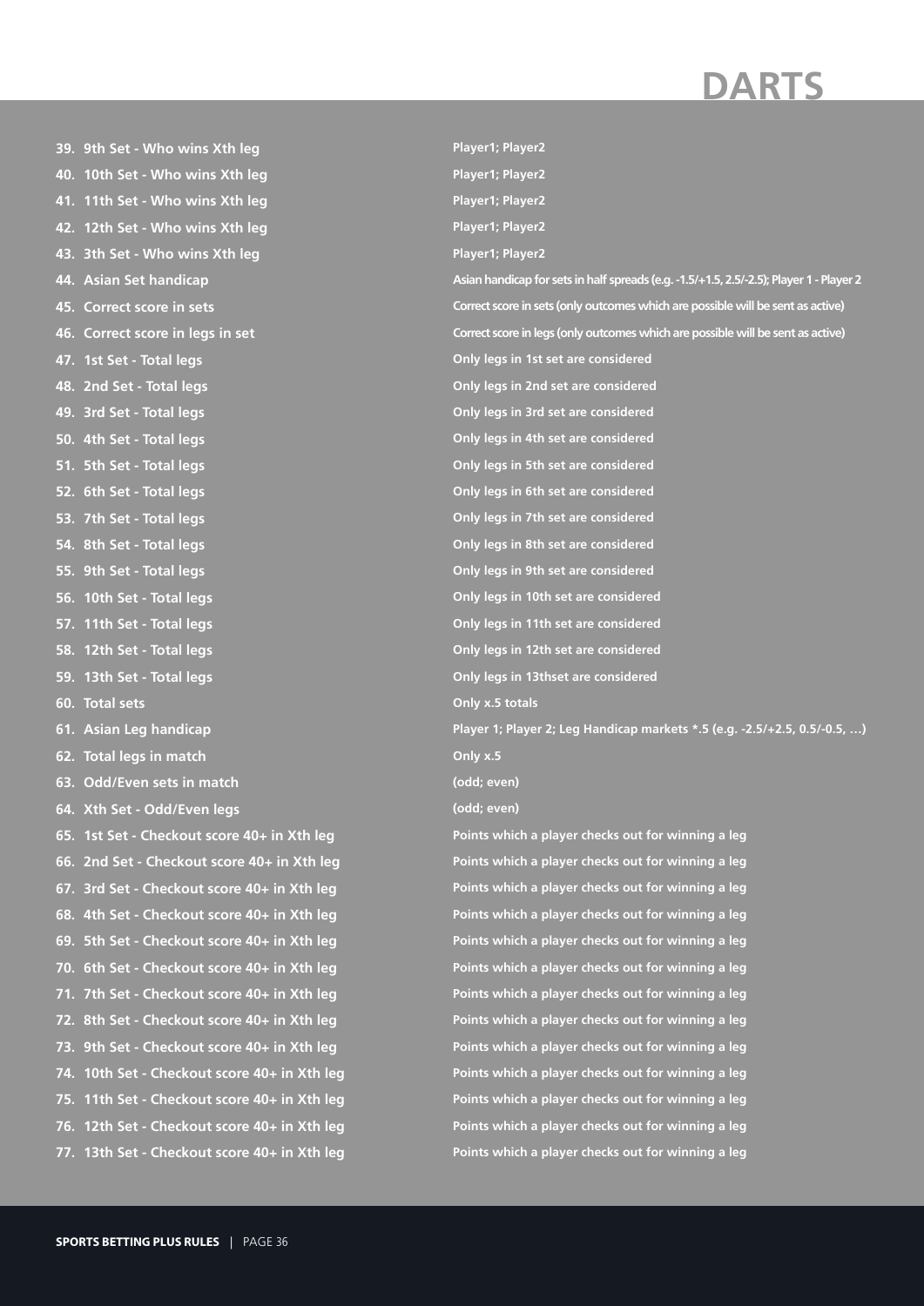# DARTS

| | |
|---|---|
| **39. 9th Set - Who wins Xth leg** | **Player1; Player2** |
| **40. 10th Set - Who wins Xth leg** | **Player1; Player2** |
| **41. 11th Set - Who wins Xth leg** | **Player1; Player2** |
| **42. 12th Set - Who wins Xth leg** | **Player1; Player2** |
| **43. 3th Set - Who wins Xth leg** | **Player1; Player2** |
| **44. Asian Set handicap** | **Asian handicap for sets in half spreads (e.g. -1.5/+1.5, 2.5/-2.5); Player 1 - Player 2** |
| **45. Correct score in sets** | **Correct score in sets (only outcomes which are possible will be sent as active)** |
| **46. Correct score in legs in set** | **Correct score in legs (only outcomes which are possible will be sent as active)** |
| **47. 1st Set - Total legs** | **Only legs in 1st set are considered** |
| **48. 2nd Set - Total legs** | **Only legs in 2nd set are considered** |
| **49. 3rd Set - Total legs** | **Only legs in 3rd set are considered** |
| **50. 4th Set - Total legs** | **Only legs in 4th set are considered** |
| **51. 5th Set - Total legs** | **Only legs in 5th set are considered** |
| **52. 6th Set - Total legs** | **Only legs in 6th set are considered** |
| **53. 7th Set - Total legs** | **Only legs in 7th set are considered** |
| **54. 8th Set - Total legs** | **Only legs in 8th set are considered** |
| **55. 9th Set - Total legs** | **Only legs in 9th set are considered** |
| **56. 10th Set - Total legs** | **Only legs in 10th set are considered** |
| **57. 11th Set - Total legs** | **Only legs in 11th set are considered** |
| **58. 12th Set - Total legs** | **Only legs in 12th set are considered** |
| **59. 13th Set - Total legs** | **Only legs in 13thset are considered** |
| **60. Total sets** | **Only x.5 totals** |
| **61. Asian Leg handicap** | **Player 1; Player 2; Leg Handicap markets *.5 (e.g. -2.5/+2.5, 0.5/-0.5, …)** |
| **62. Total legs in match** | **Only x.5** |
| **63. Odd/Even sets in match** | **(odd; even)** |
| **64. Xth Set - Odd/Even legs** | **(odd; even)** |
| **65. 1st Set - Checkout score 40+ in Xth leg** | **Points which a player checks out for winning a leg** |
| **66. 2nd Set - Checkout score 40+ in Xth leg** | **Points which a player checks out for winning a leg** |
| **67. 3rd Set - Checkout score 40+ in Xth leg** | **Points which a player checks out for winning a leg** |
| **68. 4th Set - Checkout score 40+ in Xth leg** | **Points which a player checks out for winning a leg** |
| **69. 5th Set - Checkout score 40+ in Xth leg** | **Points which a player checks out for winning a leg** |
| **70. 6th Set - Checkout score 40+ in Xth leg** | **Points which a player checks out for winning a leg** |
| **71. 7th Set - Checkout score 40+ in Xth leg** | **Points which a player checks out for winning a leg** |
| **72. 8th Set - Checkout score 40+ in Xth leg** | **Points which a player checks out for winning a leg** |
| **73. 9th Set - Checkout score 40+ in Xth leg** | **Points which a player checks out for winning a leg** |
| **74. 10th Set - Checkout score 40+ in Xth leg** | **Points which a player checks out for winning a leg** |
| **75. 11th Set - Checkout score 40+ in Xth leg** | **Points which a player checks out for winning a leg** |
| **76. 12th Set - Checkout score 40+ in Xth leg** | **Points which a player checks out for winning a leg** |
| **77. 13th Set - Checkout score 40+ in Xth leg** | **Points which a player checks out for winning a leg** |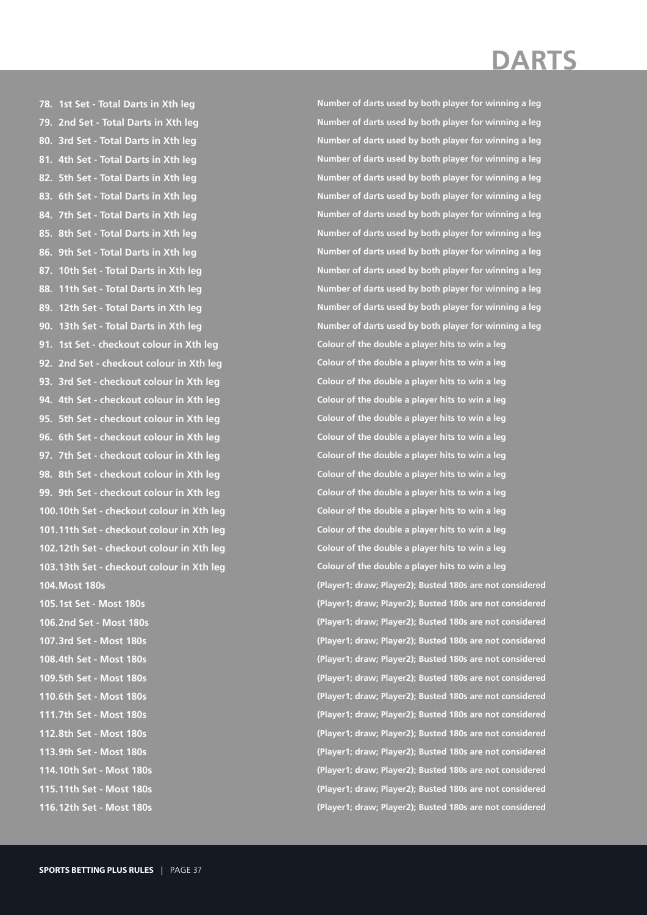# DARTS

| | |
|---|---|
| 78. 1st Set - Total Darts in Xth leg | Number of darts used by both player for winning a leg |
| 79. 2nd Set - Total Darts in Xth leg | Number of darts used by both player for winning a leg |
| 80. 3rd Set - Total Darts in Xth leg | Number of darts used by both player for winning a leg |
| 81. 4th Set - Total Darts in Xth leg | Number of darts used by both player for winning a leg |
| 82. 5th Set - Total Darts in Xth leg | Number of darts used by both player for winning a leg |
| 83. 6th Set - Total Darts in Xth leg | Number of darts used by both player for winning a leg |
| 84. 7th Set - Total Darts in Xth leg | Number of darts used by both player for winning a leg |
| 85. 8th Set - Total Darts in Xth leg | Number of darts used by both player for winning a leg |
| 86. 9th Set - Total Darts in Xth leg | Number of darts used by both player for winning a leg |
| 87. 10th Set - Total Darts in Xth leg | Number of darts used by both player for winning a leg |
| 88. 11th Set - Total Darts in Xth leg | Number of darts used by both player for winning a leg |
| 89. 12th Set - Total Darts in Xth leg | Number of darts used by both player for winning a leg |
| 90. 13th Set - Total Darts in Xth leg | Number of darts used by both player for winning a leg |
| 91. 1st Set - checkout colour in Xth leg | Colour of the double a player hits to win a leg |
| 92. 2nd Set - checkout colour in Xth leg | Colour of the double a player hits to win a leg |
| 93. 3rd Set - checkout colour in Xth leg | Colour of the double a player hits to win a leg |
| 94. 4th Set - checkout colour in Xth leg | Colour of the double a player hits to win a leg |
| 95. 5th Set - checkout colour in Xth leg | Colour of the double a player hits to win a leg |
| 96. 6th Set - checkout colour in Xth leg | Colour of the double a player hits to win a leg |
| 97. 7th Set - checkout colour in Xth leg | Colour of the double a player hits to win a leg |
| 98. 8th Set - checkout colour in Xth leg | Colour of the double a player hits to win a leg |
| 99. 9th Set - checkout colour in Xth leg | Colour of the double a player hits to win a leg |
| 100. 10th Set - checkout colour in Xth leg | Colour of the double a player hits to win a leg |
| 101. 11th Set - checkout colour in Xth leg | Colour of the double a player hits to win a leg |
| 102. 12th Set - checkout colour in Xth leg | Colour of the double a player hits to win a leg |
| 103. 13th Set - checkout colour in Xth leg | Colour of the double a player hits to win a leg |
| 104. Most 180s | (Player1; draw; Player2); Busted 180s are not considered |
| 105. 1st Set - Most 180s | (Player1; draw; Player2); Busted 180s are not considered |
| 106. 2nd Set - Most 180s | (Player1; draw; Player2); Busted 180s are not considered |
| 107. 3rd Set - Most 180s | (Player1; draw; Player2); Busted 180s are not considered |
| 108. 4th Set - Most 180s | (Player1; draw; Player2); Busted 180s are not considered |
| 109. 5th Set - Most 180s | (Player1; draw; Player2); Busted 180s are not considered |
| 110. 6th Set - Most 180s | (Player1; draw; Player2); Busted 180s are not considered |
| 111. 7th Set - Most 180s | (Player1; draw; Player2); Busted 180s are not considered |
| 112. 8th Set - Most 180s | (Player1; draw; Player2); Busted 180s are not considered |
| 113. 9th Set - Most 180s | (Player1; draw; Player2); Busted 180s are not considered |
| 114. 10th Set - Most 180s | (Player1; draw; Player2); Busted 180s are not considered |
| 115. 11th Set - Most 180s | (Player1; draw; Player2); Busted 180s are not considered |
| 116. 12th Set - Most 180s | (Player1; draw; Player2); Busted 180s are not considered |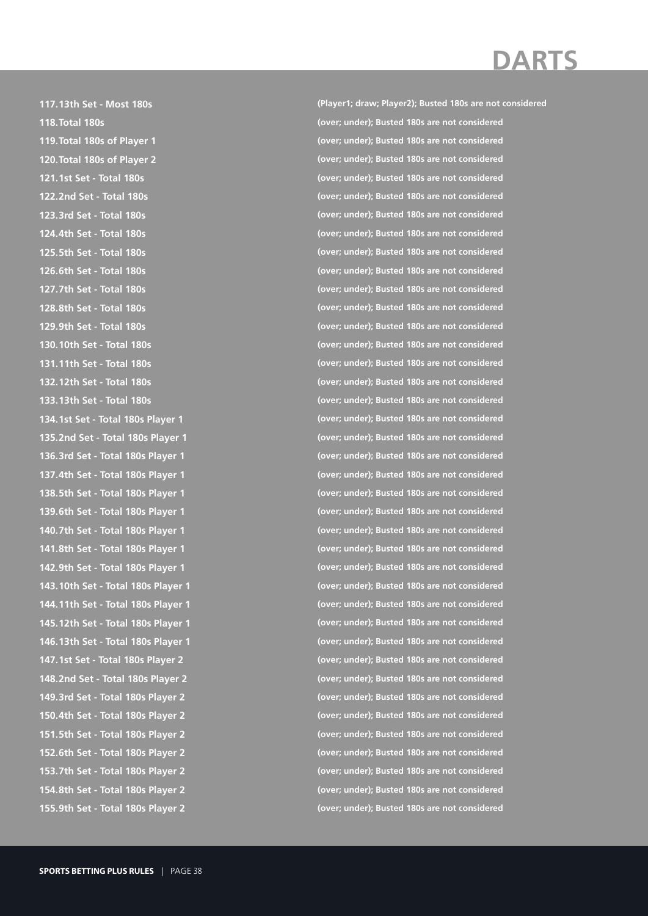# DARTS

| | |
|---|---|
| **117. 13th Set - Most 180s** | **(Player1; draw; Player2); Busted 180s are not considered** |
| **118. Total 180s** | **(over; under); Busted 180s are not considered** |
| **119. Total 180s of Player 1** | **(over; under); Busted 180s are not considered** |
| **120. Total 180s of Player 2** | **(over; under); Busted 180s are not considered** |
| **121. 1st Set - Total 180s** | **(over; under); Busted 180s are not considered** |
| **122. 2nd Set - Total 180s** | **(over; under); Busted 180s are not considered** |
| **123. 3rd Set - Total 180s** | **(over; under); Busted 180s are not considered** |
| **124. 4th Set - Total 180s** | **(over; under); Busted 180s are not considered** |
| **125. 5th Set - Total 180s** | **(over; under); Busted 180s are not considered** |
| **126. 6th Set - Total 180s** | **(over; under); Busted 180s are not considered** |
| **127. 7th Set - Total 180s** | **(over; under); Busted 180s are not considered** |
| **128. 8th Set - Total 180s** | **(over; under); Busted 180s are not considered** |
| **129. 9th Set - Total 180s** | **(over; under); Busted 180s are not considered** |
| **130. 10th Set - Total 180s** | **(over; under); Busted 180s are not considered** |
| **131. 11th Set - Total 180s** | **(over; under); Busted 180s are not considered** |
| **132. 12th Set - Total 180s** | **(over; under); Busted 180s are not considered** |
| **133. 13th Set - Total 180s** | **(over; under); Busted 180s are not considered** |
| **134. 1st Set - Total 180s Player 1** | **(over; under); Busted 180s are not considered** |
| **135. 2nd Set - Total 180s Player 1** | **(over; under); Busted 180s are not considered** |
| **136. 3rd Set - Total 180s Player 1** | **(over; under); Busted 180s are not considered** |
| **137. 4th Set - Total 180s Player 1** | **(over; under); Busted 180s are not considered** |
| **138. 5th Set - Total 180s Player 1** | **(over; under); Busted 180s are not considered** |
| **139. 6th Set - Total 180s Player 1** | **(over; under); Busted 180s are not considered** |
| **140. 7th Set - Total 180s Player 1** | **(over; under); Busted 180s are not considered** |
| **141. 8th Set - Total 180s Player 1** | **(over; under); Busted 180s are not considered** |
| **142. 9th Set - Total 180s Player 1** | **(over; under); Busted 180s are not considered** |
| **143. 10th Set - Total 180s Player 1** | **(over; under); Busted 180s are not considered** |
| **144. 11th Set - Total 180s Player 1** | **(over; under); Busted 180s are not considered** |
| **145. 12th Set - Total 180s Player 1** | **(over; under); Busted 180s are not considered** |
| **146. 13th Set - Total 180s Player 1** | **(over; under); Busted 180s are not considered** |
| **147. 1st Set - Total 180s Player 2** | **(over; under); Busted 180s are not considered** |
| **148. 2nd Set - Total 180s Player 2** | **(over; under); Busted 180s are not considered** |
| **149. 3rd Set - Total 180s Player 2** | **(over; under); Busted 180s are not considered** |
| **150. 4th Set - Total 180s Player 2** | **(over; under); Busted 180s are not considered** |
| **151. 5th Set - Total 180s Player 2** | **(over; under); Busted 180s are not considered** |
| **152. 6th Set - Total 180s Player 2** | **(over; under); Busted 180s are not considered** |
| **153. 7th Set - Total 180s Player 2** | **(over; under); Busted 180s are not considered** |
| **154. 8th Set - Total 180s Player 2** | **(over; under); Busted 180s are not considered** |
| **155. 9th Set - Total 180s Player 2** | **(over; under); Busted 180s are not considered** |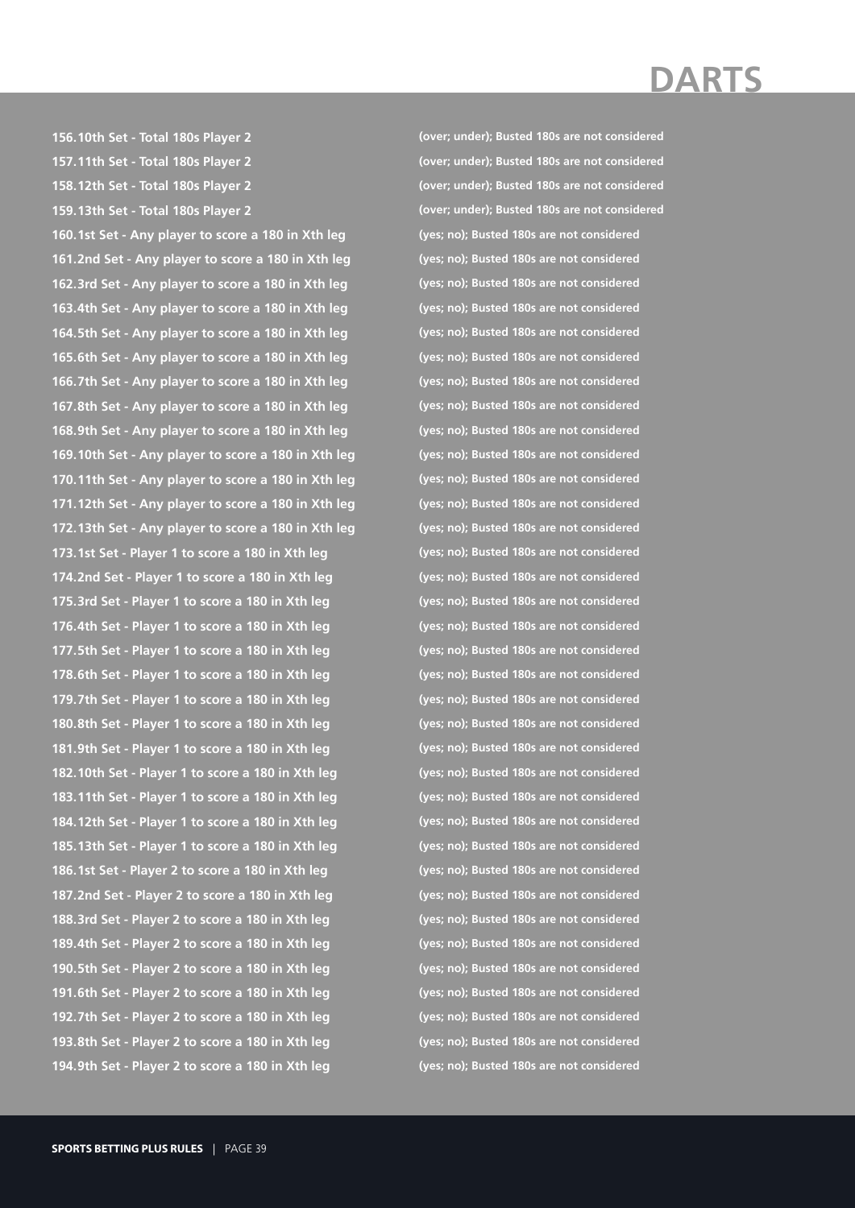# DARTS

156. 10th Set - Total 180s Player 2 — (over; under); Busted 180s are not considered
157. 11th Set - Total 180s Player 2 — (over; under); Busted 180s are not considered
158. 12th Set - Total 180s Player 2 — (over; under); Busted 180s are not considered
159. 13th Set - Total 180s Player 2 — (over; under); Busted 180s are not considered
160. 1st Set - Any player to score a 180 in Xth leg — (yes; no); Busted 180s are not considered
161. 2nd Set - Any player to score a 180 in Xth leg — (yes; no); Busted 180s are not considered
162. 3rd Set - Any player to score a 180 in Xth leg — (yes; no); Busted 180s are not considered
163. 4th Set - Any player to score a 180 in Xth leg — (yes; no); Busted 180s are not considered
164. 5th Set - Any player to score a 180 in Xth leg — (yes; no); Busted 180s are not considered
165. 6th Set - Any player to score a 180 in Xth leg — (yes; no); Busted 180s are not considered
166. 7th Set - Any player to score a 180 in Xth leg — (yes; no); Busted 180s are not considered
167. 8th Set - Any player to score a 180 in Xth leg — (yes; no); Busted 180s are not considered
168. 9th Set - Any player to score a 180 in Xth leg — (yes; no); Busted 180s are not considered
169. 10th Set - Any player to score a 180 in Xth leg — (yes; no); Busted 180s are not considered
170. 11th Set - Any player to score a 180 in Xth leg — (yes; no); Busted 180s are not considered
171. 12th Set - Any player to score a 180 in Xth leg — (yes; no); Busted 180s are not considered
172. 13th Set - Any player to score a 180 in Xth leg — (yes; no); Busted 180s are not considered
173. 1st Set - Player 1 to score a 180 in Xth leg — (yes; no); Busted 180s are not considered
174. 2nd Set - Player 1 to score a 180 in Xth leg — (yes; no); Busted 180s are not considered
175. 3rd Set - Player 1 to score a 180 in Xth leg — (yes; no); Busted 180s are not considered
176. 4th Set - Player 1 to score a 180 in Xth leg — (yes; no); Busted 180s are not considered
177. 5th Set - Player 1 to score a 180 in Xth leg — (yes; no); Busted 180s are not considered
178. 6th Set - Player 1 to score a 180 in Xth leg — (yes; no); Busted 180s are not considered
179. 7th Set - Player 1 to score a 180 in Xth leg — (yes; no); Busted 180s are not considered
180. 8th Set - Player 1 to score a 180 in Xth leg — (yes; no); Busted 180s are not considered
181. 9th Set - Player 1 to score a 180 in Xth leg — (yes; no); Busted 180s are not considered
182. 10th Set - Player 1 to score a 180 in Xth leg — (yes; no); Busted 180s are not considered
183. 11th Set - Player 1 to score a 180 in Xth leg — (yes; no); Busted 180s are not considered
184. 12th Set - Player 1 to score a 180 in Xth leg — (yes; no); Busted 180s are not considered
185. 13th Set - Player 1 to score a 180 in Xth leg — (yes; no); Busted 180s are not considered
186. 1st Set - Player 2 to score a 180 in Xth leg — (yes; no); Busted 180s are not considered
187. 2nd Set - Player 2 to score a 180 in Xth leg — (yes; no); Busted 180s are not considered
188. 3rd Set - Player 2 to score a 180 in Xth leg — (yes; no); Busted 180s are not considered
189. 4th Set - Player 2 to score a 180 in Xth leg — (yes; no); Busted 180s are not considered
190. 5th Set - Player 2 to score a 180 in Xth leg — (yes; no); Busted 180s are not considered
191. 6th Set - Player 2 to score a 180 in Xth leg — (yes; no); Busted 180s are not considered
192. 7th Set - Player 2 to score a 180 in Xth leg — (yes; no); Busted 180s are not considered
193. 8th Set - Player 2 to score a 180 in Xth leg — (yes; no); Busted 180s are not considered
194. 9th Set - Player 2 to score a 180 in Xth leg — (yes; no); Busted 180s are not considered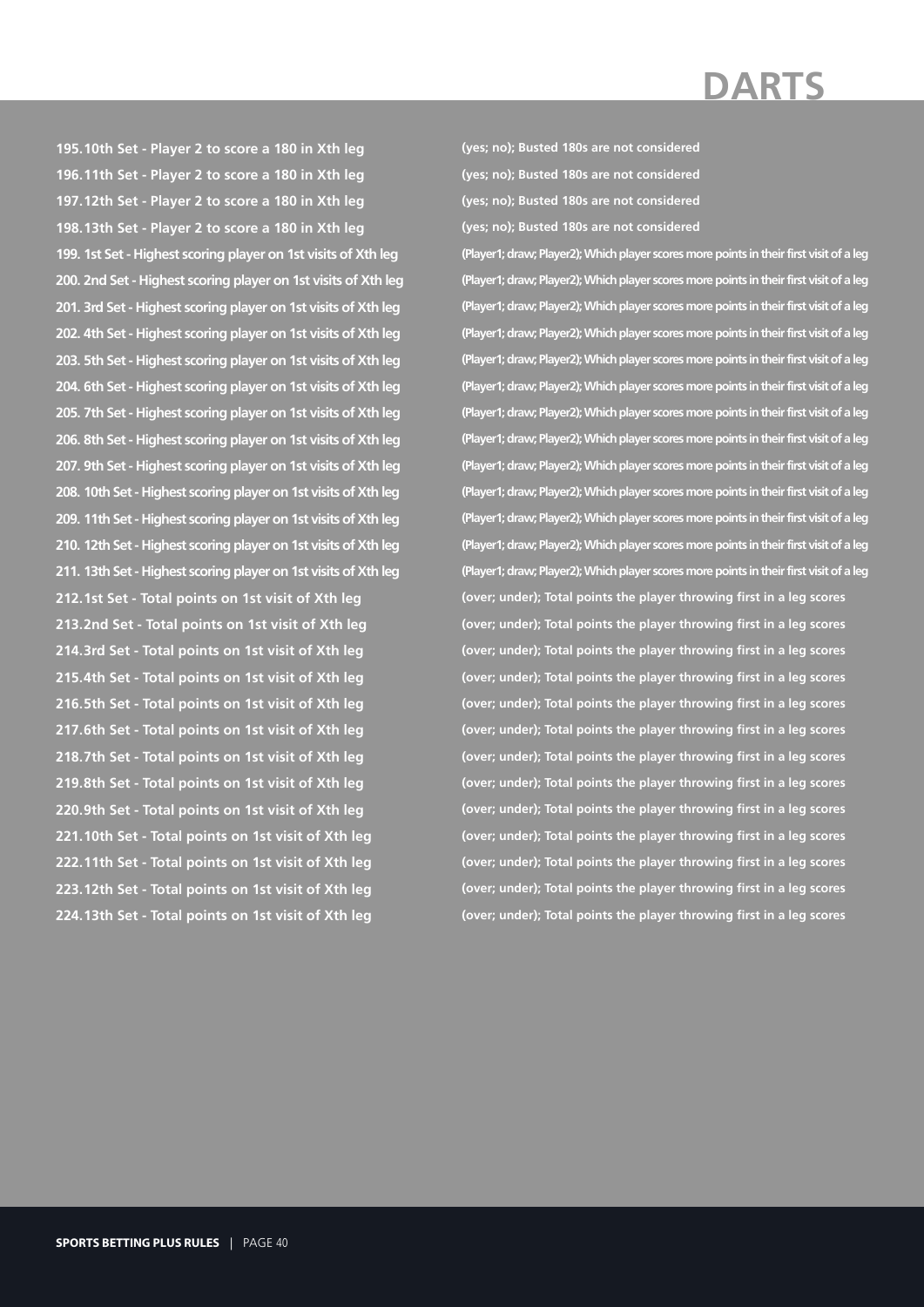# DARTS

| Market | Description |
|---|---|
| 195. 10th Set - Player 2 to score a 180 in Xth leg | (yes; no); Busted 180s are not considered |
| 196. 11th Set - Player 2 to score a 180 in Xth leg | (yes; no); Busted 180s are not considered |
| 197. 12th Set - Player 2 to score a 180 in Xth leg | (yes; no); Busted 180s are not considered |
| 198. 13th Set - Player 2 to score a 180 in Xth leg | (yes; no); Busted 180s are not considered |
| 199. 1st Set - Highest scoring player on 1st visits of Xth leg | (Player1; draw; Player2); Which player scores more points in their first visit of a leg |
| 200. 2nd Set - Highest scoring player on 1st visits of Xth leg | (Player1; draw; Player2); Which player scores more points in their first visit of a leg |
| 201. 3rd Set - Highest scoring player on 1st visits of Xth leg | (Player1; draw; Player2); Which player scores more points in their first visit of a leg |
| 202. 4th Set - Highest scoring player on 1st visits of Xth leg | (Player1; draw; Player2); Which player scores more points in their first visit of a leg |
| 203. 5th Set - Highest scoring player on 1st visits of Xth leg | (Player1; draw; Player2); Which player scores more points in their first visit of a leg |
| 204. 6th Set - Highest scoring player on 1st visits of Xth leg | (Player1; draw; Player2); Which player scores more points in their first visit of a leg |
| 205. 7th Set - Highest scoring player on 1st visits of Xth leg | (Player1; draw; Player2); Which player scores more points in their first visit of a leg |
| 206. 8th Set - Highest scoring player on 1st visits of Xth leg | (Player1; draw; Player2); Which player scores more points in their first visit of a leg |
| 207. 9th Set - Highest scoring player on 1st visits of Xth leg | (Player1; draw; Player2); Which player scores more points in their first visit of a leg |
| 208. 10th Set - Highest scoring player on 1st visits of Xth leg | (Player1; draw; Player2); Which player scores more points in their first visit of a leg |
| 209. 11th Set - Highest scoring player on 1st visits of Xth leg | (Player1; draw; Player2); Which player scores more points in their first visit of a leg |
| 210. 12th Set - Highest scoring player on 1st visits of Xth leg | (Player1; draw; Player2); Which player scores more points in their first visit of a leg |
| 211. 13th Set - Highest scoring player on 1st visits of Xth leg | (Player1; draw; Player2); Which player scores more points in their first visit of a leg |
| 212. 1st Set - Total points on 1st visit of Xth leg | (over; under); Total points the player throwing first in a leg scores |
| 213. 2nd Set - Total points on 1st visit of Xth leg | (over; under); Total points the player throwing first in a leg scores |
| 214. 3rd Set - Total points on 1st visit of Xth leg | (over; under); Total points the player throwing first in a leg scores |
| 215. 4th Set - Total points on 1st visit of Xth leg | (over; under); Total points the player throwing first in a leg scores |
| 216. 5th Set - Total points on 1st visit of Xth leg | (over; under); Total points the player throwing first in a leg scores |
| 217. 6th Set - Total points on 1st visit of Xth leg | (over; under); Total points the player throwing first in a leg scores |
| 218. 7th Set - Total points on 1st visit of Xth leg | (over; under); Total points the player throwing first in a leg scores |
| 219. 8th Set - Total points on 1st visit of Xth leg | (over; under); Total points the player throwing first in a leg scores |
| 220. 9th Set - Total points on 1st visit of Xth leg | (over; under); Total points the player throwing first in a leg scores |
| 221. 10th Set - Total points on 1st visit of Xth leg | (over; under); Total points the player throwing first in a leg scores |
| 222. 11th Set - Total points on 1st visit of Xth leg | (over; under); Total points the player throwing first in a leg scores |
| 223. 12th Set - Total points on 1st visit of Xth leg | (over; under); Total points the player throwing first in a leg scores |
| 224. 13th Set - Total points on 1st visit of Xth leg | (over; under); Total points the player throwing first in a leg scores |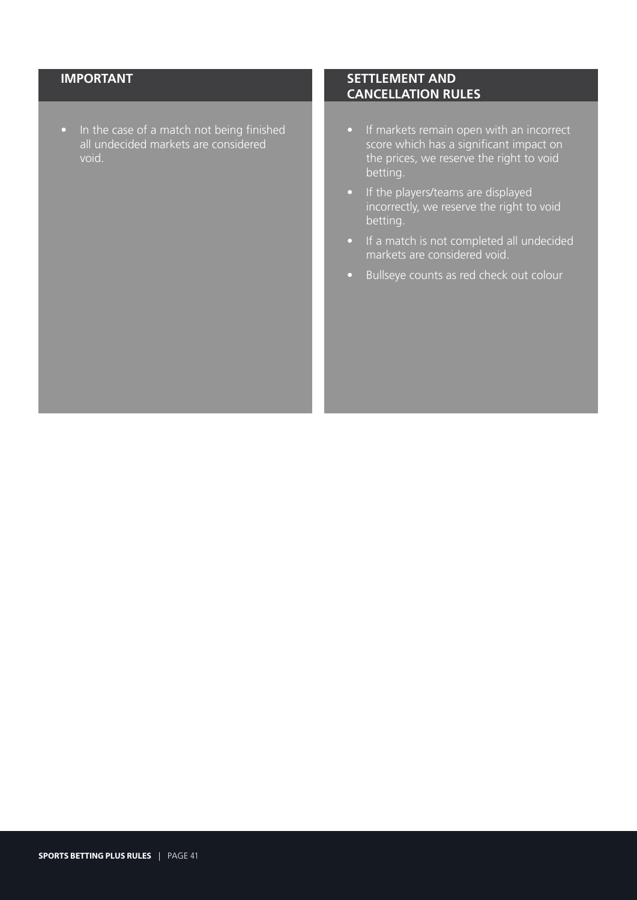## IMPORTANT

- In the case of a match not being finished all undecided markets are considered void.

## SETTLEMENT AND CANCELLATION RULES

- If markets remain open with an incorrect score which has a significant impact on the prices, we reserve the right to void betting.
- If the players/teams are displayed incorrectly, we reserve the right to void betting.
- If a match is not completed all undecided markets are considered void.
- Bullseye counts as red check out colour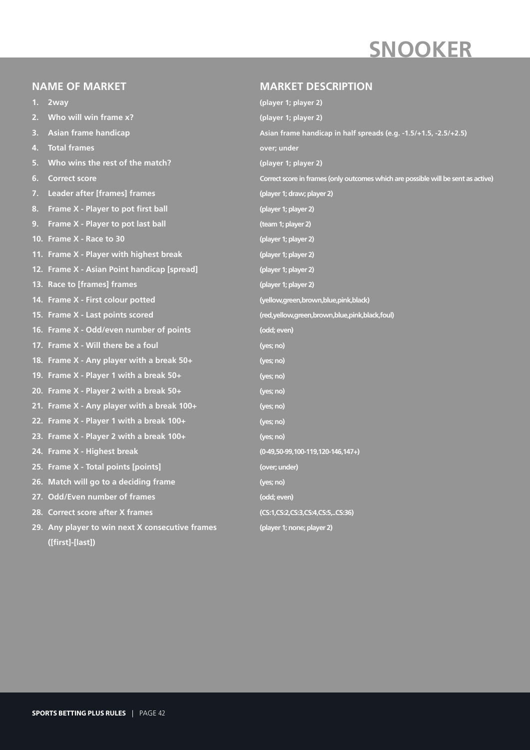# SNOOKER

| NAME OF MARKET | MARKET DESCRIPTION |
|---|---|
| 1. 2way | (player 1; player 2) |
| 2. Who will win frame x? | (player 1; player 2) |
| 3. Asian frame handicap | Asian frame handicap in half spreads (e.g. -1.5/+1.5, -2.5/+2.5) |
| 4. Total frames | over; under |
| 5. Who wins the rest of the match? | (player 1; player 2) |
| 6. Correct score | Correct score in frames (only outcomes which are possible will be sent as active) |
| 7. Leader after [frames] frames | (player 1; draw; player 2) |
| 8. Frame X - Player to pot first ball | (player 1; player 2) |
| 9. Frame X - Player to pot last ball | (team 1; player 2) |
| 10. Frame X - Race to 30 | (player 1; player 2) |
| 11. Frame X - Player with highest break | (player 1; player 2) |
| 12. Frame X - Asian Point handicap [spread] | (player 1; player 2) |
| 13. Race to [frames] frames | (player 1; player 2) |
| 14. Frame X - First colour potted | (yellow,green,brown,blue,pink,black) |
| 15. Frame X - Last points scored | (red,yellow,green,brown,blue,pink,black,foul) |
| 16. Frame X - Odd/even number of points | (odd; even) |
| 17. Frame X - Will there be a foul | (yes; no) |
| 18. Frame X - Any player with a break 50+ | (yes; no) |
| 19. Frame X - Player 1 with a break 50+ | (yes; no) |
| 20. Frame X - Player 2 with a break 50+ | (yes; no) |
| 21. Frame X - Any player with a break 100+ | (yes; no) |
| 22. Frame X - Player 1 with a break 100+ | (yes; no) |
| 23. Frame X - Player 2 with a break 100+ | (yes; no) |
| 24. Frame X - Highest break | (0-49,50-99,100-119,120-146,147+) |
| 25. Frame X - Total points [points] | (over; under) |
| 26. Match will go to a deciding frame | (yes; no) |
| 27. Odd/Even number of frames | (odd; even) |
| 28. Correct score after X frames | (CS:1,CS:2,CS:3,CS:4,CS:5,..CS:36) |
| 29. Any player to win next X consecutive frames ([first]-[last]) | (player 1; none; player 2) |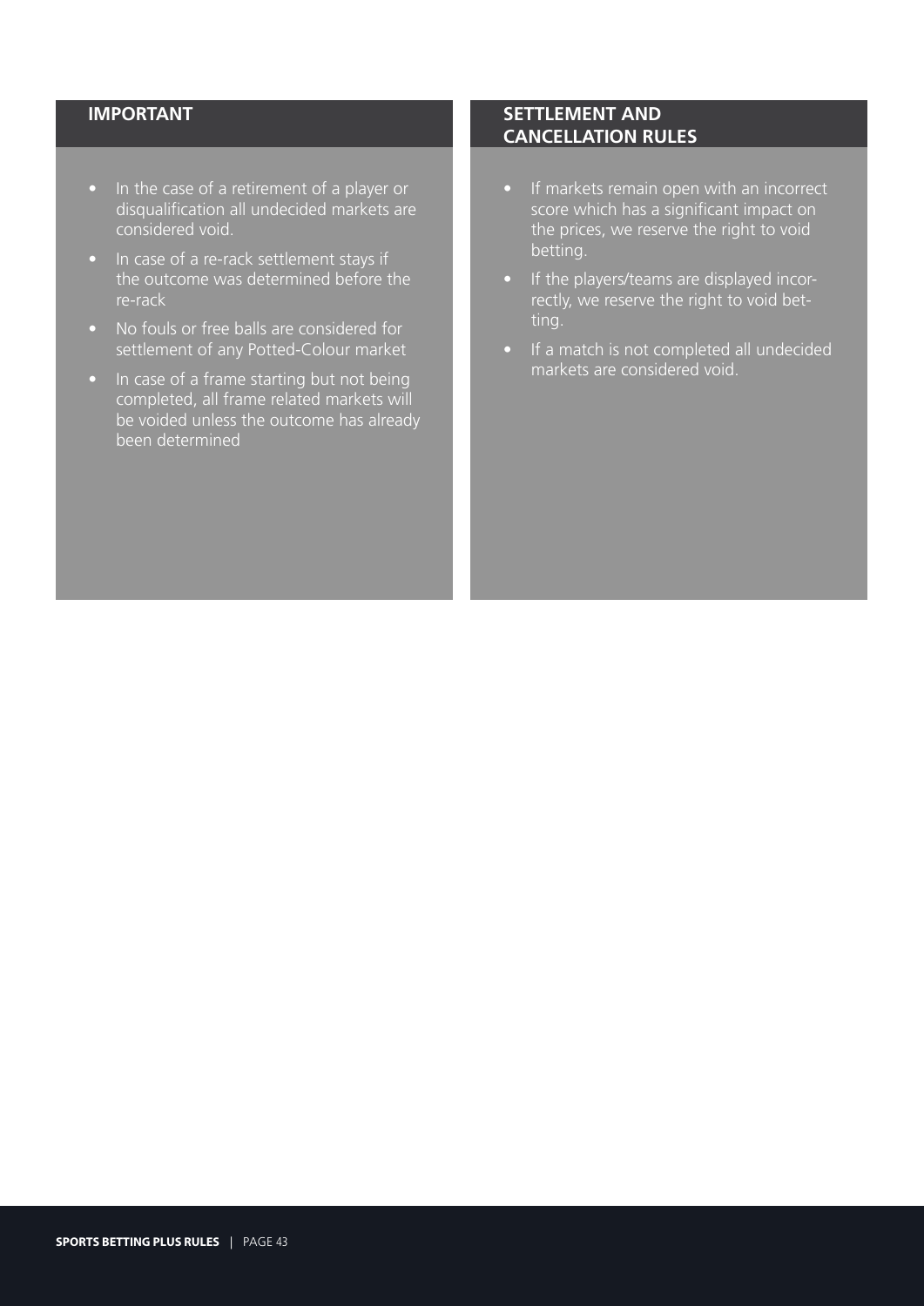## IMPORTANT

- In the case of a retirement of a player or disqualification all undecided markets are considered void.
- In case of a re-rack settlement stays if the outcome was determined before the re-rack
- No fouls or free balls are considered for settlement of any Potted-Colour market
- In case of a frame starting but not being completed, all frame related markets will be voided unless the outcome has already been determined

## SETTLEMENT AND CANCELLATION RULES

- If markets remain open with an incorrect score which has a significant impact on the prices, we reserve the right to void betting.
- If the players/teams are displayed incorrectly, we reserve the right to void betting.
- If a match is not completed all undecided markets are considered void.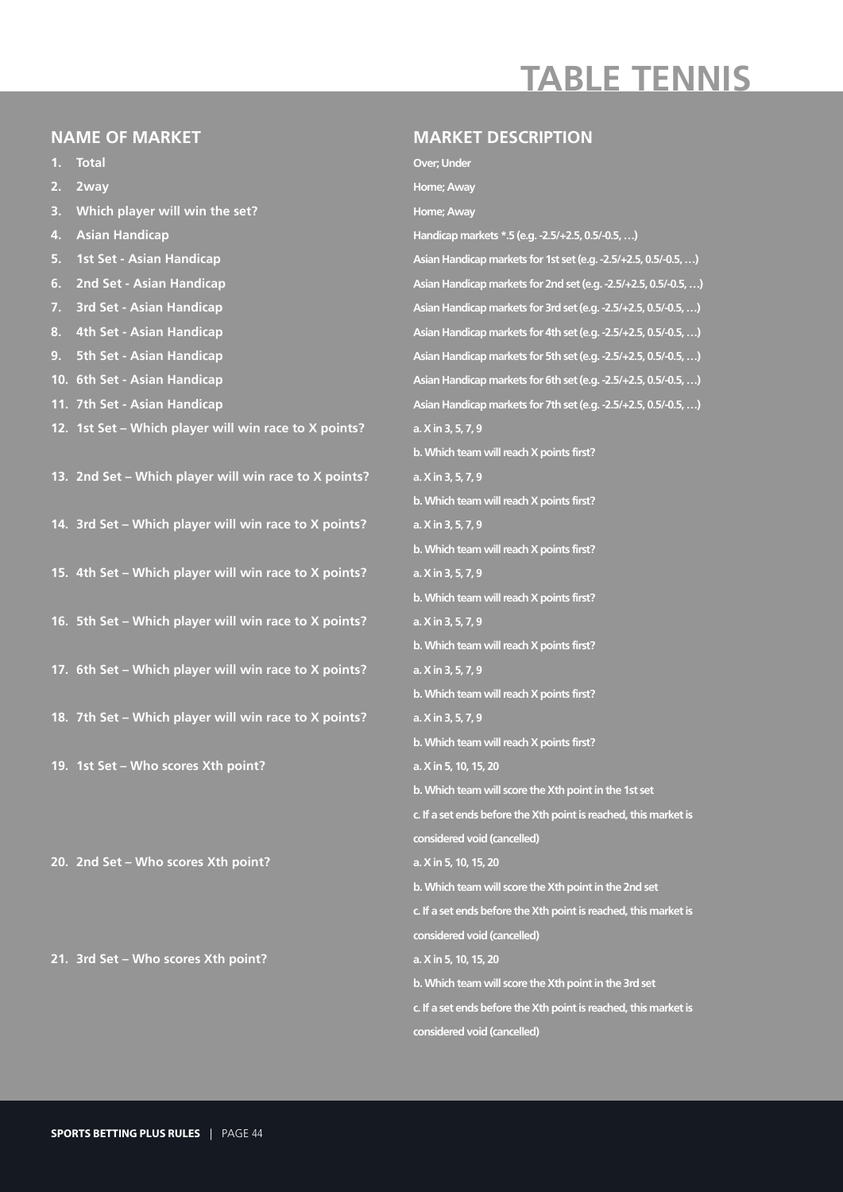# TABLE TENNIS

| NAME OF MARKET | MARKET DESCRIPTION |
|---|---|
| 1. Total | Over; Under |
| 2. 2way | Home; Away |
| 3. Which player will win the set? | Home; Away |
| 4. Asian Handicap | Handicap markets *.5 (e.g. -2.5/+2.5, 0.5/-0.5, …) |
| 5. 1st Set - Asian Handicap | Asian Handicap markets for 1st set (e.g. -2.5/+2.5, 0.5/-0.5, …) |
| 6. 2nd Set - Asian Handicap | Asian Handicap markets for 2nd set (e.g. -2.5/+2.5, 0.5/-0.5, …) |
| 7. 3rd Set - Asian Handicap | Asian Handicap markets for 3rd set (e.g. -2.5/+2.5, 0.5/-0.5, …) |
| 8. 4th Set - Asian Handicap | Asian Handicap markets for 4th set (e.g. -2.5/+2.5, 0.5/-0.5, …) |
| 9. 5th Set - Asian Handicap | Asian Handicap markets for 5th set (e.g. -2.5/+2.5, 0.5/-0.5, …) |
| 10. 6th Set - Asian Handicap | Asian Handicap markets for 6th set (e.g. -2.5/+2.5, 0.5/-0.5, …) |
| 11. 7th Set - Asian Handicap | Asian Handicap markets for 7th set (e.g. -2.5/+2.5, 0.5/-0.5, …) |
| 12. 1st Set – Which player will win race to X points? | a. X in 3, 5, 7, 9<br>b. Which team will reach X points first? |
| 13. 2nd Set – Which player will win race to X points? | a. X in 3, 5, 7, 9<br>b. Which team will reach X points first? |
| 14. 3rd Set – Which player will win race to X points? | a. X in 3, 5, 7, 9<br>b. Which team will reach X points first? |
| 15. 4th Set – Which player will win race to X points? | a. X in 3, 5, 7, 9<br>b. Which team will reach X points first? |
| 16. 5th Set – Which player will win race to X points? | a. X in 3, 5, 7, 9<br>b. Which team will reach X points first? |
| 17. 6th Set – Which player will win race to X points? | a. X in 3, 5, 7, 9<br>b. Which team will reach X points first? |
| 18. 7th Set – Which player will win race to X points? | a. X in 3, 5, 7, 9<br>b. Which team will reach X points first? |
| 19. 1st Set – Who scores Xth point? | a. X in 5, 10, 15, 20<br>b. Which team will score the Xth point in the 1st set<br>c. If a set ends before the Xth point is reached, this market is considered void (cancelled) |
| 20. 2nd Set – Who scores Xth point? | a. X in 5, 10, 15, 20<br>b. Which team will score the Xth point in the 2nd set<br>c. If a set ends before the Xth point is reached, this market is considered void (cancelled) |
| 21. 3rd Set – Who scores Xth point? | a. X in 5, 10, 15, 20<br>b. Which team will score the Xth point in the 3rd set<br>c. If a set ends before the Xth point is reached, this market is considered void (cancelled) |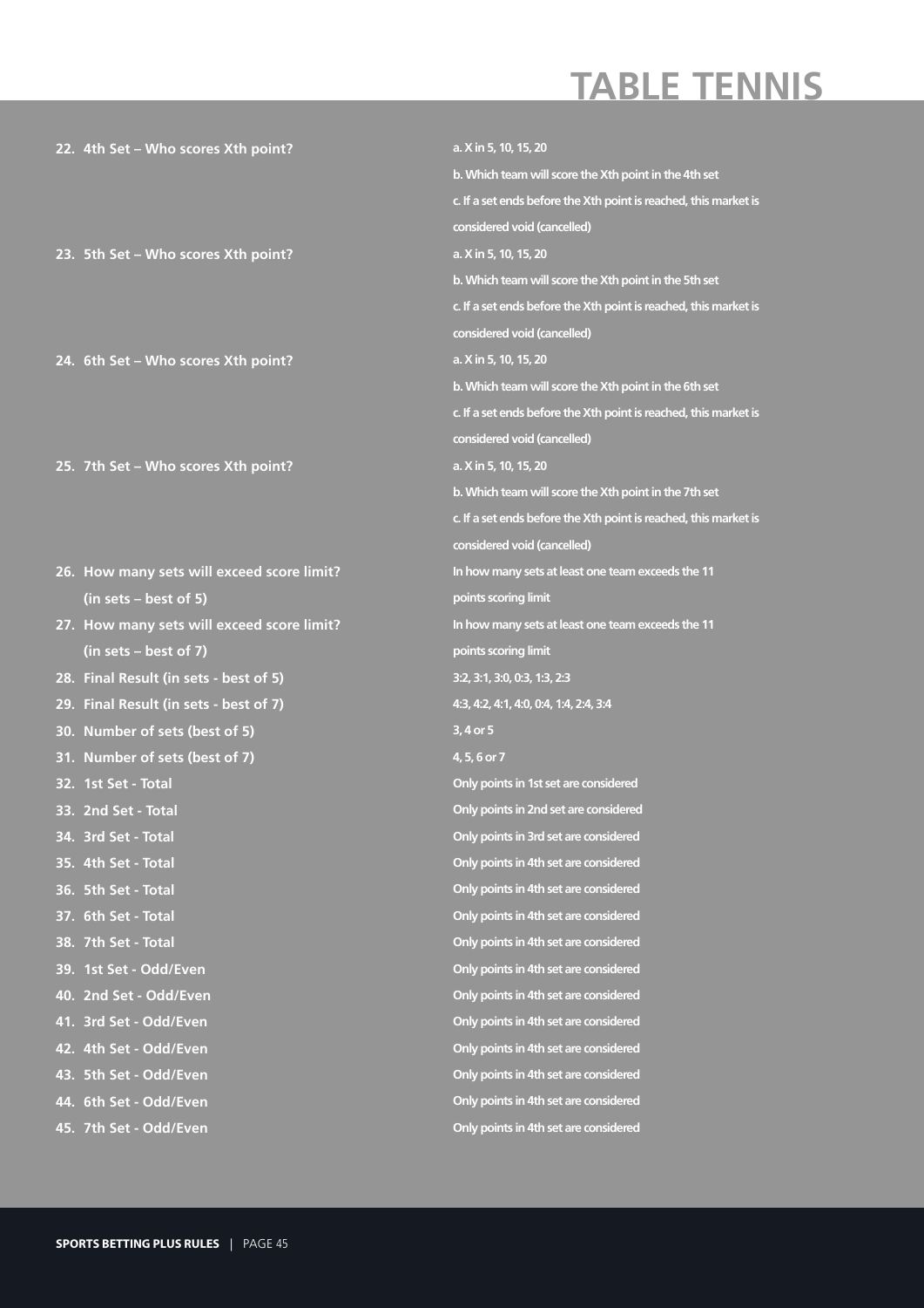# TABLE TENNIS

| | |
|---|---|
| 22. 4th Set – Who scores Xth point? | a. X in 5, 10, 15, 20<br>b. Which team will score the Xth point in the 4th set<br>c. If a set ends before the Xth point is reached, this market is considered void (cancelled) |
| 23. 5th Set – Who scores Xth point? | a. X in 5, 10, 15, 20<br>b. Which team will score the Xth point in the 5th set<br>c. If a set ends before the Xth point is reached, this market is considered void (cancelled) |
| 24. 6th Set – Who scores Xth point? | a. X in 5, 10, 15, 20<br>b. Which team will score the Xth point in the 6th set<br>c. If a set ends before the Xth point is reached, this market is considered void (cancelled) |
| 25. 7th Set – Who scores Xth point? | a. X in 5, 10, 15, 20<br>b. Which team will score the Xth point in the 7th set<br>c. If a set ends before the Xth point is reached, this market is considered void (cancelled) |
| 26. How many sets will exceed score limit? (in sets – best of 5) | In how many sets at least one team exceeds the 11 points scoring limit |
| 27. How many sets will exceed score limit? (in sets – best of 7) | In how many sets at least one team exceeds the 11 points scoring limit |
| 28. Final Result (in sets - best of 5) | 3:2, 3:1, 3:0, 0:3, 1:3, 2:3 |
| 29. Final Result (in sets - best of 7) | 4:3, 4:2, 4:1, 4:0, 0:4, 1:4, 2:4, 3:4 |
| 30. Number of sets (best of 5) | 3, 4 or 5 |
| 31. Number of sets (best of 7) | 4, 5, 6 or 7 |
| 32. 1st Set - Total | Only points in 1st set are considered |
| 33. 2nd Set - Total | Only points in 2nd set are considered |
| 34. 3rd Set - Total | Only points in 3rd set are considered |
| 35. 4th Set - Total | Only points in 4th set are considered |
| 36. 5th Set - Total | Only points in 4th set are considered |
| 37. 6th Set - Total | Only points in 4th set are considered |
| 38. 7th Set - Total | Only points in 4th set are considered |
| 39. 1st Set - Odd/Even | Only points in 4th set are considered |
| 40. 2nd Set - Odd/Even | Only points in 4th set are considered |
| 41. 3rd Set - Odd/Even | Only points in 4th set are considered |
| 42. 4th Set - Odd/Even | Only points in 4th set are considered |
| 43. 5th Set - Odd/Even | Only points in 4th set are considered |
| 44. 6th Set - Odd/Even | Only points in 4th set are considered |
| 45. 7th Set - Odd/Even | Only points in 4th set are considered |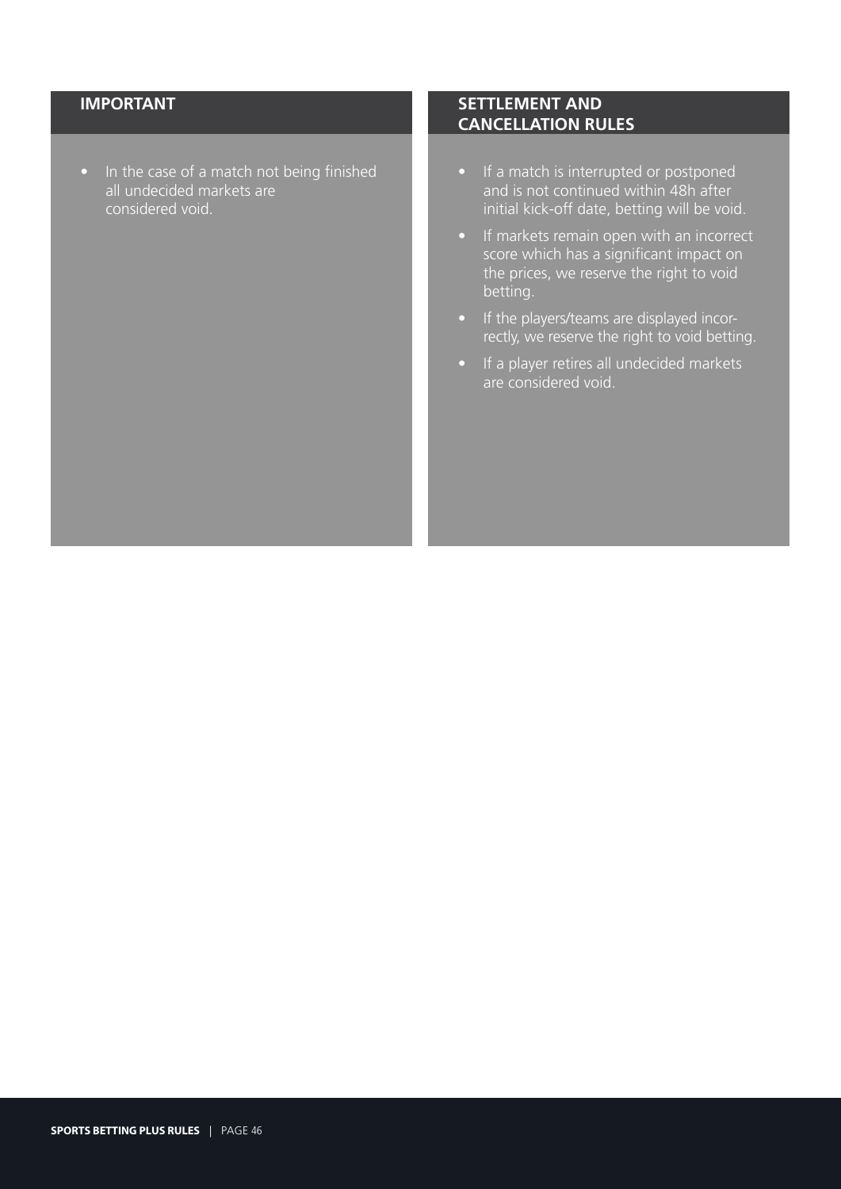## IMPORTANT

- In the case of a match not being finished all undecided markets are considered void.

## SETTLEMENT AND CANCELLATION RULES

- If a match is interrupted or postponed and is not continued within 48h after initial kick-off date, betting will be void.
- If markets remain open with an incorrect score which has a significant impact on the prices, we reserve the right to void betting.
- If the players/teams are displayed incorrectly, we reserve the right to void betting.
- If a player retires all undecided markets are considered void.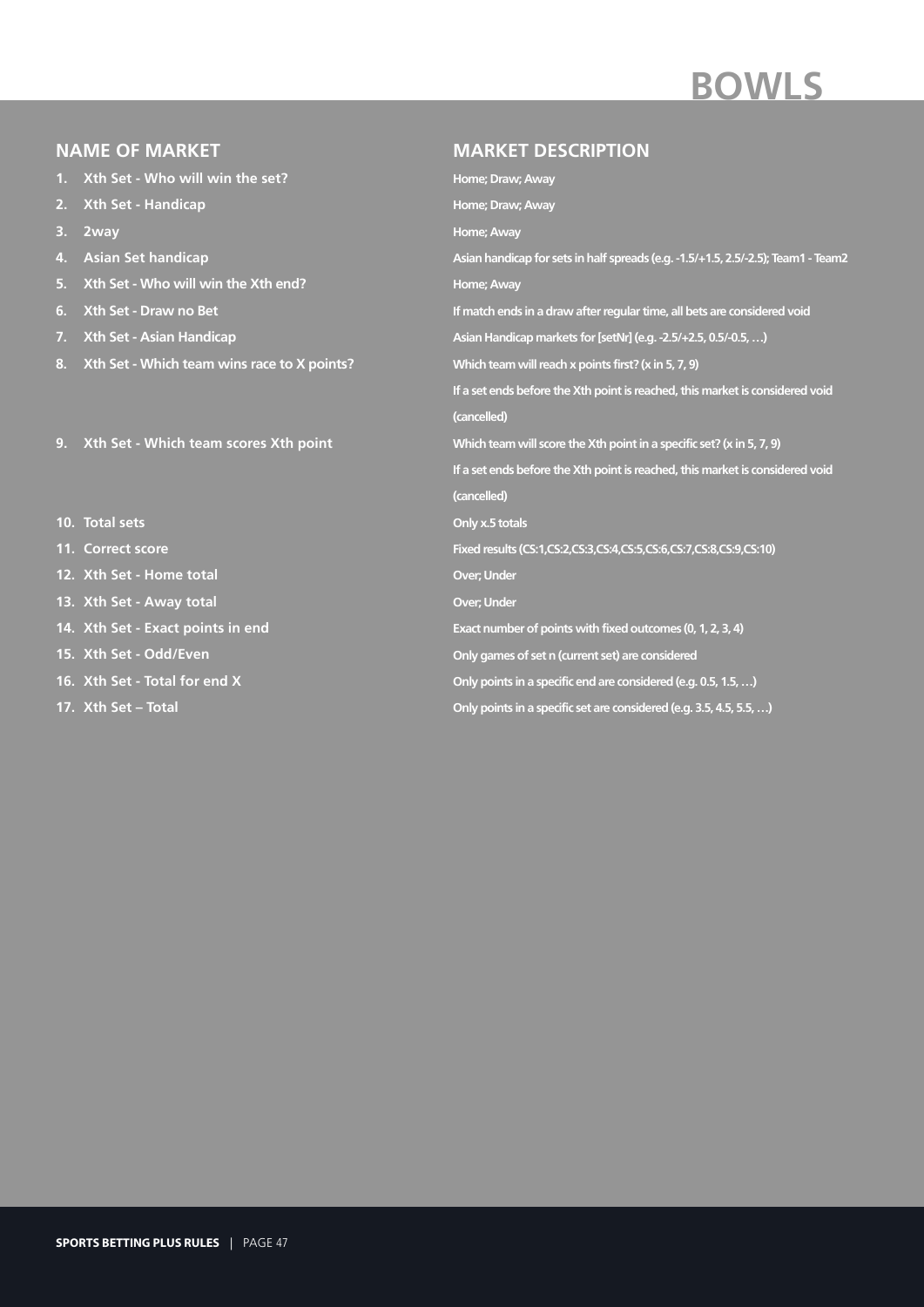# BOWLS

| NAME OF MARKET | MARKET DESCRIPTION |
|---|---|
| 1. Xth Set - Who will win the set? | Home; Draw; Away |
| 2. Xth Set - Handicap | Home; Draw; Away |
| 3. 2way | Home; Away |
| 4. Asian Set handicap | Asian handicap for sets in half spreads (e.g. -1.5/+1.5, 2.5/-2.5); Team1 - Team2 |
| 5. Xth Set - Who will win the Xth end? | Home; Away |
| 6. Xth Set - Draw no Bet | If match ends in a draw after regular time, all bets are considered void |
| 7. Xth Set - Asian Handicap | Asian Handicap markets for [setNr] (e.g. -2.5/+2.5, 0.5/-0.5, …) |
| 8. Xth Set - Which team wins race to X points? | Which team will reach x points first? (x in 5, 7, 9) If a set ends before the Xth point is reached, this market is considered void (cancelled) |
| 9. Xth Set - Which team scores Xth point | Which team will score the Xth point in a specific set? (x in 5, 7, 9) If a set ends before the Xth point is reached, this market is considered void (cancelled) |
| 10. Total sets | Only x.5 totals |
| 11. Correct score | Fixed results (CS:1,CS:2,CS:3,CS:4,CS:5,CS:6,CS:7,CS:8,CS:9,CS:10) |
| 12. Xth Set - Home total | Over; Under |
| 13. Xth Set - Away total | Over; Under |
| 14. Xth Set - Exact points in end | Exact number of points with fixed outcomes (0, 1, 2, 3, 4) |
| 15. Xth Set - Odd/Even | Only games of set n (current set) are considered |
| 16. Xth Set - Total for end X | Only points in a specific end are considered (e.g. 0.5, 1.5, …) |
| 17. Xth Set – Total | Only points in a specific set are considered (e.g. 3.5, 4.5, 5.5, …) |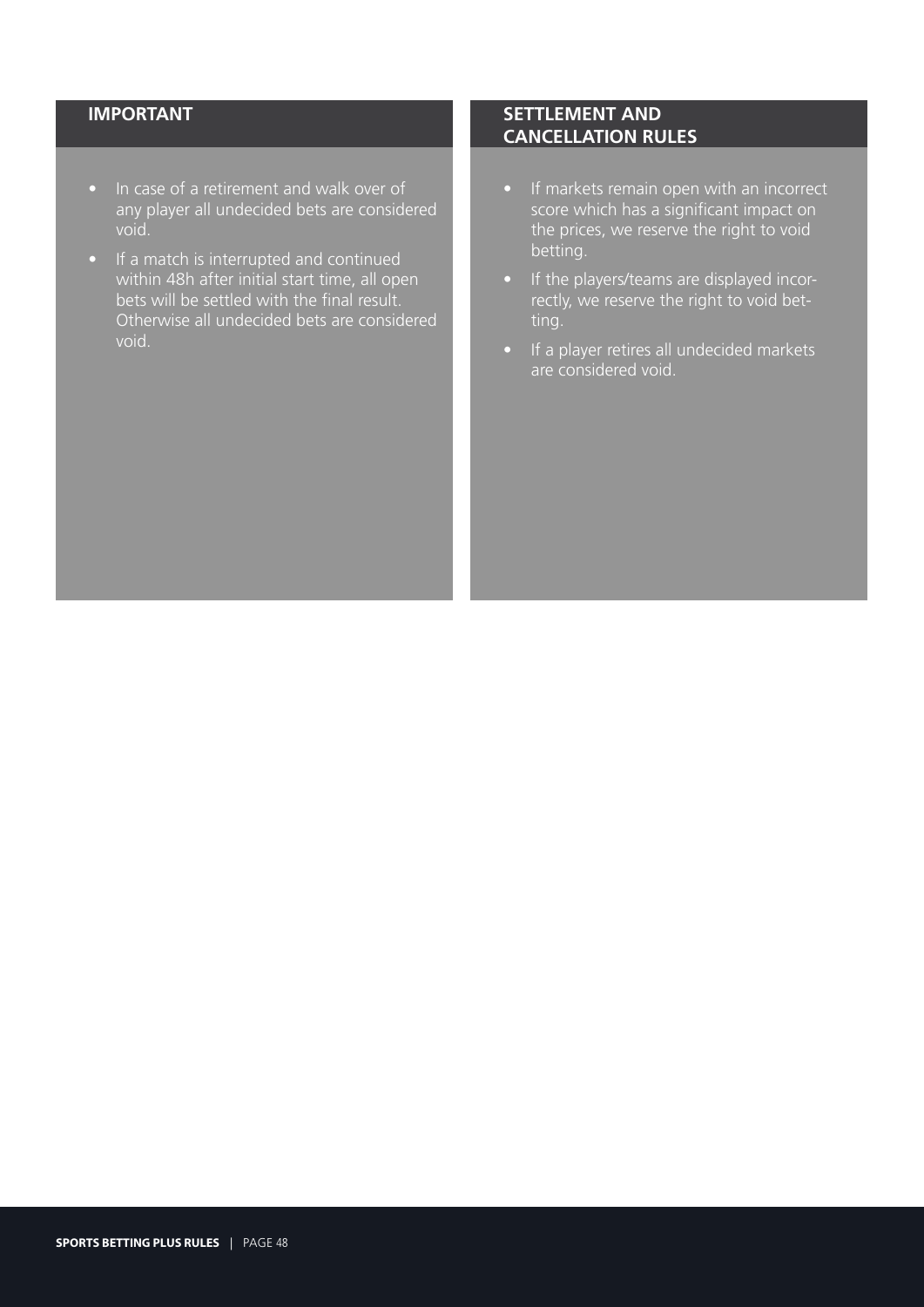## IMPORTANT

- In case of a retirement and walk over of any player all undecided bets are considered void.
- If a match is interrupted and continued within 48h after initial start time, all open bets will be settled with the final result. Otherwise all undecided bets are considered void.

## SETTLEMENT AND CANCELLATION RULES

- If markets remain open with an incorrect score which has a significant impact on the prices, we reserve the right to void betting.
- If the players/teams are displayed incorrectly, we reserve the right to void betting.
- If a player retires all undecided markets are considered void.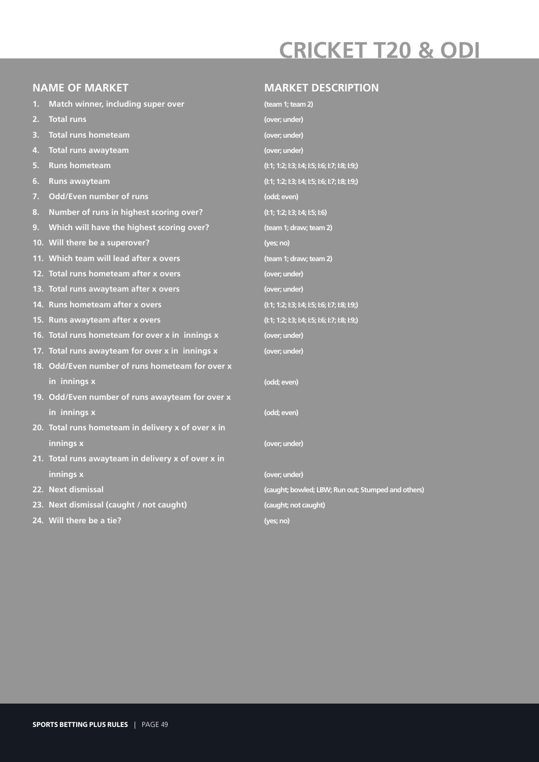# CRICKET T20 & ODI

| NAME OF MARKET | MARKET DESCRIPTION |
|---|---|
| 1. Match winner, including super over | (team 1; team 2) |
| 2. Total runs | (over; under) |
| 3. Total runs hometeam | (over; under) |
| 4. Total runs awayteam | (over; under) |
| 5. Runs hometeam | (l:1; 1:2; l:3; l:4; l:5; l:6; l:7; l:8; l:9;) |
| 6. Runs awayteam | (l:1; 1:2; l:3; l:4; l:5; l:6; l:7; l:8; l:9;) |
| 7. Odd/Even number of runs | (odd; even) |
| 8. Number of runs in highest scoring over? | (l:1; 1:2; l:3; l:4; l:5; l:6) |
| 9. Which will have the highest scoring over? | (team 1; draw; team 2) |
| 10. Will there be a superover? | (yes; no) |
| 11. Which team will lead after x overs | (team 1; draw; team 2) |
| 12. Total runs hometeam after x overs | (over; under) |
| 13. Total runs awayteam after x overs | (over; under) |
| 14. Runs hometeam after x overs | (l:1; 1:2; l:3; l:4; l:5; l:6; l:7; l:8; l:9;) |
| 15. Runs awayteam after x overs | (l:1; 1:2; l:3; l:4; l:5; l:6; l:7; l:8; l:9;) |
| 16. Total runs hometeam for over x in innings x | (over; under) |
| 17. Total runs awayteam for over x in innings x | (over; under) |
| 18. Odd/Even number of runs hometeam for over x in innings x | (odd; even) |
| 19. Odd/Even number of runs awayteam for over x in innings x | (odd; even) |
| 20. Total runs hometeam in delivery x of over x in innings x | (over; under) |
| 21. Total runs awayteam in delivery x of over x in innings x | (over; under) |
| 22. Next dismissal | (caught; bowled; LBW; Run out; Stumped and others) |
| 23. Next dismissal (caught / not caught) | (caught; not caught) |
| 24. Will there be a tie? | (yes; no) |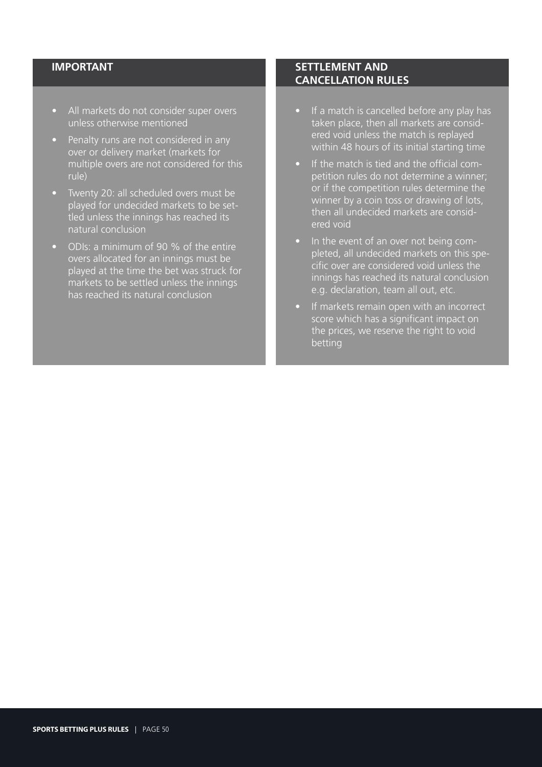## IMPORTANT

- All markets do not consider super overs unless otherwise mentioned
- Penalty runs are not considered in any over or delivery market (markets for multiple overs are not considered for this rule)
- Twenty 20: all scheduled overs must be played for undecided markets to be settled unless the innings has reached its natural conclusion
- ODIs: a minimum of 90 % of the entire overs allocated for an innings must be played at the time the bet was struck for markets to be settled unless the innings has reached its natural conclusion

## SETTLEMENT AND CANCELLATION RULES

- If a match is cancelled before any play has taken place, then all markets are considered void unless the match is replayed within 48 hours of its initial starting time
- If the match is tied and the official competition rules do not determine a winner; or if the competition rules determine the winner by a coin toss or drawing of lots, then all undecided markets are considered void
- In the event of an over not being completed, all undecided markets on this specific over are considered void unless the innings has reached its natural conclusion e.g. declaration, team all out, etc.
- If markets remain open with an incorrect score which has a significant impact on the prices, we reserve the right to void betting